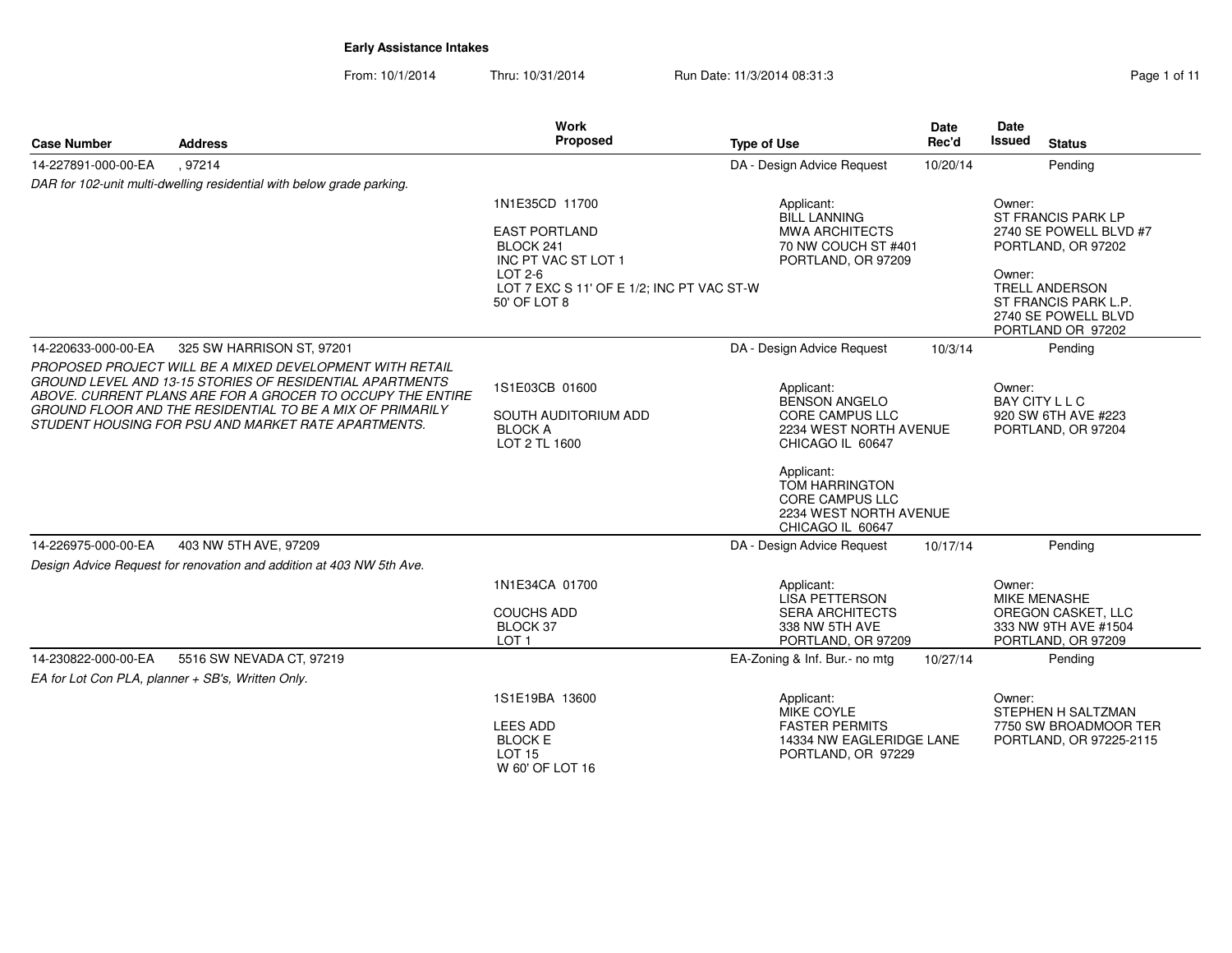**Early Assistance Intakes**

From: 10/1/2014 Thru: 10/31/2014 Run Date: 11/3/2014 08:31:3

| Case Number | Address | Work Proposed | Type of Use | Date Rec'd | Date Issued | Status |
|---|---|---|---|---|---|---|
| 14-227891-000-00-EA | , 97214 | | DA - Design Advice Request | 10/20/14 | | Pending |

*DAR for 102-unit multi-dwelling residential with below grade parking.*

1N1E35CD 11700

EAST PORTLAND
BLOCK 241
INC PT VAC ST LOT 1
LOT 2-6
LOT 7 EXC S 11' OF E 1/2; INC PT VAC ST-W 50' OF LOT 8

Applicant:
BILL LANNING
MWA ARCHITECTS
70 NW COUCH ST #401
PORTLAND, OR 97209

Owner:
ST FRANCIS PARK LP
2740 SE POWELL BLVD #7
PORTLAND, OR 97202

Owner:
TRELL ANDERSON
ST FRANCIS PARK L.P.
2740 SE POWELL BLVD
PORTLAND OR 97202

| Case Number | Address | Work Proposed | Type of Use | Date Rec'd | Date Issued | Status |
|---|---|---|---|---|---|---|
| 14-220633-000-00-EA | 325 SW HARRISON ST, 97201 | | DA - Design Advice Request | 10/3/14 | | Pending |

*PROPOSED PROJECT WILL BE A MIXED DEVELOPMENT WITH RETAIL GROUND LEVEL AND 13-15 STORIES OF RESIDENTIAL APARTMENTS ABOVE. CURRENT PLANS ARE FOR A GROCER TO OCCUPY THE ENTIRE GROUND FLOOR AND THE RESIDENTIAL TO BE A MIX OF PRIMARILY STUDENT HOUSING FOR PSU AND MARKET RATE APARTMENTS.*

1S1E03CB 01600

SOUTH AUDITORIUM ADD
BLOCK A
LOT 2 TL 1600

Applicant:
BENSON ANGELO
CORE CAMPUS LLC
2234 WEST NORTH AVENUE
CHICAGO IL 60647

Applicant:
TOM HARRINGTON
CORE CAMPUS LLC
2234 WEST NORTH AVENUE
CHICAGO IL 60647

Owner:
BAY CITY L L C
920 SW 6TH AVE #223
PORTLAND, OR 97204

| Case Number | Address | Work Proposed | Type of Use | Date Rec'd | Date Issued | Status |
|---|---|---|---|---|---|---|
| 14-226975-000-00-EA | 403 NW 5TH AVE, 97209 | | DA - Design Advice Request | 10/17/14 | | Pending |

*Design Advice Request for renovation and addition at 403 NW 5th Ave.*

1N1E34CA 01700

COUCHS ADD
BLOCK 37
LOT 1

Applicant:
LISA PETTERSON
SERA ARCHITECTS
338 NW 5TH AVE
PORTLAND, OR 97209

Owner:
MIKE MENASHE
OREGON CASKET, LLC
333 NW 9TH AVE #1504
PORTLAND, OR 97209

| Case Number | Address | Work Proposed | Type of Use | Date Rec'd | Date Issued | Status |
|---|---|---|---|---|---|---|
| 14-230822-000-00-EA | 5516 SW NEVADA CT, 97219 | | EA-Zoning & Inf. Bur.- no mtg | 10/27/14 | | Pending |

*EA for Lot Con PLA, planner + SB's, Written Only.*

1S1E19BA 13600

LEES ADD
BLOCK E
LOT 15
W 60' OF LOT 16

Applicant:
MIKE COYLE
FASTER PERMITS
14334 NW EAGLERIDGE LANE
PORTLAND, OR 97229

Owner:
STEPHEN H SALTZMAN
7750 SW BROADMOOR TER
PORTLAND, OR 97225-2115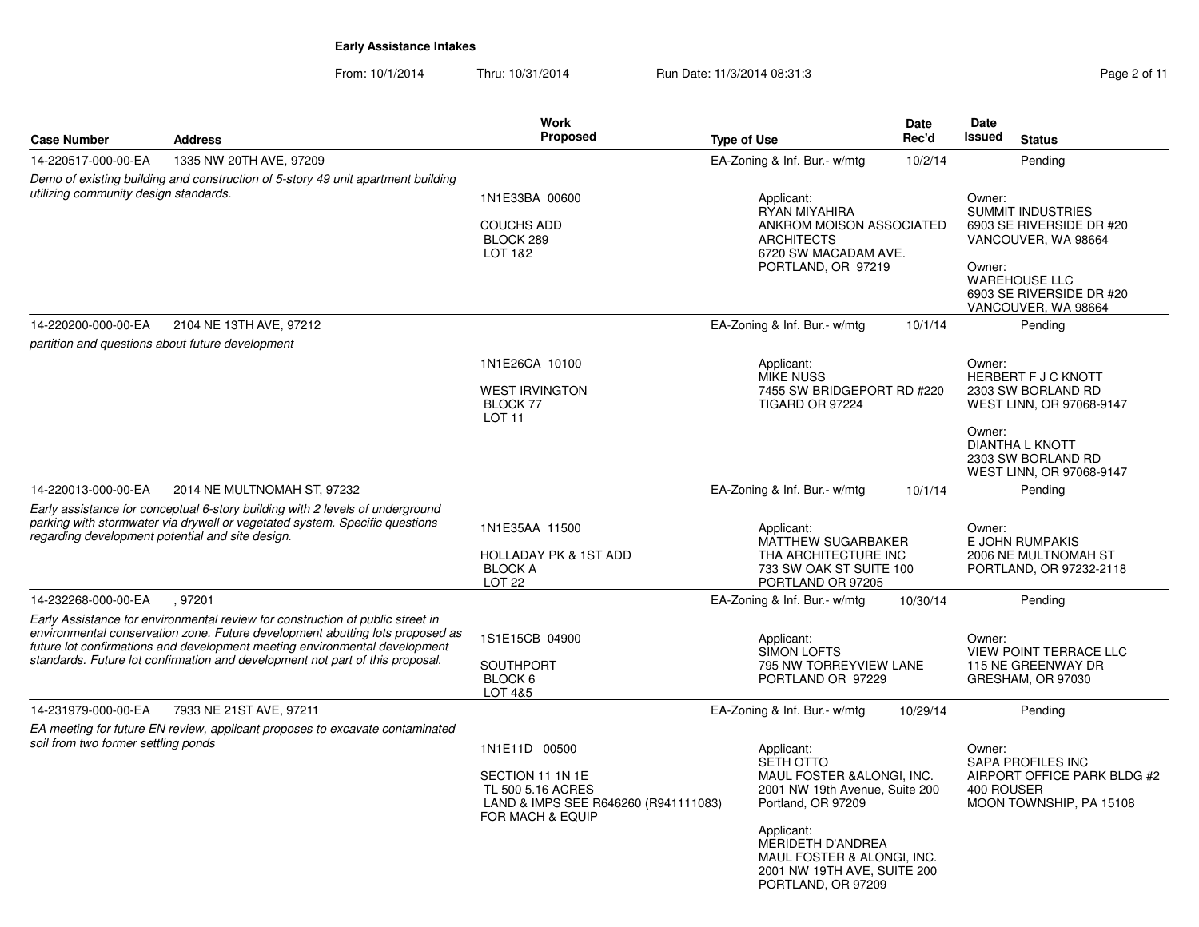**Early Assistance Intakes**

From: 10/1/2014 Thru: 10/31/2014 Run Date: 11/3/2014 08:31:3

| Case Number | Address | Work Proposed | Type of Use | Date Rec'd | Date Issued | Status |
|---|---|---|---|---|---|---|
| 14-220517-000-00-EA | 1335 NW 20TH AVE, 97209 | | EA-Zoning & Inf. Bur.- w/mtg | 10/2/14 | | Pending |
| *Demo of existing building and construction of 5-story 49 unit apartment building utilizing community design standards.* | | 1N1E33BA 00600<br><br>COUCHS ADD<br>BLOCK 289<br>LOT 1&2 | Applicant:<br>RYAN MIYAHIRA<br>ANKROM MOISON ASSOCIATED ARCHITECTS<br>6720 SW MACADAM AVE.<br>PORTLAND, OR 97219 | | Owner:<br>SUMMIT INDUSTRIES<br>6903 SE RIVERSIDE DR #20<br>VANCOUVER, WA 98664<br><br>Owner:<br>WAREHOUSE LLC<br>6903 SE RIVERSIDE DR #20<br>VANCOUVER, WA 98664 | |
| 14-220200-000-00-EA | 2104 NE 13TH AVE, 97212 | | EA-Zoning & Inf. Bur.- w/mtg | 10/1/14 | | Pending |
| *partition and questions about future development* | | 1N1E26CA 10100<br><br>WEST IRVINGTON<br>BLOCK 77<br>LOT 11 | Applicant:<br>MIKE NUSS<br>7455 SW BRIDGEPORT RD #220<br>TIGARD OR 97224 | | Owner:<br>HERBERT F J C KNOTT<br>2303 SW BORLAND RD<br>WEST LINN, OR 97068-9147<br><br>Owner:<br>DIANTHA L KNOTT<br>2303 SW BORLAND RD<br>WEST LINN, OR 97068-9147 | |
| 14-220013-000-00-EA | 2014 NE MULTNOMAH ST, 97232 | | EA-Zoning & Inf. Bur.- w/mtg | 10/1/14 | | Pending |
| *Early assistance for conceptual 6-story building with 2 levels of underground parking with stormwater via drywell or vegetated system. Specific questions regarding development potential and site design.* | | 1N1E35AA 11500<br><br>HOLLADAY PK & 1ST ADD<br>BLOCK A<br>LOT 22 | Applicant:<br>MATTHEW SUGARBAKER<br>THA ARCHITECTURE INC<br>733 SW OAK ST SUITE 100<br>PORTLAND OR 97205 | | Owner:<br>E JOHN RUMPAKIS<br>2006 NE MULTNOMAH ST<br>PORTLAND, OR 97232-2118 | |
| 14-232268-000-00-EA | , 97201 | | EA-Zoning & Inf. Bur.- w/mtg | 10/30/14 | | Pending |
| *Early Assistance for environmental review for construction of public street in environmental conservation zone. Future development abutting lots proposed as future lot confirmations and development meeting environmental development standards. Future lot confirmation and development not part of this proposal.* | | 1S1E15CB 04900<br><br>SOUTHPORT<br>BLOCK 6<br>LOT 4&5 | Applicant:<br>SIMON LOFTS<br>795 NW TORREYVIEW LANE<br>PORTLAND OR 97229 | | Owner:<br>VIEW POINT TERRACE LLC<br>115 NE GREENWAY DR<br>GRESHAM, OR 97030 | |
| 14-231979-000-00-EA | 7933 NE 21ST AVE, 97211 | | EA-Zoning & Inf. Bur.- w/mtg | 10/29/14 | | Pending |
| *EA meeting for future EN review, applicant proposes to excavate contaminated soil from two former settling ponds* | | 1N1E11D 00500<br><br>SECTION 11 1N 1E<br>TL 500 5.16 ACRES<br>LAND & IMPS SEE R646260 (R941111083) FOR MACH & EQUIP | Applicant:<br>SETH OTTO<br>MAUL FOSTER &ALONGI, INC.<br>2001 NW 19th Avenue, Suite 200<br>Portland, OR 97209<br><br>Applicant:<br>MERIDETH D'ANDREA<br>MAUL FOSTER & ALONGI, INC.<br>2001 NW 19TH AVE, SUITE 200<br>PORTLAND, OR 97209 | | Owner:<br>SAPA PROFILES INC<br>AIRPORT OFFICE PARK BLDG #2<br>400 ROUSER<br>MOON TOWNSHIP, PA 15108 | |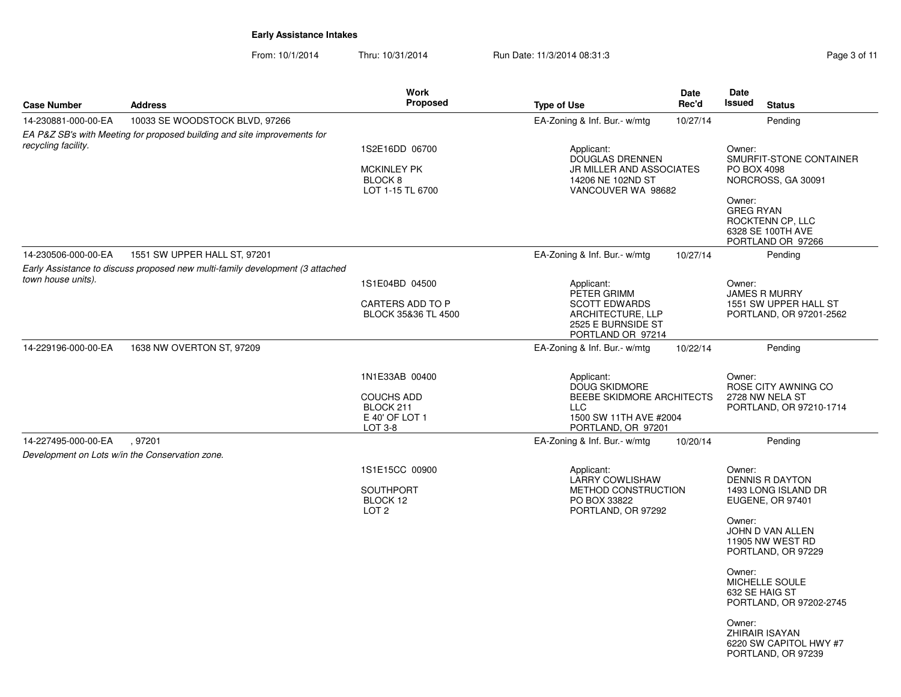**Early Assistance Intakes**

From: 10/1/2014 Thru: 10/31/2014 Run Date: 11/3/2014 08:31:3

| Case Number | Address | Work Proposed | Type of Use | Date Rec'd | Date Issued | Status |
|---|---|---|---|---|---|---|
| 14-230881-000-00-EA | 10033 SE WOODSTOCK BLVD, 97266 | | EA-Zoning & Inf. Bur.- w/mtg | 10/27/14 | | Pending |
| *EA P&Z SB's with Meeting for proposed building and site improvements for recycling facility.* | | 1S2E16DD 06700<br>MCKINLEY PK<br>BLOCK 8<br>LOT 1-15 TL 6700 | Applicant:<br>DOUGLAS DRENNEN<br>JR MILLER AND ASSOCIATES<br>14206 NE 102ND ST<br>VANCOUVER WA 98682 | | Owner:<br>SMURFIT-STONE CONTAINER<br>PO BOX 4098<br>NORCROSS, GA 30091<br><br>Owner:<br>GREG RYAN<br>ROCKTENN CP, LLC<br>6328 SE 100TH AVE<br>PORTLAND OR 97266 | |
| 14-230506-000-00-EA | 1551 SW UPPER HALL ST, 97201 | | EA-Zoning & Inf. Bur.- w/mtg | 10/27/14 | | Pending |
| *Early Assistance to discuss proposed new multi-family development (3 attached town house units).* | | 1S1E04BD 04500<br>CARTERS ADD TO P<br>BLOCK 35&36 TL 4500 | Applicant:<br>PETER GRIMM<br>SCOTT EDWARDS ARCHITECTURE, LLP<br>2525 E BURNSIDE ST<br>PORTLAND OR 97214 | | Owner:<br>JAMES R MURRY<br>1551 SW UPPER HALL ST<br>PORTLAND, OR 97201-2562 | |
| 14-229196-000-00-EA | 1638 NW OVERTON ST, 97209 | | EA-Zoning & Inf. Bur.- w/mtg | 10/22/14 | | Pending |
| | | 1N1E33AB 00400<br>COUCHS ADD<br>BLOCK 211<br>E 40' OF LOT 1<br>LOT 3-8 | Applicant:<br>DOUG SKIDMORE<br>BEEBE SKIDMORE ARCHITECTS LLC<br>1500 SW 11TH AVE #2004<br>PORTLAND, OR 97201 | | Owner:<br>ROSE CITY AWNING CO<br>2728 NW NELA ST<br>PORTLAND, OR 97210-1714 | |
| 14-227495-000-00-EA | , 97201 | | EA-Zoning & Inf. Bur.- w/mtg | 10/20/14 | | Pending |
| *Development on Lots w/in the Conservation zone.* | | 1S1E15CC 00900<br>SOUTHPORT<br>BLOCK 12<br>LOT 2 | Applicant:<br>LARRY COWLISHAW<br>METHOD CONSTRUCTION<br>PO BOX 33822<br>PORTLAND, OR 97292 | | Owner:<br>DENNIS R DAYTON<br>1493 LONG ISLAND DR<br>EUGENE, OR 97401<br><br>Owner:<br>JOHN D VAN ALLEN<br>11905 NW WEST RD<br>PORTLAND, OR 97229<br><br>Owner:<br>MICHELLE SOULE<br>632 SE HAIG ST<br>PORTLAND, OR 97202-2745<br><br>Owner:<br>ZHIRAIR ISAYAN<br>6220 SW CAPITOL HWY #7<br>PORTLAND, OR 97239 | |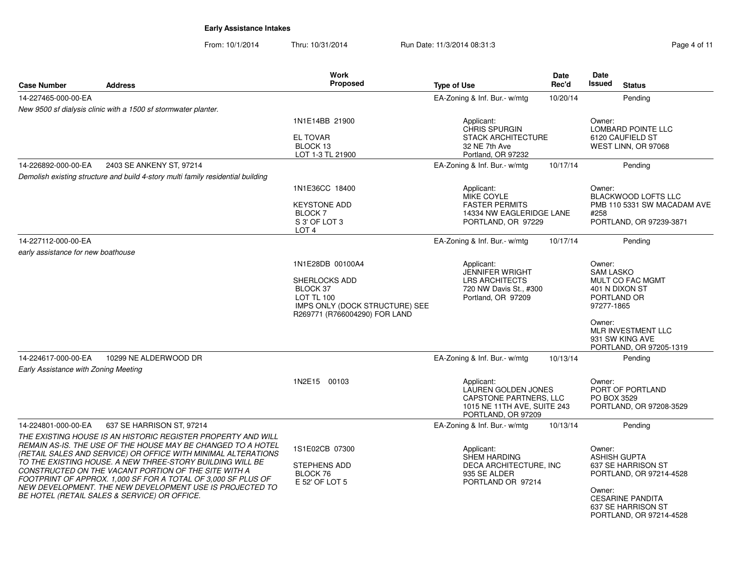**Early Assistance Intakes**

From: 10/1/2014 Thru: 10/31/2014 Run Date: 11/3/2014 08:31:3

| Case Number | Address | Work Proposed | Type of Use | Date Rec'd | Date Issued | Status |
|---|---|---|---|---|---|---|
| 14-227465-000-00-EA | | | EA-Zoning & Inf. Bur.- w/mtg | 10/20/14 | | Pending |
| *New 9500 sf dialysis clinic with a 1500 sf stormwater planter.* | | 1N1E14BB 21900<br>EL TOVAR<br>BLOCK 13<br>LOT 1-3 TL 21900 | Applicant:<br>CHRIS SPURGIN<br>STACK ARCHITECTURE<br>32 NE 7th Ave<br>Portland, OR 97232 | | Owner:<br>LOMBARD POINTE LLC<br>6120 CAUFIELD ST<br>WEST LINN, OR 97068 | |
| 14-226892-000-00-EA | 2403 SE ANKENY ST, 97214 | | EA-Zoning & Inf. Bur.- w/mtg | 10/17/14 | | Pending |
| *Demolish existing structure and build 4-story multi family residential building* | | 1N1E36CC 18400<br>KEYSTONE ADD<br>BLOCK 7<br>S 3' OF LOT 3<br>LOT 4 | Applicant:<br>MIKE COYLE<br>FASTER PERMITS<br>14334 NW EAGLERIDGE LANE<br>PORTLAND, OR 97229 | | Owner:<br>BLACKWOOD LOFTS LLC<br>PMB 110 5331 SW MACADAM AVE #258<br>PORTLAND, OR 97239-3871 | |
| 14-227112-000-00-EA | | | EA-Zoning & Inf. Bur.- w/mtg | 10/17/14 | | Pending |
| *early assistance for new boathouse* | | 1N1E28DB 00100A4<br>SHERLOCKS ADD<br>BLOCK 37<br>LOT TL 100<br>IMPS ONLY (DOCK STRUCTURE) SEE R269771 (R766004290) FOR LAND | Applicant:<br>JENNIFER WRIGHT<br>LRS ARCHITECTS<br>720 NW Davis St., #300<br>Portland, OR 97209 | | Owner:<br>SAM LASKO<br>MULT CO FAC MGMT<br>401 N DIXON ST<br>PORTLAND OR<br>97277-1865<br><br>Owner:<br>MLR INVESTMENT LLC<br>931 SW KING AVE<br>PORTLAND, OR 97205-1319 | |
| 14-224617-000-00-EA | 10299 NE ALDERWOOD DR | | EA-Zoning & Inf. Bur.- w/mtg | 10/13/14 | | Pending |
| *Early Assistance with Zoning Meeting* | | 1N2E15 00103 | Applicant:<br>LAUREN GOLDEN JONES<br>CAPSTONE PARTNERS, LLC<br>1015 NE 11TH AVE, SUITE 243<br>PORTLAND, OR 97209 | | Owner:<br>PORT OF PORTLAND<br>PO BOX 3529<br>PORTLAND, OR 97208-3529 | |
| 14-224801-000-00-EA | 637 SE HARRISON ST, 97214 | | EA-Zoning & Inf. Bur.- w/mtg | 10/13/14 | | Pending |
| *THE EXISTING HOUSE IS AN HISTORIC REGISTER PROPERTY AND WILL REMAIN AS-IS. THE USE OF THE HOUSE MAY BE CHANGED TO A HOTEL (RETAIL SALES AND SERVICE) OR OFFICE WITH MINIMAL ALTERATIONS TO THE EXISTING HOUSE. A NEW THREE-STORY BUILDING WILL BE CONSTRUCTED ON THE VACANT PORTION OF THE SITE WITH A FOOTPRINT OF APPROX. 1,000 SF FOR A TOTAL OF 3,000 SF PLUS OF NEW DEVELOPMENT. THE NEW DEVELOPMENT USE IS PROJECTED TO BE HOTEL (RETAIL SALES & SERVICE) OR OFFICE.* | | 1S1E02CB 07300<br>STEPHENS ADD<br>BLOCK 76<br>E 52' OF LOT 5 | Applicant:<br>SHEM HARDING<br>DECA ARCHITECTURE, INC<br>935 SE ALDER<br>PORTLAND OR 97214 | | Owner:<br>ASHISH GUPTA<br>637 SE HARRISON ST<br>PORTLAND, OR 97214-4528<br><br>Owner:<br>CESARINE PANDITA<br>637 SE HARRISON ST<br>PORTLAND, OR 97214-4528 | |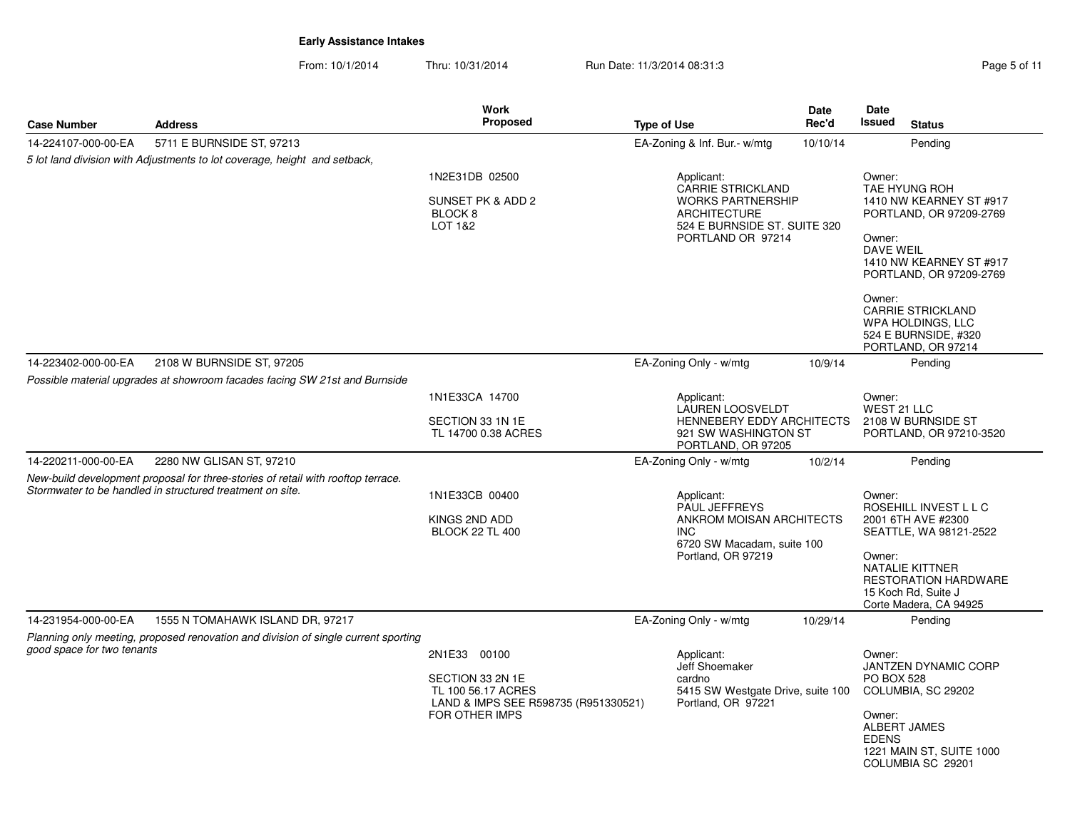**Early Assistance Intakes**

From: 10/1/2014 Thru: 10/31/2014 Run Date: 11/3/2014 08:31:3

| Case Number | Address | Work Proposed | Type of Use | Date Rec'd | Date Issued | Status |
|---|---|---|---|---|---|---|
| 14-224107-000-00-EA | 5711 E BURNSIDE ST, 97213 | | EA-Zoning & Inf. Bur.- w/mtg | 10/10/14 | | Pending |
| *5 lot land division with Adjustments to lot coverage, height and setback,* | | 1N2E31DB 02500<br><br>SUNSET PK & ADD 2<br>BLOCK 8<br>LOT 1&2 | Applicant:<br>CARRIE STRICKLAND<br>WORKS PARTNERSHIP ARCHITECTURE<br>524 E BURNSIDE ST. SUITE 320<br>PORTLAND OR 97214 | | Owner:<br>TAE HYUNG ROH<br>1410 NW KEARNEY ST #917<br>PORTLAND, OR 97209-2769<br><br>Owner:<br>DAVE WEIL<br>1410 NW KEARNEY ST #917<br>PORTLAND, OR 97209-2769<br><br>Owner:<br>CARRIE STRICKLAND<br>WPA HOLDINGS, LLC<br>524 E BURNSIDE, #320<br>PORTLAND, OR 97214 | |
| 14-223402-000-00-EA | 2108 W BURNSIDE ST, 97205 | | EA-Zoning Only - w/mtg | 10/9/14 | | Pending |
| *Possible material upgrades at showroom facades facing SW 21st and Burnside* | | 1N1E33CA 14700<br><br>SECTION 33 1N 1E<br>TL 14700 0.38 ACRES | Applicant:<br>LAUREN LOOSVELDT<br>HENNEBERY EDDY ARCHITECTS<br>921 SW WASHINGTON ST<br>PORTLAND, OR 97205 | | Owner:<br>WEST 21 LLC<br>2108 W BURNSIDE ST<br>PORTLAND, OR 97210-3520 | |
| 14-220211-000-00-EA | 2280 NW GLISAN ST, 97210 | | EA-Zoning Only - w/mtg | 10/2/14 | | Pending |
| *New-build development proposal for three-stories of retail with rooftop terrace. Stormwater to be handled in structured treatment on site.* | | 1N1E33CB 00400<br><br>KINGS 2ND ADD<br>BLOCK 22 TL 400 | Applicant:<br>PAUL JEFFREYS<br>ANKROM MOISAN ARCHITECTS INC<br>6720 SW Macadam, suite 100<br>Portland, OR 97219 | | Owner:<br>ROSEHILL INVEST L L C<br>2001 6TH AVE #2300<br>SEATTLE, WA 98121-2522<br><br>Owner:<br>NATALIE KITTNER<br>RESTORATION HARDWARE<br>15 Koch Rd, Suite J<br>Corte Madera, CA 94925 | |
| 14-231954-000-00-EA | 1555 N TOMAHAWK ISLAND DR, 97217 | | EA-Zoning Only - w/mtg | 10/29/14 | | Pending |
| *Planning only meeting, proposed renovation and division of single current sporting good space for two tenants* | | 2N1E33 00100<br><br>SECTION 33 2N 1E<br>TL 100 56.17 ACRES<br>LAND & IMPS SEE R598735 (R951330521) FOR OTHER IMPS | Applicant:<br>Jeff Shoemaker<br>cardno<br>5415 SW Westgate Drive, suite 100<br>Portland, OR 97221 | | Owner:<br>JANTZEN DYNAMIC CORP<br>PO BOX 528<br>COLUMBIA, SC 29202<br><br>Owner:<br>ALBERT JAMES EDENS<br>1221 MAIN ST, SUITE 1000<br>COLUMBIA SC 29201 | |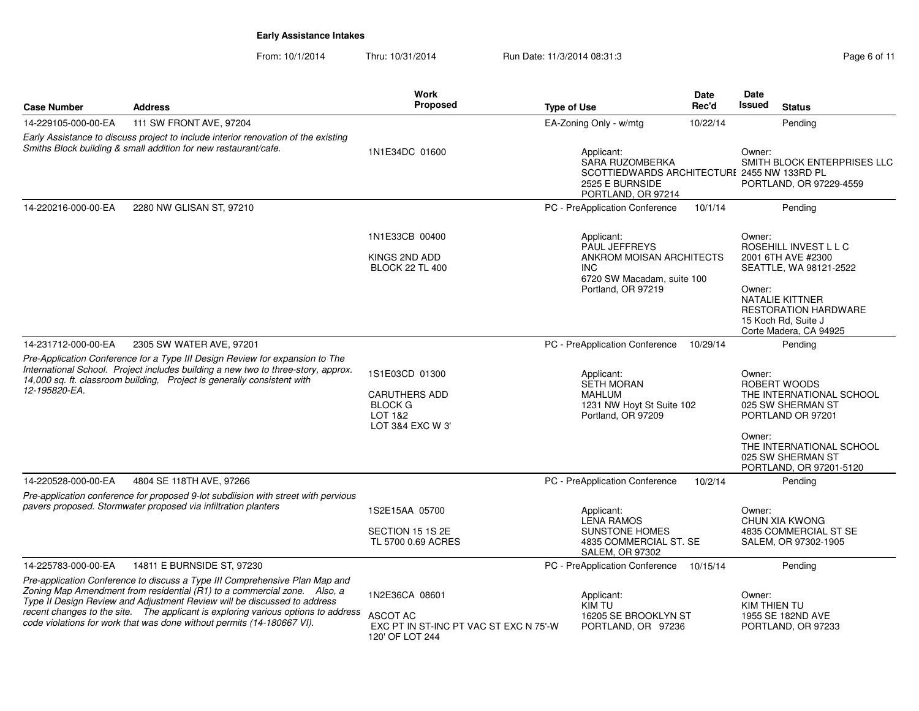**Early Assistance Intakes**

From: 10/1/2014 Thru: 10/31/2014 Run Date: 11/3/2014 08:31:3

| Case Number | Address | Work Proposed | Type of Use | Date Rec'd | Date Issued | Status |
|---|---|---|---|---|---|---|
| 14-229105-000-00-EA | 111 SW FRONT AVE, 97204 | | EA-Zoning Only - w/mtg | 10/22/14 | | Pending |
| *Early Assistance to discuss project to include interior renovation of the existing Smiths Block building & small addition for new restaurant/cafe.* | | 1N1E34DC 01600 | Applicant: SARA RUZOMBERKA SCOTTIEDWARDS ARCHITECTURE 2525 E BURNSIDE PORTLAND, OR 97214 | | Owner: SMITH BLOCK ENTERPRISES LLC 2455 NW 133RD PL PORTLAND, OR 97229-4559 | |
| 14-220216-000-00-EA | 2280 NW GLISAN ST, 97210 | | PC - PreApplication Conference | 10/1/14 | | Pending |
| | | 1N1E33CB 00400 KINGS 2ND ADD BLOCK 22 TL 400 | Applicant: PAUL JEFFREYS ANKROM MOISAN ARCHITECTS INC 6720 SW Macadam, suite 100 Portland, OR 97219 | | Owner: ROSEHILL INVEST L L C 2001 6TH AVE #2300 SEATTLE, WA 98121-2522; Owner: NATALIE KITTNER RESTORATION HARDWARE 15 Koch Rd, Suite J Corte Madera, CA 94925 | |
| 14-231712-000-00-EA | 2305 SW WATER AVE, 97201 | | PC - PreApplication Conference | 10/29/14 | | Pending |
| *Pre-Application Conference for a Type III Design Review for expansion to The International School. Project includes building a new two to three-story, approx. 14,000 sq. ft. classroom building, Project is generally consistent with 12-195820-EA.* | | 1S1E03CD 01300 CARUTHERS ADD BLOCK G LOT 1&2 LOT 3&4 EXC W 3' | Applicant: SETH MORAN MAHLUM 1231 NW Hoyt St Suite 102 Portland, OR 97209 | | Owner: ROBERT WOODS THE INTERNATIONAL SCHOOL 025 SW SHERMAN ST PORTLAND OR 97201; Owner: THE INTERNATIONAL SCHOOL 025 SW SHERMAN ST PORTLAND, OR 97201-5120 | |
| 14-220528-000-00-EA | 4804 SE 118TH AVE, 97266 | | PC - PreApplication Conference | 10/2/14 | | Pending |
| *Pre-application conference for proposed 9-lot subdiision with street with pervious pavers proposed. Stormwater proposed via infiltration planters* | | 1S2E15AA 05700 SECTION 15 1S 2E TL 5700 0.69 ACRES | Applicant: LENA RAMOS SUNSTONE HOMES 4835 COMMERCIAL ST. SE SALEM, OR 97302 | | Owner: CHUN XIA KWONG 4835 COMMERCIAL ST SE SALEM, OR 97302-1905 | |
| 14-225783-000-00-EA | 14811 E BURNSIDE ST, 97230 | | PC - PreApplication Conference | 10/15/14 | | Pending |
| *Pre-application Conference to discuss a Type III Comprehensive Plan Map and Zoning Map Amendment from residential (R1) to a commercial zone. Also, a Type II Design Review and Adjustment Review will be discussed to address recent changes to the site. The applicant is exploring various options to address code violations for work that was done without permits (14-180667 VI).* | | 1N2E36CA 08601 ASCOT AC EXC PT IN ST-INC PT VAC ST EXC N 75'-W 120' OF LOT 244 | Applicant: KIM TU 16205 SE BROOKLYN ST PORTLAND, OR 97236 | | Owner: KIM THIEN TU 1955 SE 182ND AVE PORTLAND, OR 97233 | |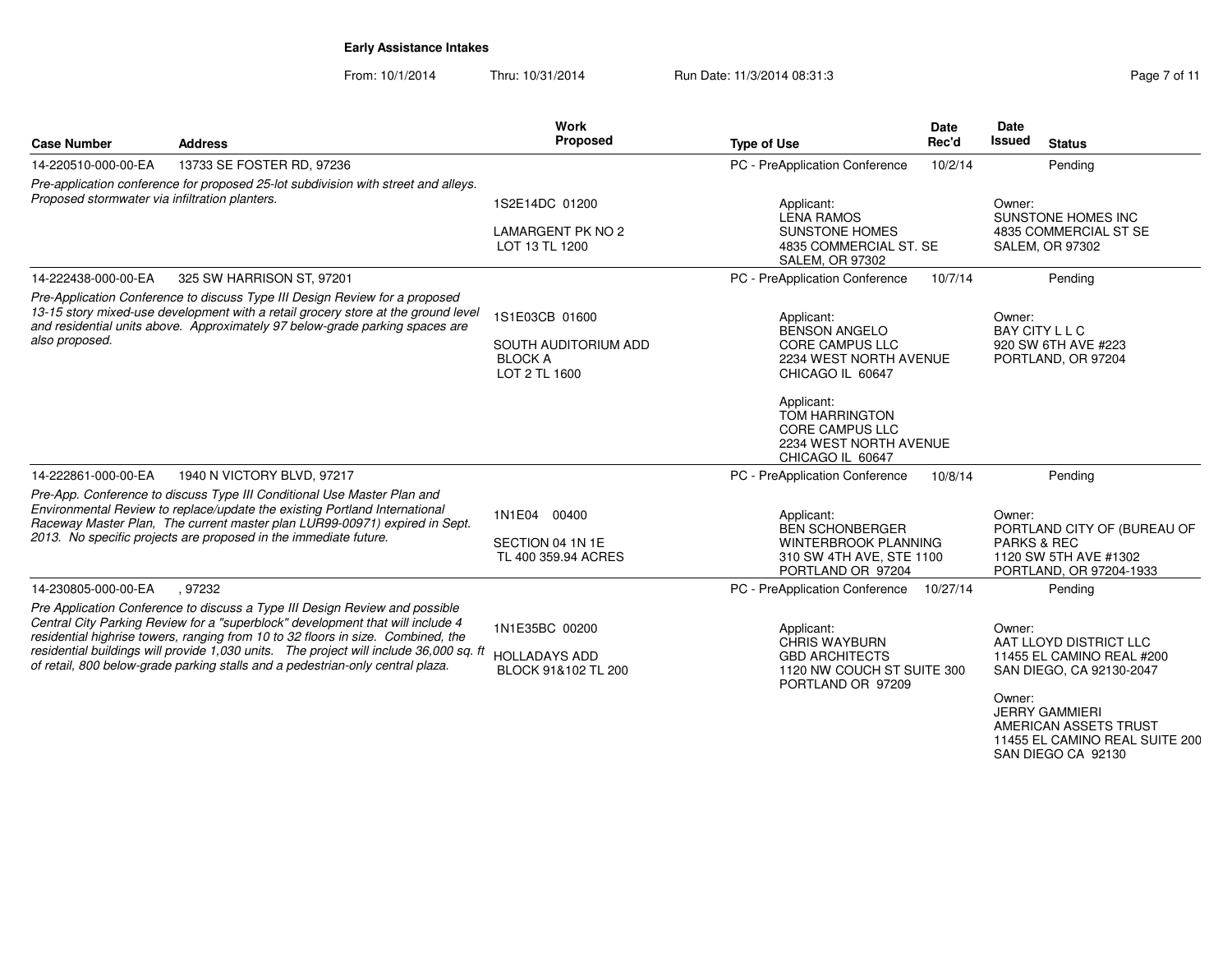**Early Assistance Intakes**

From: 10/1/2014 Thru: 10/31/2014 Run Date: 11/3/2014 08:31:3

| Case Number | Address | Work Proposed | Type of Use | Date Rec'd | Date Issued | Status |
|---|---|---|---|---|---|---|
| 14-220510-000-00-EA | 13733 SE FOSTER RD, 97236 | | PC - PreApplication Conference | 10/2/14 | | Pending |
| *Pre-application conference for proposed 25-lot subdivision with street and alleys. Proposed stormwater via infiltration planters.* | | 1S2E14DC 01200<br><br>LAMARGENT PK NO 2<br>LOT 13 TL 1200 | Applicant:<br>LENA RAMOS<br>SUNSTONE HOMES<br>4835 COMMERCIAL ST. SE<br>SALEM, OR 97302 | | Owner:<br>SUNSTONE HOMES INC<br>4835 COMMERCIAL ST SE<br>SALEM, OR 97302 | |
| 14-222438-000-00-EA | 325 SW HARRISON ST, 97201 | | PC - PreApplication Conference | 10/7/14 | | Pending |
| *Pre-Application Conference to discuss Type III Design Review for a proposed 13-15 story mixed-use development with a retail grocery store at the ground level and residential units above. Approximately 97 below-grade parking spaces are also proposed.* | | 1S1E03CB 01600<br><br>SOUTH AUDITORIUM ADD<br>BLOCK A<br>LOT 2 TL 1600 | Applicant:<br>BENSON ANGELO<br>CORE CAMPUS LLC<br>2234 WEST NORTH AVENUE<br>CHICAGO IL 60647<br><br>Applicant:<br>TOM HARRINGTON<br>CORE CAMPUS LLC<br>2234 WEST NORTH AVENUE<br>CHICAGO IL 60647 | | Owner:<br>BAY CITY L L C<br>920 SW 6TH AVE #223<br>PORTLAND, OR 97204 | |
| 14-222861-000-00-EA | 1940 N VICTORY BLVD, 97217 | | PC - PreApplication Conference | 10/8/14 | | Pending |
| *Pre-App. Conference to discuss Type III Conditional Use Master Plan and Environmental Review to replace/update the existing Portland International Raceway Master Plan, The current master plan LUR99-00971) expired in Sept. 2013. No specific projects are proposed in the immediate future.* | | 1N1E04 00400<br><br>SECTION 04 1N 1E<br>TL 400 359.94 ACRES | Applicant:<br>BEN SCHONBERGER<br>WINTERBROOK PLANNING<br>310 SW 4TH AVE, STE 1100<br>PORTLAND OR 97204 | | Owner:<br>PORTLAND CITY OF (BUREAU OF PARKS & REC<br>1120 SW 5TH AVE #1302<br>PORTLAND, OR 97204-1933 | |
| 14-230805-000-00-EA | , 97232 | | PC - PreApplication Conference | 10/27/14 | | Pending |
| *Pre Application Conference to discuss a Type III Design Review and possible Central City Parking Review for a "superblock" development that will include 4 residential highrise towers, ranging from 10 to 32 floors in size. Combined, the residential buildings will provide 1,030 units. The project will include 36,000 sq. ft of retail, 800 below-grade parking stalls and a pedestrian-only central plaza.* | | 1N1E35BC 00200<br><br>HOLLADAYS ADD<br>BLOCK 91&102 TL 200 | Applicant:<br>CHRIS WAYBURN<br>GBD ARCHITECTS<br>1120 NW COUCH ST SUITE 300<br>PORTLAND OR 97209 | | Owner:<br>AAT LLOYD DISTRICT LLC<br>11455 EL CAMINO REAL #200<br>SAN DIEGO, CA 92130-2047<br><br>Owner:<br>JERRY GAMMIERI<br>AMERICAN ASSETS TRUST<br>11455 EL CAMINO REAL SUITE 200<br>SAN DIEGO CA 92130 | |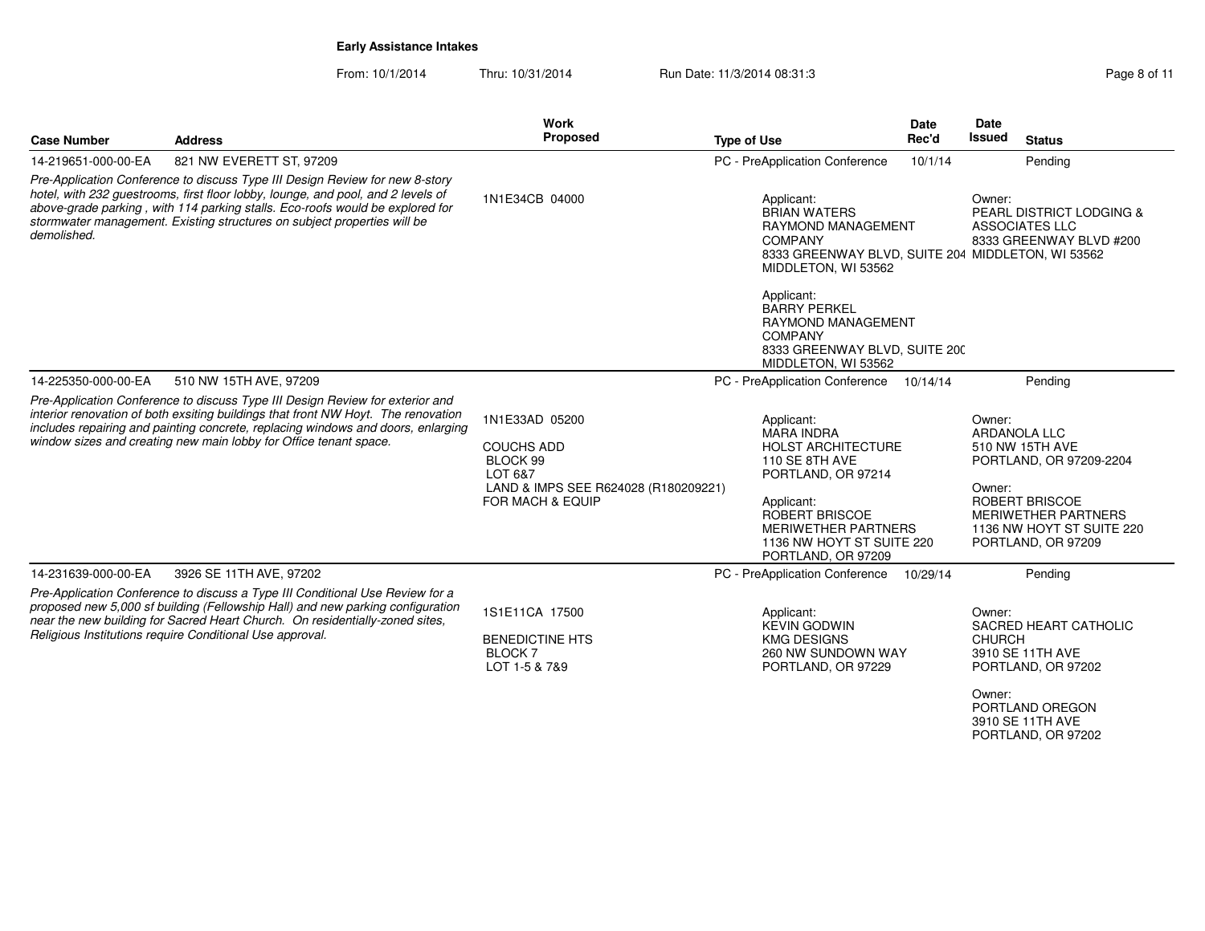**Early Assistance Intakes**

From: 10/1/2014 Thru: 10/31/2014 Run Date: 11/3/2014 08:31:3

| Case Number | Address | Work Proposed | Type of Use | Date Rec'd | Date Issued | Status |
|---|---|---|---|---|---|---|
| 14-219651-000-00-EA | 821 NW EVERETT ST, 97209 | | PC - PreApplication Conference | 10/1/14 | | Pending |
| *Pre-Application Conference to discuss Type III Design Review for new 8-story hotel, with 232 guestrooms, first floor lobby, lounge, and pool, and 2 levels of above-grade parking , with 114 parking stalls. Eco-roofs would be explored for stormwater management. Existing structures on subject properties will be demolished.* | | 1N1E34CB 04000 | Applicant: BRIAN WATERS, RAYMOND MANAGEMENT COMPANY, 8333 GREENWAY BLVD, SUITE 204, MIDDLETON, WI 53562<br>Applicant: BARRY PERKEL, RAYMOND MANAGEMENT COMPANY, 8333 GREENWAY BLVD, SUITE 200, MIDDLETON, WI 53562 | | Owner: PEARL DISTRICT LODGING & ASSOCIATES LLC, 8333 GREENWAY BLVD #200, MIDDLETON, WI 53562 | |
| 14-225350-000-00-EA | 510 NW 15TH AVE, 97209 | | PC - PreApplication Conference | 10/14/14 | | Pending |
| *Pre-Application Conference to discuss Type III Design Review for exterior and interior renovation of both exsiting buildings that front NW Hoyt. The renovation includes repairing and painting concrete, replacing windows and doors, enlarging window sizes and creating new main lobby for Office tenant space.* | | 1N1E33AD 05200<br>COUCHS ADD<br>BLOCK 99<br>LOT 6&7<br>LAND & IMPS SEE R624028 (R180209221) FOR MACH & EQUIP | Applicant: MARA INDRA, HOLST ARCHITECTURE, 110 SE 8TH AVE, PORTLAND, OR 97214<br>Applicant: ROBERT BRISCOE, MERIWETHER PARTNERS, 1136 NW HOYT ST SUITE 220, PORTLAND, OR 97209 | | Owner: ARDANOLA LLC, 510 NW 15TH AVE, PORTLAND, OR 97209-2204<br>Owner: ROBERT BRISCOE, MERIWETHER PARTNERS, 1136 NW HOYT ST SUITE 220, PORTLAND, OR 97209 | |
| 14-231639-000-00-EA | 3926 SE 11TH AVE, 97202 | | PC - PreApplication Conference | 10/29/14 | | Pending |
| *Pre-Application Conference to discuss a Type III Conditional Use Review for a proposed new 5,000 sf building (Fellowship Hall) and new parking configuration near the new building for Sacred Heart Church. On residentially-zoned sites, Religious Institutions require Conditional Use approval.* | | 1S1E11CA 17500<br>BENEDICTINE HTS<br>BLOCK 7<br>LOT 1-5 & 7&9 | Applicant: KEVIN GODWIN, KMG DESIGNS, 260 NW SUNDOWN WAY, PORTLAND, OR 97229 | | Owner: SACRED HEART CATHOLIC CHURCH, 3910 SE 11TH AVE, PORTLAND, OR 97202<br>Owner: PORTLAND OREGON, 3910 SE 11TH AVE, PORTLAND, OR 97202 | |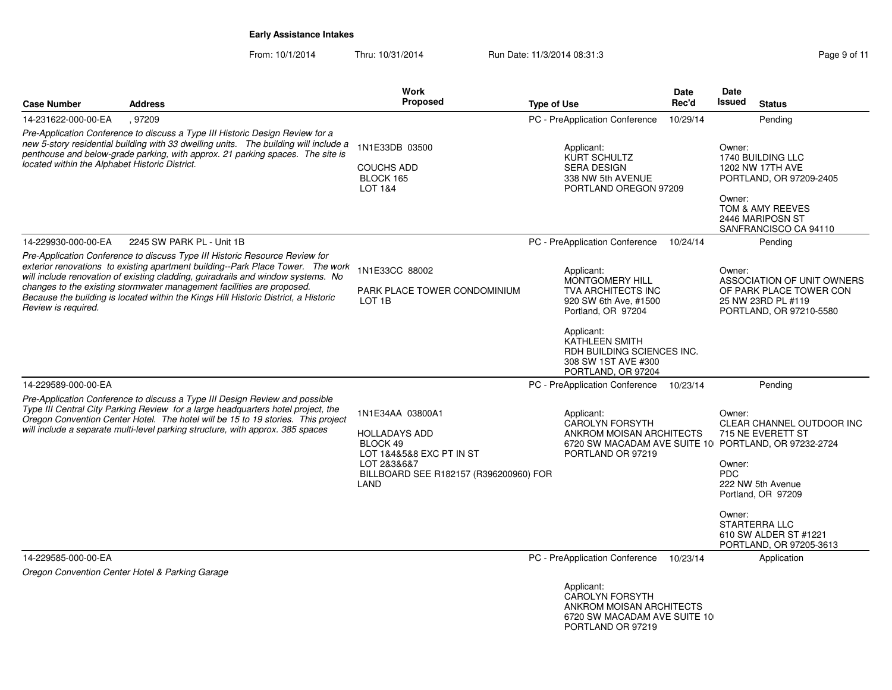**Early Assistance Intakes**

From: 10/1/2014 Thru: 10/31/2014 Run Date: 11/3/2014 08:31:3

| Case Number | Address | Work Proposed | Type of Use | Date Rec'd | Date Issued | Status |
|---|---|---|---|---|---|---|
| 14-231622-000-00-EA | , 97209 | | PC - PreApplication Conference | 10/29/14 | | Pending |
| *Pre-Application Conference to discuss a Type III Historic Design Review for a new 5-story residential building with 33 dwelling units. The building will include a penthouse and below-grade parking, with approx. 21 parking spaces. The site is located within the Alphabet Historic District.* | | 1N1E33DB 03500<br>COUCHS ADD<br>BLOCK 165<br>LOT 1&4 | Applicant:<br>KURT SCHULTZ<br>SERA DESIGN<br>338 NW 5th AVENUE<br>PORTLAND OREGON 97209 | | Owner:<br>1740 BUILDING LLC<br>1202 NW 17TH AVE<br>PORTLAND, OR 97209-2405<br><br>Owner:<br>TOM & AMY REEVES<br>2446 MARIPOSN ST<br>SANFRANCISCO CA 94110 | |
| 14-229930-000-00-EA | 2245 SW PARK PL - Unit 1B | | PC - PreApplication Conference | 10/24/14 | | Pending |
| *Pre-Application Conference to discuss Type III Historic Resource Review for exterior renovations to existing apartment building--Park Place Tower. The work will include renovation of existing cladding, guiradrails and window systems. No changes to the existing stormwater management facilities are proposed. Because the building is located within the Kings Hill Historic District, a Historic Review is required.* | | 1N1E33CC 88002<br>PARK PLACE TOWER CONDOMINIUM<br>LOT 1B | Applicant:<br>MONTGOMERY HILL<br>TVA ARCHITECTS INC<br>920 SW 6th Ave, #1500<br>Portland, OR 97204<br><br>Applicant:<br>KATHLEEN SMITH<br>RDH BUILDING SCIENCES INC.<br>308 SW 1ST AVE #300<br>PORTLAND, OR 97204 | | Owner:<br>ASSOCIATION OF UNIT OWNERS OF PARK PLACE TOWER CON<br>25 NW 23RD PL #119<br>PORTLAND, OR 97210-5580 | |
| 14-229589-000-00-EA | | | PC - PreApplication Conference | 10/23/14 | | Pending |
| *Pre-Application Conference to discuss a Type III Design Review and possible Type III Central City Parking Review for a large headquarters hotel project, the Oregon Convention Center Hotel. The hotel will be 15 to 19 stories. This project will include a separate multi-level parking structure, with approx. 385 spaces* | | 1N1E34AA 03800A1<br>HOLLADAYS ADD<br>BLOCK 49<br>LOT 1&4&5&8 EXC PT IN ST<br>LOT 2&3&6&7<br>BILLBOARD SEE R182157 (R396200960) FOR LAND | Applicant:<br>CAROLYN FORSYTH<br>ANKROM MOISAN ARCHITECTS<br>6720 SW MACADAM AVE SUITE 10<br>PORTLAND OR 97219 | | Owner:<br>CLEAR CHANNEL OUTDOOR INC<br>715 NE EVERETT ST<br>PORTLAND, OR 97232-2724<br><br>Owner:<br>PDC<br>222 NW 5th Avenue<br>Portland, OR 97209<br><br>Owner:<br>STARTERRA LLC<br>610 SW ALDER ST #1221<br>PORTLAND, OR 97205-3613 | |
| 14-229585-000-00-EA | | | PC - PreApplication Conference | 10/23/14 | | Application |
| *Oregon Convention Center Hotel & Parking Garage* | | | Applicant:<br>CAROLYN FORSYTH<br>ANKROM MOISAN ARCHITECTS<br>6720 SW MACADAM AVE SUITE 10<br>PORTLAND OR 97219 | | | |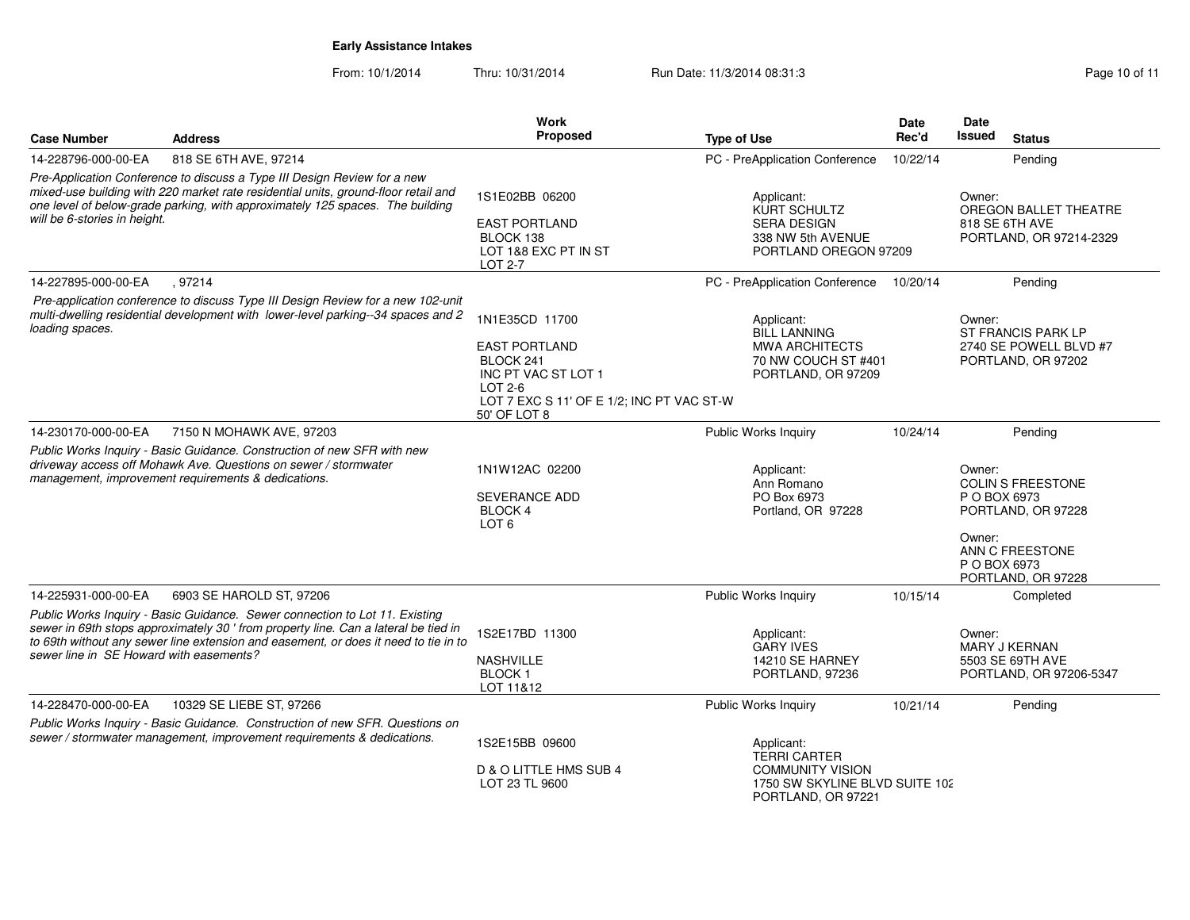**Early Assistance Intakes**

From: 10/1/2014 Thru: 10/31/2014 Run Date: 11/3/2014 08:31:3

| Case Number | Address | Work Proposed | Type of Use | Date Rec'd | Date Issued | Status |
|---|---|---|---|---|---|---|
| 14-228796-000-00-EA | 818 SE 6TH AVE, 97214 | | PC - PreApplication Conference | 10/22/14 | | Pending |
| *Pre-Application Conference to discuss a Type III Design Review for a new mixed-use building with 220 market rate residential units, ground-floor retail and one level of below-grade parking, with approximately 125 spaces. The building will be 6-stories in height.* | | 1S1E02BB 06200<br><br>EAST PORTLAND<br>BLOCK 138<br>LOT 1&8 EXC PT IN ST<br>LOT 2-7 | Applicant:<br>KURT SCHULTZ<br>SERA DESIGN<br>338 NW 5th AVENUE<br>PORTLAND OREGON 97209 | | Owner:<br>OREGON BALLET THEATRE<br>818 SE 6TH AVE<br>PORTLAND, OR 97214-2329 | |
| 14-227895-000-00-EA | , 97214 | | PC - PreApplication Conference | 10/20/14 | | Pending |
| *Pre-application conference to discuss Type III Design Review for a new 102-unit multi-dwelling residential development with lower-level parking--34 spaces and 2 loading spaces.* | | 1N1E35CD 11700<br><br>EAST PORTLAND<br>BLOCK 241<br>INC PT VAC ST LOT 1<br>LOT 2-6<br>LOT 7 EXC S 11' OF E 1/2; INC PT VAC ST-W 50' OF LOT 8 | Applicant:<br>BILL LANNING<br>MWA ARCHITECTS<br>70 NW COUCH ST #401<br>PORTLAND, OR 97209 | | Owner:<br>ST FRANCIS PARK LP<br>2740 SE POWELL BLVD #7<br>PORTLAND, OR 97202 | |
| 14-230170-000-00-EA | 7150 N MOHAWK AVE, 97203 | | Public Works Inquiry | 10/24/14 | | Pending |
| *Public Works Inquiry - Basic Guidance. Construction of new SFR with new driveway access off Mohawk Ave. Questions on sewer / stormwater management, improvement requirements & dedications.* | | 1N1W12AC 02200<br><br>SEVERANCE ADD<br>BLOCK 4<br>LOT 6 | Applicant:<br>Ann Romano<br>PO Box 6973<br>Portland, OR 97228 | | Owner:<br>COLIN S FREESTONE<br>P O BOX 6973<br>PORTLAND, OR 97228<br><br>Owner:<br>ANN C FREESTONE<br>P O BOX 6973<br>PORTLAND, OR 97228 | |
| 14-225931-000-00-EA | 6903 SE HAROLD ST, 97206 | | Public Works Inquiry | 10/15/14 | | Completed |
| *Public Works Inquiry - Basic Guidance. Sewer connection to Lot 11. Existing sewer in 69th stops approximately 30 ' from property line. Can a lateral be tied in to 69th without any sewer line extension and easement, or does it need to tie in to sewer line in SE Howard with easements?* | | 1S2E17BD 11300<br><br>NASHVILLE<br>BLOCK 1<br>LOT 11&12 | Applicant:<br>GARY IVES<br>14210 SE HARNEY<br>PORTLAND, 97236 | | Owner:<br>MARY J KERNAN<br>5503 SE 69TH AVE<br>PORTLAND, OR 97206-5347 | |
| 14-228470-000-00-EA | 10329 SE LIEBE ST, 97266 | | Public Works Inquiry | 10/21/14 | | Pending |
| *Public Works Inquiry - Basic Guidance. Construction of new SFR. Questions on sewer / stormwater management, improvement requirements & dedications.* | | 1S2E15BB 09600<br><br>D & O LITTLE HMS SUB 4<br>LOT 23 TL 9600 | Applicant:<br>TERRI CARTER<br>COMMUNITY VISION<br>1750 SW SKYLINE BLVD SUITE 102<br>PORTLAND, OR 97221 | | | |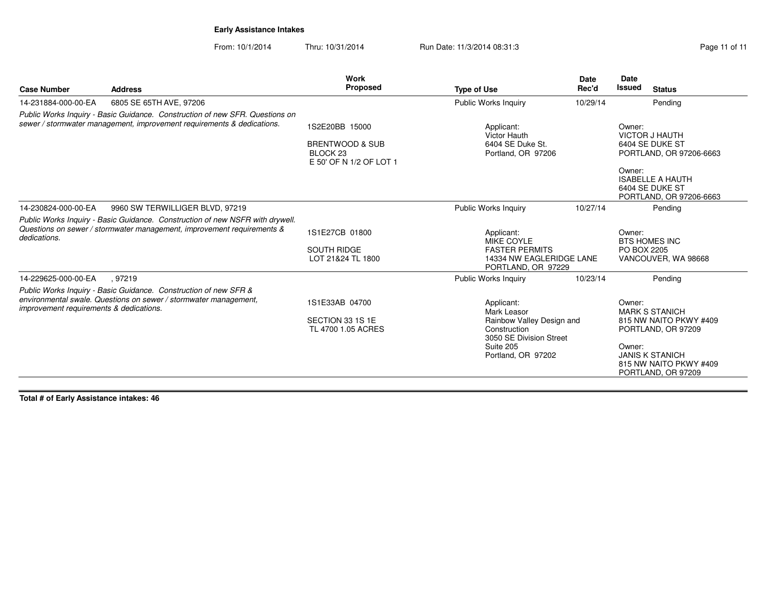## Early Assistance Intakes

From: 10/1/2014 Thru: 10/31/2014 Run Date: 11/3/2014 08:31:3

| Case Number | Address | Work Proposed | Type of Use | Date Rec'd | Date Issued | Status |
|---|---|---|---|---|---|---|
| 14-231884-000-00-EA | 6805 SE 65TH AVE, 97206 | | Public Works Inquiry | 10/29/14 | | Pending |
| *Public Works Inquiry - Basic Guidance. Construction of new SFR. Questions on sewer / stormwater management, improvement requirements & dedications.* | | 1S2E20BB 15000<br><br>BRENTWOOD & SUB<br>BLOCK 23<br>E 50' OF N 1/2 OF LOT 1 | Applicant:<br>Victor Hauth<br>6404 SE Duke St.<br>Portland, OR 97206 | | Owner:<br>VICTOR J HAUTH<br>6404 SE DUKE ST<br>PORTLAND, OR 97206-6663<br><br>Owner:<br>ISABELLE A HAUTH<br>6404 SE DUKE ST<br>PORTLAND, OR 97206-6663 | |
| 14-230824-000-00-EA | 9960 SW TERWILLIGER BLVD, 97219 | | Public Works Inquiry | 10/27/14 | | Pending |
| *Public Works Inquiry - Basic Guidance. Construction of new NSFR with drywell. Questions on sewer / stormwater management, improvement requirements & dedications.* | | 1S1E27CB 01800<br><br>SOUTH RIDGE<br>LOT 21&24 TL 1800 | Applicant:<br>MIKE COYLE<br>FASTER PERMITS<br>14334 NW EAGLERIDGE LANE<br>PORTLAND, OR 97229 | | Owner:<br>BTS HOMES INC<br>PO BOX 2205<br>VANCOUVER, WA 98668 | |
| 14-229625-000-00-EA | , 97219 | | Public Works Inquiry | 10/23/14 | | Pending |
| *Public Works Inquiry - Basic Guidance. Construction of new SFR & environmental swale. Questions on sewer / stormwater management, improvement requirements & dedications.* | | 1S1E33AB 04700<br><br>SECTION 33 1S 1E<br>TL 4700 1.05 ACRES | Applicant:<br>Mark Leasor<br>Rainbow Valley Design and Construction<br>3050 SE Division Street<br>Suite 205<br>Portland, OR 97202 | | Owner:<br>MARK S STANICH<br>815 NW NAITO PKWY #409<br>PORTLAND, OR 97209<br><br>Owner:<br>JANIS K STANICH<br>815 NW NAITO PKWY #409<br>PORTLAND, OR 97209 | |

**Total # of Early Assistance intakes: 46**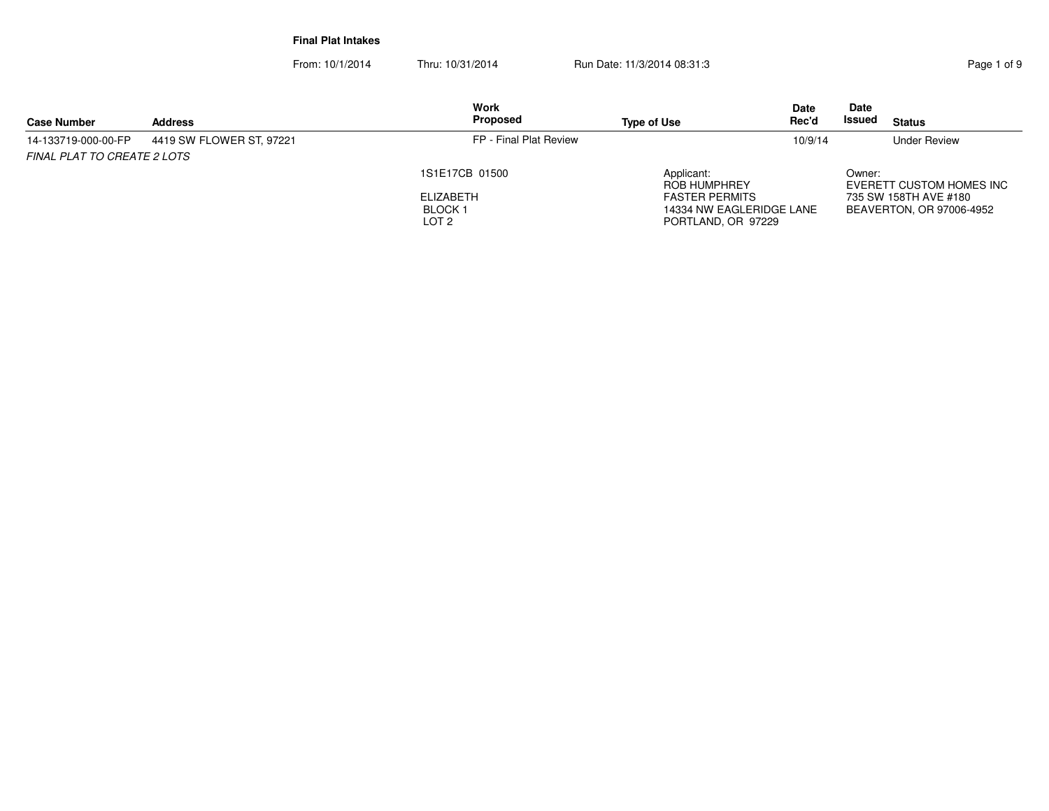**Final Plat Intakes**

From: 10/1/2014 Thru: 10/31/2014 Run Date: 11/3/2014 08:31:3

| Case Number | Address | Work Proposed | Type of Use | Date Rec'd | Date Issued | Status |
|---|---|---|---|---|---|---|
| 14-133719-000-00-FP | 4419 SW FLOWER ST, 97221 | FP - Final Plat Review | | 10/9/14 | | Under Review |

*FINAL PLAT TO CREATE 2 LOTS*

1S1E17CB 01500

ELIZABETH
BLOCK 1
LOT 2

Applicant:
ROB HUMPHREY
FASTER PERMITS
14334 NW EAGLERIDGE LANE
PORTLAND, OR 97229

Owner:
EVERETT CUSTOM HOMES INC
735 SW 158TH AVE #180
BEAVERTON, OR 97006-4952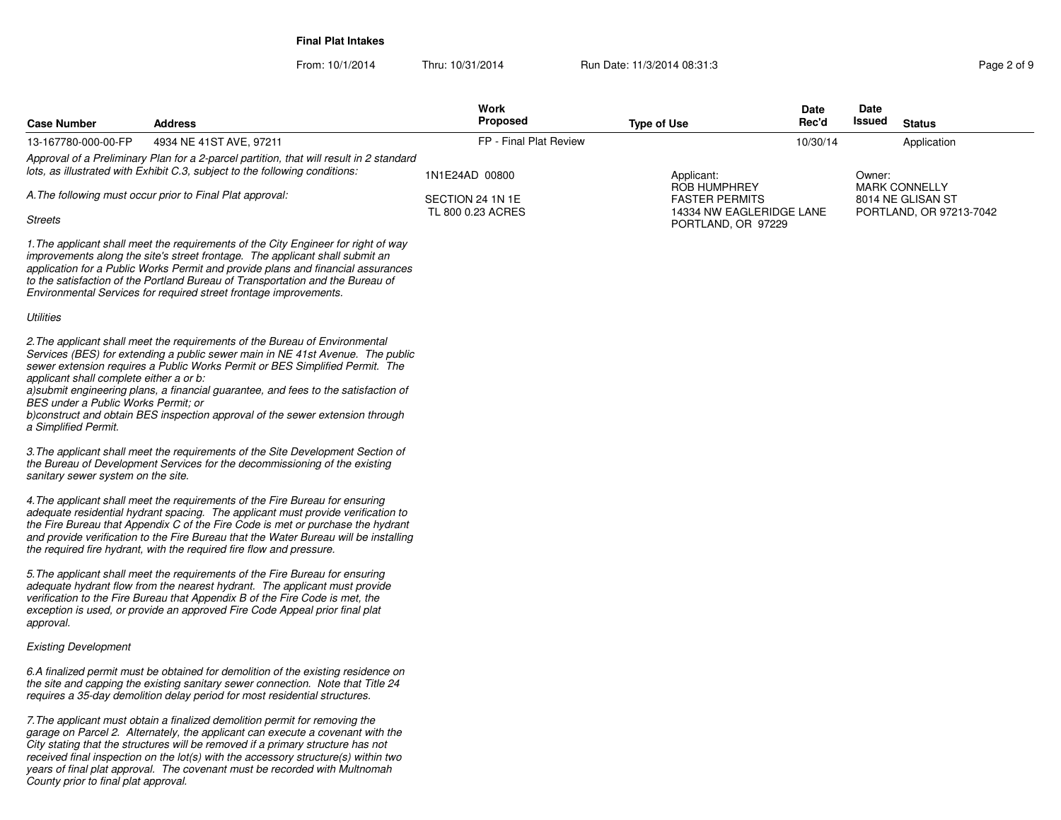**Final Plat Intakes**

From: 10/1/2014 Thru: 10/31/2014 Run Date: 11/3/2014 08:31:3

| Case Number | Address | Work Proposed | Type of Use | Date Rec'd | Date Issued | Status |
|---|---|---|---|---|---|---|
| 13-167780-000-00-FP | 4934 NE 41ST AVE, 97211 | FP - Final Plat Review | | 10/30/14 | | Application |

1N1E24AD 00800

SECTION 24 1N 1E
TL 800 0.23 ACRES

Applicant:
ROB HUMPHREY
FASTER PERMITS
14334 NW EAGLERIDGE LANE
PORTLAND, OR 97229

Owner:
MARK CONNELLY
8014 NE GLISAN ST
PORTLAND, OR 97213-7042

*Approval of a Preliminary Plan for a 2-parcel partition, that will result in 2 standard lots, as illustrated with Exhibit C.3, subject to the following conditions:*

*A.The following must occur prior to Final Plat approval:*

*Streets*

*1.The applicant shall meet the requirements of the City Engineer for right of way improvements along the site's street frontage. The applicant shall submit an application for a Public Works Permit and provide plans and financial assurances to the satisfaction of the Portland Bureau of Transportation and the Bureau of Environmental Services for required street frontage improvements.*

*Utilities*

*2.The applicant shall meet the requirements of the Bureau of Environmental Services (BES) for extending a public sewer main in NE 41st Avenue. The public sewer extension requires a Public Works Permit or BES Simplified Permit. The applicant shall complete either a or b:*
*a)submit engineering plans, a financial guarantee, and fees to the satisfaction of BES under a Public Works Permit; or*
*b)construct and obtain BES inspection approval of the sewer extension through a Simplified Permit.*

*3.The applicant shall meet the requirements of the Site Development Section of the Bureau of Development Services for the decommissioning of the existing sanitary sewer system on the site.*

*4.The applicant shall meet the requirements of the Fire Bureau for ensuring adequate residential hydrant spacing. The applicant must provide verification to the Fire Bureau that Appendix C of the Fire Code is met or purchase the hydrant and provide verification to the Fire Bureau that the Water Bureau will be installing the required fire hydrant, with the required fire flow and pressure.*

*5.The applicant shall meet the requirements of the Fire Bureau for ensuring adequate hydrant flow from the nearest hydrant. The applicant must provide verification to the Fire Bureau that Appendix B of the Fire Code is met, the exception is used, or provide an approved Fire Code Appeal prior final plat approval.*

*Existing Development*

*6.A finalized permit must be obtained for demolition of the existing residence on the site and capping the existing sanitary sewer connection. Note that Title 24 requires a 35-day demolition delay period for most residential structures.*

*7.The applicant must obtain a finalized demolition permit for removing the garage on Parcel 2. Alternately, the applicant can execute a covenant with the City stating that the structures will be removed if a primary structure has not received final inspection on the lot(s) with the accessory structure(s) within two years of final plat approval. The covenant must be recorded with Multnomah County prior to final plat approval.*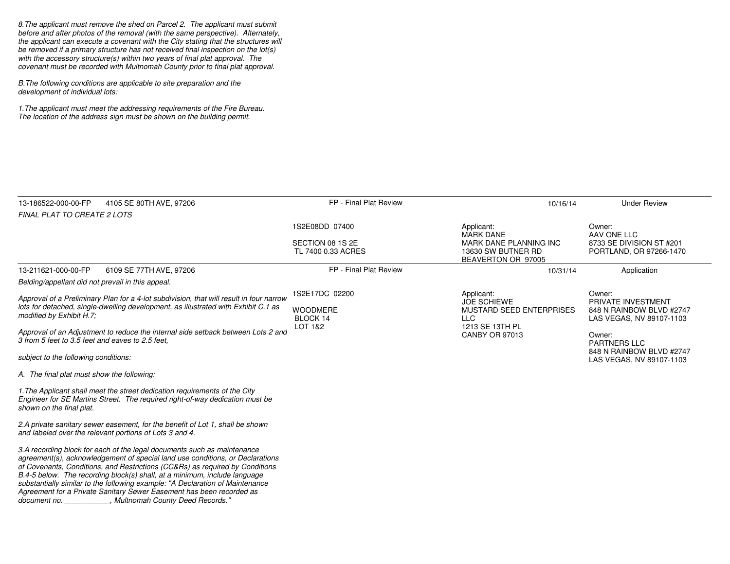*8.The applicant must remove the shed on Parcel 2. The applicant must submit before and after photos of the removal (with the same perspective). Alternately, the applicant can execute a covenant with the City stating that the structures will be removed if a primary structure has not received final inspection on the lot(s) with the accessory structure(s) within two years of final plat approval. The covenant must be recorded with Multnomah County prior to final plat approval.*

*B.The following conditions are applicable to site preparation and the development of individual lots:*

*1.The applicant must meet the addressing requirements of the Fire Bureau. The location of the address sign must be shown on the building permit.*

---

| 13-186522-000-00-FP 4105 SE 80TH AVE, 97206 | FP - Final Plat Review | 10/16/14 | Under Review |
|---|---|---|---|
| *FINAL PLAT TO CREATE 2 LOTS* | 1S2E08DD 07400<br><br>SECTION 08 1S 2E<br>TL 7400 0.33 ACRES | Applicant:<br>MARK DANE<br>MARK DANE PLANNING INC<br>13630 SW BUTNER RD<br>BEAVERTON OR 97005 | Owner:<br>AAV ONE LLC<br>8733 SE DIVISION ST #201<br>PORTLAND, OR 97266-1470 |

| 13-211621-000-00-FP 6109 SE 77TH AVE, 97206 | FP - Final Plat Review | 10/31/14 | Application |
|---|---|---|---|
| *Belding/appellant did not prevail in this appeal.* | 1S2E17DC 02200<br><br>WOODMERE<br>BLOCK 14<br>LOT 1&2 | Applicant:<br>JOE SCHIEWE<br>MUSTARD SEED ENTERPRISES LLC<br>1213 SE 13TH PL<br>CANBY OR 97013 | Owner:<br>PRIVATE INVESTMENT<br>848 N RAINBOW BLVD #2747<br>LAS VEGAS, NV 89107-1103<br><br>Owner:<br>PARTNERS LLC<br>848 N RAINBOW BLVD #2747<br>LAS VEGAS, NV 89107-1103 |

*Approval of a Preliminary Plan for a 4-lot subdivision, that will result in four narrow lots for detached, single-dwelling development, as illustrated with Exhibit C.1 as modified by Exhibit H.7;*

*Approval of an Adjustment to reduce the internal side setback between Lots 2 and 3 from 5 feet to 3.5 feet and eaves to 2.5 feet,*

*subject to the following conditions:*

*A. The final plat must show the following:*

*1.The Applicant shall meet the street dedication requirements of the City Engineer for SE Martins Street. The required right-of-way dedication must be shown on the final plat.*

*2.A private sanitary sewer easement, for the benefit of Lot 1, shall be shown and labeled over the relevant portions of Lots 3 and 4.*

*3.A recording block for each of the legal documents such as maintenance agreement(s), acknowledgement of special land use conditions, or Declarations of Covenants, Conditions, and Restrictions (CC&Rs) as required by Conditions B.4-5 below. The recording block(s) shall, at a minimum, include language substantially similar to the following example: "A Declaration of Maintenance Agreement for a Private Sanitary Sewer Easement has been recorded as document no. ___________, Multnomah County Deed Records."*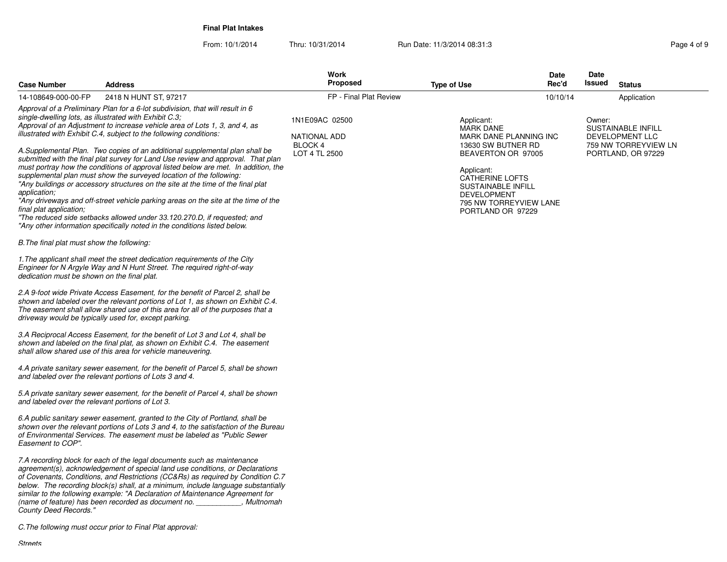**Final Plat Intakes**

From: 10/1/2014 Thru: 10/31/2014 Run Date: 11/3/2014 08:31:3

| Case Number | Address | Work Proposed | Type of Use | Date Rec'd | Date Issued | Status |
|---|---|---|---|---|---|---|
| 14-108649-000-00-FP | 2418 N HUNT ST, 97217 | FP - Final Plat Review | | 10/10/14 | | Application |

1N1E09AC 02500

NATIONAL ADD
BLOCK 4
LOT 4 TL 2500

Applicant:
MARK DANE
MARK DANE PLANNING INC
13630 SW BUTNER RD
BEAVERTON OR 97005

Applicant:
CATHERINE LOFTS
SUSTAINABLE INFILL
DEVELOPMENT
795 NW TORREYVIEW LANE
PORTLAND OR 97229

Owner:
SUSTAINABLE INFILL
DEVELOPMENT LLC
759 NW TORREYVIEW LN
PORTLAND, OR 97229

*Approval of a Preliminary Plan for a 6-lot subdivision, that will result in 6 single-dwelling lots, as illustrated with Exhibit C.3;*
*Approval of an Adjustment to increase vehicle area of Lots 1, 3, and 4, as illustrated with Exhibit C.4, subject to the following conditions:*

*A.Supplemental Plan. Two copies of an additional supplemental plan shall be submitted with the final plat survey for Land Use review and approval. That plan must portray how the conditions of approval listed below are met. In addition, the supplemental plan must show the surveyed location of the following:*
*"Any buildings or accessory structures on the site at the time of the final plat application;*
*"Any driveways and off-street vehicle parking areas on the site at the time of the final plat application;*
*"The reduced side setbacks allowed under 33.120.270.D, if requested; and*
*"Any other information specifically noted in the conditions listed below.*

*B.The final plat must show the following:*

*1.The applicant shall meet the street dedication requirements of the City Engineer for N Argyle Way and N Hunt Street. The required right-of-way dedication must be shown on the final plat.*

*2.A 9-foot wide Private Access Easement, for the benefit of Parcel 2, shall be shown and labeled over the relevant portions of Lot 1, as shown on Exhibit C.4. The easement shall allow shared use of this area for all of the purposes that a driveway would be typically used for, except parking.*

*3.A Reciprocal Access Easement, for the benefit of Lot 3 and Lot 4, shall be shown and labeled on the final plat, as shown on Exhibit C.4. The easement shall allow shared use of this area for vehicle maneuvering.*

*4.A private sanitary sewer easement, for the benefit of Parcel 5, shall be shown and labeled over the relevant portions of Lots 3 and 4.*

*5.A private sanitary sewer easement, for the benefit of Parcel 4, shall be shown and labeled over the relevant portions of Lot 3.*

*6.A public sanitary sewer easement, granted to the City of Portland, shall be shown over the relevant portions of Lots 3 and 4, to the satisfaction of the Bureau of Environmental Services. The easement must be labeled as "Public Sewer Easement to COP".*

*7.A recording block for each of the legal documents such as maintenance agreement(s), acknowledgement of special land use conditions, or Declarations of Covenants, Conditions, and Restrictions (CC&Rs) as required by Condition C.7 below. The recording block(s) shall, at a minimum, include language substantially similar to the following example: "A Declaration of Maintenance Agreement for (name of feature) has been recorded as document no. ___________, Multnomah County Deed Records."*

*C.The following must occur prior to Final Plat approval:*

*Streets*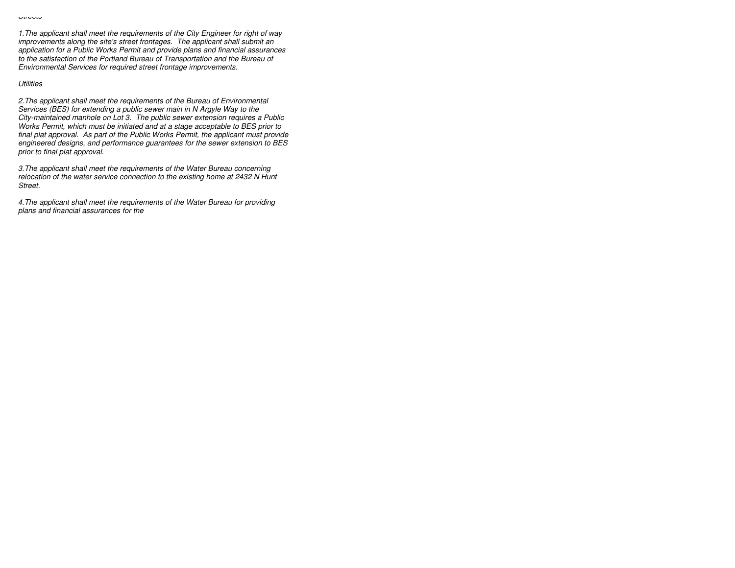*Streets*

*1.The applicant shall meet the requirements of the City Engineer for right of way improvements along the site's street frontages. The applicant shall submit an application for a Public Works Permit and provide plans and financial assurances to the satisfaction of the Portland Bureau of Transportation and the Bureau of Environmental Services for required street frontage improvements.*

*Utilities*

*2.The applicant shall meet the requirements of the Bureau of Environmental Services (BES) for extending a public sewer main in N Argyle Way to the City-maintained manhole on Lot 3. The public sewer extension requires a Public Works Permit, which must be initiated and at a stage acceptable to BES prior to final plat approval. As part of the Public Works Permit, the applicant must provide engineered designs, and performance guarantees for the sewer extension to BES prior to final plat approval.*

*3.The applicant shall meet the requirements of the Water Bureau concerning relocation of the water service connection to the existing home at 2432 N Hunt Street.*

*4.The applicant shall meet the requirements of the Water Bureau for providing plans and financial assurances for the*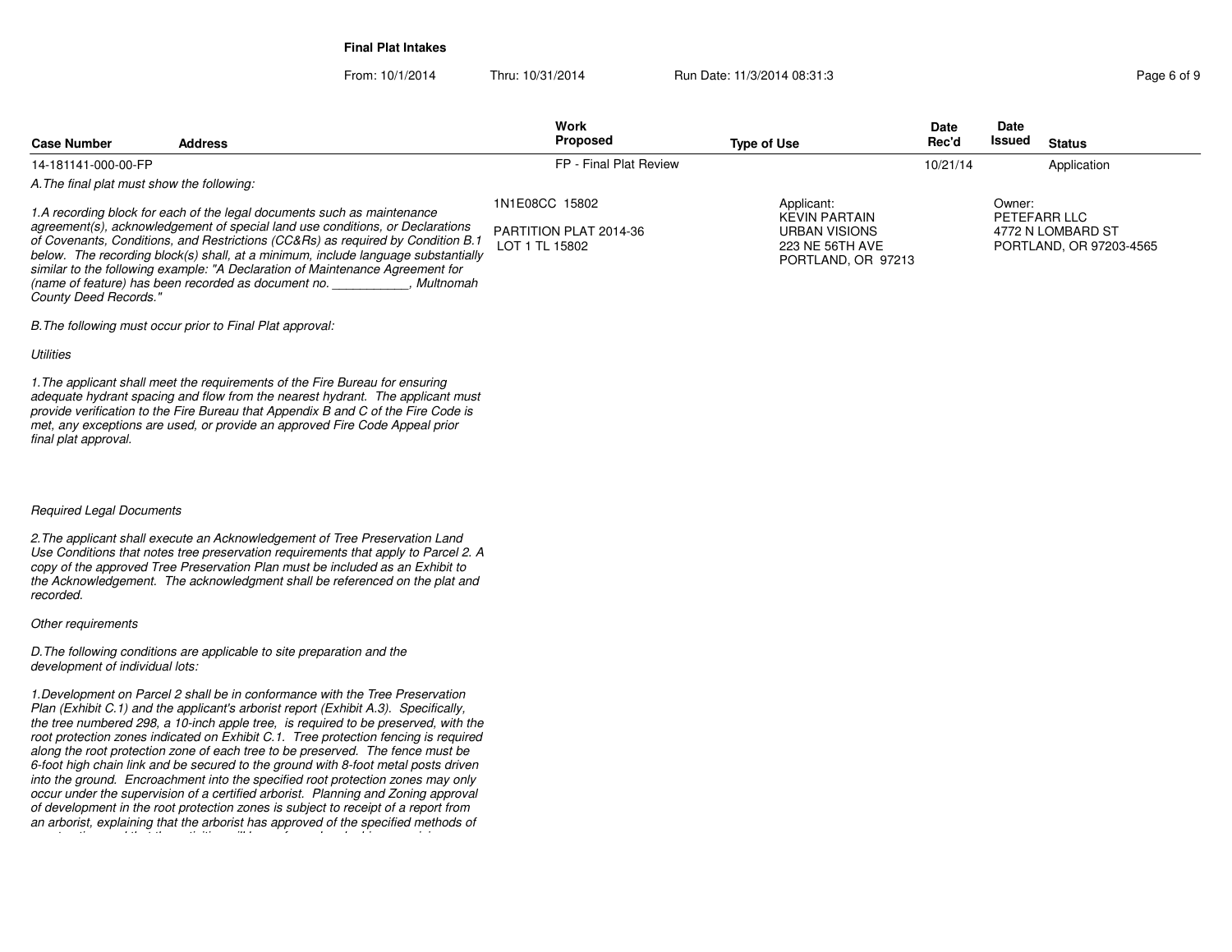**Final Plat Intakes**

From: 10/1/2014 Thru: 10/31/2014 Run Date: 11/3/2014 08:31:3

| Case Number | Address | Work Proposed | Type of Use | Date Rec'd | Date Issued | Status |
|---|---|---|---|---|---|---|
| 14-181141-000-00-FP | | FP - Final Plat Review | | 10/21/14 | | Application |

*A.The final plat must show the following:*

*1.A recording block for each of the legal documents such as maintenance agreement(s), acknowledgement of special land use conditions, or Declarations of Covenants, Conditions, and Restrictions (CC&Rs) as required by Condition B.1 below. The recording block(s) shall, at a minimum, include language substantially similar to the following example: "A Declaration of Maintenance Agreement for (name of feature) has been recorded as document no. ___________, Multnomah County Deed Records."*

1N1E08CC 15802

PARTITION PLAT 2014-36
LOT 1 TL 15802

Applicant:
KEVIN PARTAIN
URBAN VISIONS
223 NE 56TH AVE
PORTLAND, OR 97213

Owner:
PETEFARR LLC
4772 N LOMBARD ST
PORTLAND, OR 97203-4565

*B.The following must occur prior to Final Plat approval:*

*Utilities*

*1.The applicant shall meet the requirements of the Fire Bureau for ensuring adequate hydrant spacing and flow from the nearest hydrant. The applicant must provide verification to the Fire Bureau that Appendix B and C of the Fire Code is met, any exceptions are used, or provide an approved Fire Code Appeal prior final plat approval.*

*Required Legal Documents*

*2.The applicant shall execute an Acknowledgement of Tree Preservation Land Use Conditions that notes tree preservation requirements that apply to Parcel 2. A copy of the approved Tree Preservation Plan must be included as an Exhibit to the Acknowledgement. The acknowledgment shall be referenced on the plat and recorded.*

*Other requirements*

*D.The following conditions are applicable to site preparation and the development of individual lots:*

*1.Development on Parcel 2 shall be in conformance with the Tree Preservation Plan (Exhibit C.1) and the applicant's arborist report (Exhibit A.3). Specifically, the tree numbered 298, a 10-inch apple tree, is required to be preserved, with the root protection zones indicated on Exhibit C.1. Tree protection fencing is required along the root protection zone of each tree to be preserved. The fence must be 6-foot high chain link and be secured to the ground with 8-foot metal posts driven into the ground. Encroachment into the specified root protection zones may only occur under the supervision of a certified arborist. Planning and Zoning approval of development in the root protection zones is subject to receipt of a report from an arborist, explaining that the arborist has approved of the specified methods of*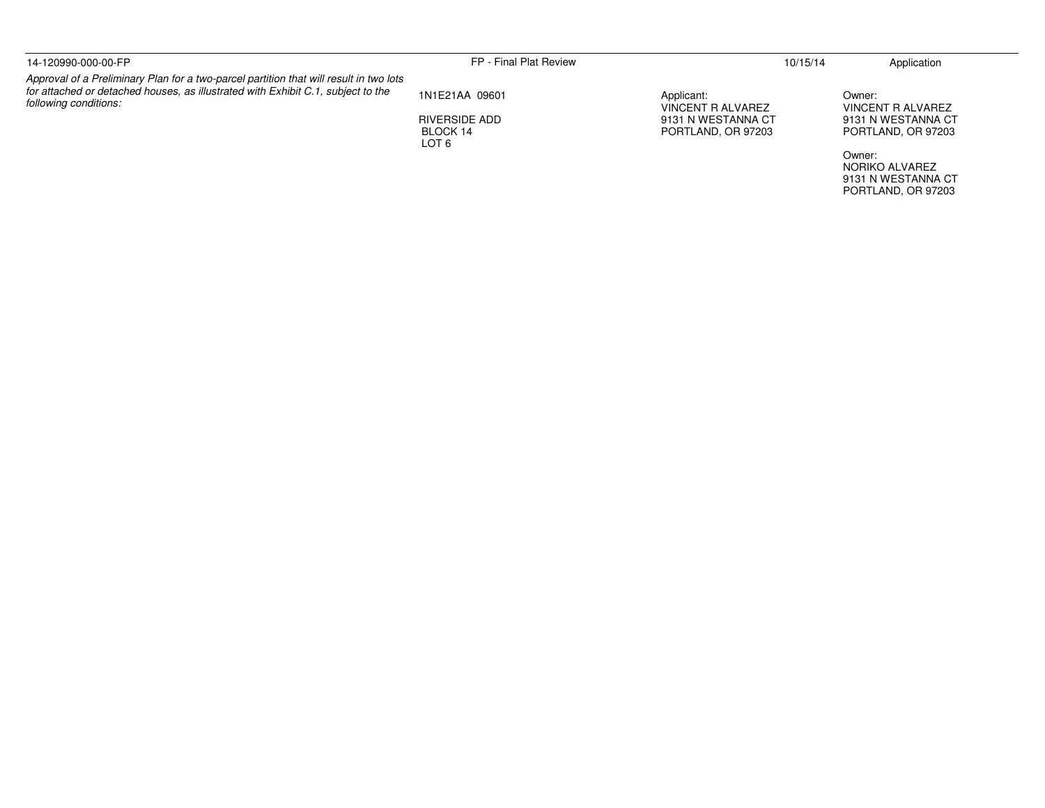| 14-120990-000-00-FP | FP - Final Plat Review | | 10/15/14 | Application |
|---|---|---|---|---|
| *Approval of a Preliminary Plan for a two-parcel partition that will result in two lots for attached or detached houses, as illustrated with Exhibit C.1, subject to the following conditions:* | 1N1E21AA 09601<br><br>RIVERSIDE ADD<br>BLOCK 14<br>LOT 6 | Applicant:<br>VINCENT R ALVAREZ<br>9131 N WESTANNA CT<br>PORTLAND, OR 97203 | | Owner:<br>VINCENT R ALVAREZ<br>9131 N WESTANNA CT<br>PORTLAND, OR 97203<br><br>Owner:<br>NORIKO ALVAREZ<br>9131 N WESTANNA CT<br>PORTLAND, OR 97203 |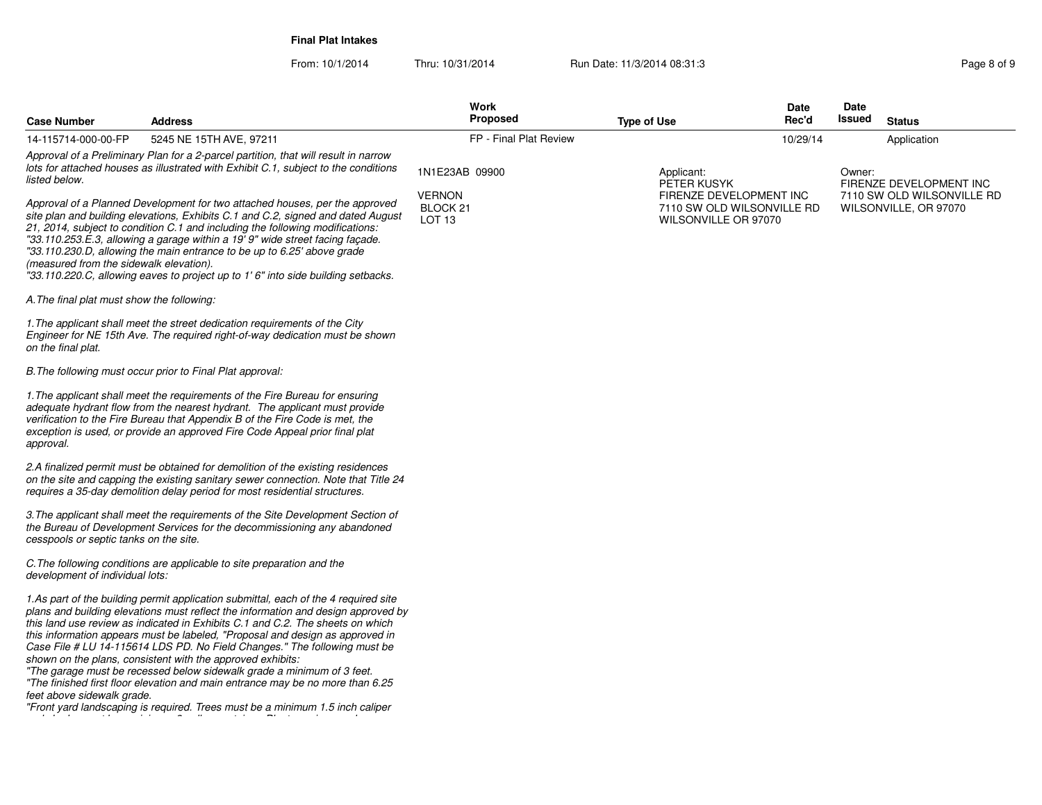**Final Plat Intakes**

From: 10/1/2014 Thru: 10/31/2014 Run Date: 11/3/2014 08:31:3

| Case Number | Address | Work Proposed | Type of Use | Date Rec'd | Date Issued | Status |
|---|---|---|---|---|---|---|
| 14-115714-000-00-FP | 5245 NE 15TH AVE, 97211 | FP - Final Plat Review | | 10/29/14 | | Application |

1N1E23AB 09900

VERNON
BLOCK 21
LOT 13

Applicant:
PETER KUSYK
FIRENZE DEVELOPMENT INC
7110 SW OLD WILSONVILLE RD
WILSONVILLE OR 97070

Owner:
FIRENZE DEVELOPMENT INC
7110 SW OLD WILSONVILLE RD
WILSONVILLE, OR 97070

*Approval of a Preliminary Plan for a 2-parcel partition, that will result in narrow lots for attached houses as illustrated with Exhibit C.1, subject to the conditions listed below.*

*Approval of a Planned Development for two attached houses, per the approved site plan and building elevations, Exhibits C.1 and C.2, signed and dated August 21, 2014, subject to condition C.1 and including the following modifications:*
*"33.110.253.E.3, allowing a garage within a 19' 9" wide street facing façade.*
*"33.110.230.D, allowing the main entrance to be up to 6.25' above grade (measured from the sidewalk elevation).*
*"33.110.220.C, allowing eaves to project up to 1' 6" into side building setbacks.*

*A.The final plat must show the following:*

*1.The applicant shall meet the street dedication requirements of the City Engineer for NE 15th Ave. The required right-of-way dedication must be shown on the final plat.*

*B.The following must occur prior to Final Plat approval:*

*1.The applicant shall meet the requirements of the Fire Bureau for ensuring adequate hydrant flow from the nearest hydrant. The applicant must provide verification to the Fire Bureau that Appendix B of the Fire Code is met, the exception is used, or provide an approved Fire Code Appeal prior final plat approval.*

*2.A finalized permit must be obtained for demolition of the existing residences on the site and capping the existing sanitary sewer connection. Note that Title 24 requires a 35-day demolition delay period for most residential structures.*

*3.The applicant shall meet the requirements of the Site Development Section of the Bureau of Development Services for the decommissioning any abandoned cesspools or septic tanks on the site.*

*C.The following conditions are applicable to site preparation and the development of individual lots:*

*1.As part of the building permit application submittal, each of the 4 required site plans and building elevations must reflect the information and design approved by this land use review as indicated in Exhibits C.1 and C.2. The sheets on which this information appears must be labeled, "Proposal and design as approved in Case File # LU 14-115614 LDS PD. No Field Changes." The following must be shown on the plans, consistent with the approved exhibits:*
*"The garage must be recessed below sidewalk grade a minimum of 3 feet.*
*"The finished first floor elevation and main entrance may be no more than 6.25 feet above sidewalk grade.*
*"Front yard landscaping is required. Trees must be a minimum 1.5 inch caliper*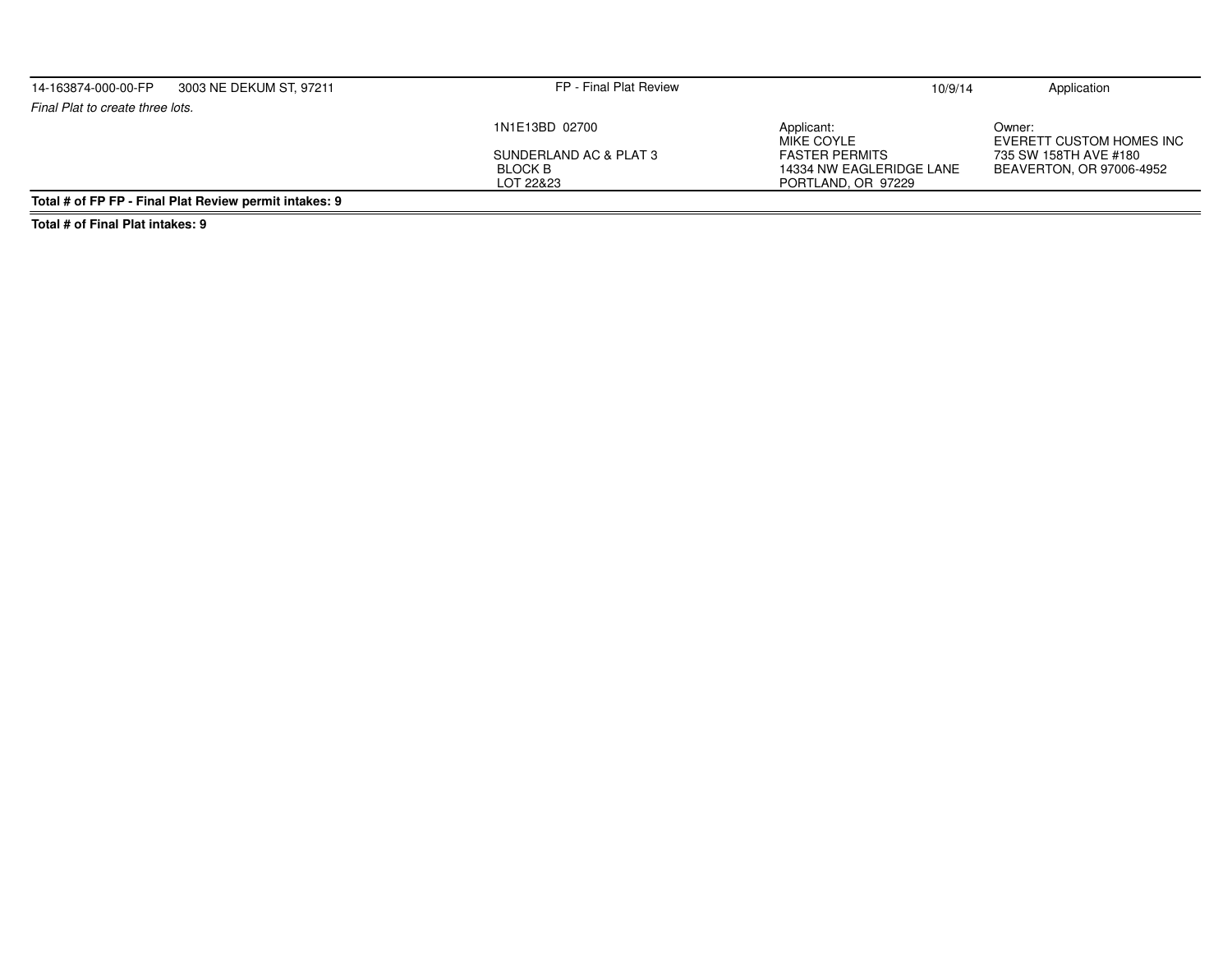| 14-163874-000-00-FP | 3003 NE DEKUM ST, 97211 | FP - Final Plat Review | 10/9/14 | Application |
|---|---|---|---|---|
| *Final Plat to create three lots.* | | | | |
| | | 1N1E13BD 02700<br><br>SUNDERLAND AC & PLAT 3<br>BLOCK B<br>LOT 22&23 | Applicant:<br>MIKE COYLE<br>FASTER PERMITS<br>14334 NW EAGLERIDGE LANE<br>PORTLAND, OR 97229 | Owner:<br>EVERETT CUSTOM HOMES INC<br>735 SW 158TH AVE #180<br>BEAVERTON, OR 97006-4952 |

**Total # of FP FP - Final Plat Review permit intakes: 9**

**Total # of Final Plat intakes: 9**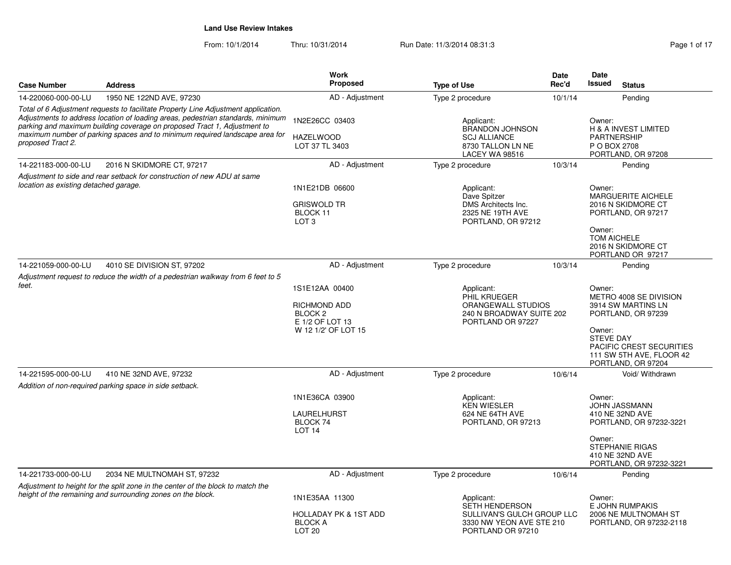## Land Use Review Intakes

From: 10/1/2014 Thru: 10/31/2014 Run Date: 11/3/2014 08:31:3

| Case Number | Address | Work Proposed | Type of Use | Date Rec'd | Date Issued | Status |
|---|---|---|---|---|---|---|
| 14-220060-000-00-LU | 1950 NE 122ND AVE, 97230 | AD - Adjustment | Type 2 procedure | 10/1/14 | | Pending |
| *Total of 6 Adjustment requests to facilitate Property Line Adjustment application. Adjustments to address location of loading areas, pedestrian standards, minimum parking and maximum building coverage on proposed Tract 1, Adjustment to maximum number of parking spaces and to minimum required landscape area for proposed Tract 2.* | | 1N2E26CC 03403<br>HAZELWOOD<br>LOT 37 TL 3403 | Applicant:<br>BRANDON JOHNSON<br>SCJ ALLIANCE<br>8730 TALLON LN NE<br>LACEY WA 98516 | | Owner:<br>H & A INVEST LIMITED PARTNERSHIP<br>P O BOX 2708<br>PORTLAND, OR 97208 | |
| 14-221183-000-00-LU | 2016 N SKIDMORE CT, 97217 | AD - Adjustment | Type 2 procedure | 10/3/14 | | Pending |
| *Adjustment to side and rear setback for construction of new ADU at same location as existing detached garage.* | | 1N1E21DB 06600<br>GRISWOLD TR<br>BLOCK 11<br>LOT 3 | Applicant:<br>Dave Spitzer<br>DMS Architects Inc.<br>2325 NE 19TH AVE<br>PORTLAND, OR 97212 | | Owner:<br>MARGUERITE AICHELE<br>2016 N SKIDMORE CT<br>PORTLAND, OR 97217<br>Owner:<br>TOM AICHELE<br>2016 N SKIDMORE CT<br>PORTLAND OR 97217 | |
| 14-221059-000-00-LU | 4010 SE DIVISION ST, 97202 | AD - Adjustment | Type 2 procedure | 10/3/14 | | Pending |
| *Adjustment request to reduce the width of a pedestrian walkway from 6 feet to 5 feet.* | | 1S1E12AA 00400<br>RICHMOND ADD<br>BLOCK 2<br>E 1/2 OF LOT 13<br>W 12 1/2' OF LOT 15 | Applicant:<br>PHIL KRUEGER<br>ORANGEWALL STUDIOS<br>240 N BROADWAY SUITE 202<br>PORTLAND OR 97227 | | Owner:<br>METRO 4008 SE DIVISION<br>3914 SW MARTINS LN<br>PORTLAND, OR 97239<br>Owner:<br>STEVE DAY<br>PACIFIC CREST SECURITIES<br>111 SW 5TH AVE, FLOOR 42<br>PORTLAND, OR 97204 | |
| 14-221595-000-00-LU | 410 NE 32ND AVE, 97232 | AD - Adjustment | Type 2 procedure | 10/6/14 | | Void/ Withdrawn |
| *Addition of non-required parking space in side setback.* | | 1N1E36CA 03900<br>LAURELHURST<br>BLOCK 74<br>LOT 14 | Applicant:<br>KEN WIESLER<br>624 NE 64TH AVE<br>PORTLAND, OR 97213 | | Owner:<br>JOHN JASSMANN<br>410 NE 32ND AVE<br>PORTLAND, OR 97232-3221<br>Owner:<br>STEPHANIE RIGAS<br>410 NE 32ND AVE<br>PORTLAND, OR 97232-3221 | |
| 14-221733-000-00-LU | 2034 NE MULTNOMAH ST, 97232 | AD - Adjustment | Type 2 procedure | 10/6/14 | | Pending |
| *Adjustment to height for the split zone in the center of the block to match the height of the remaining and surrounding zones on the block.* | | 1N1E35AA 11300<br>HOLLADAY PK & 1ST ADD<br>BLOCK A<br>LOT 20 | Applicant:<br>SETH HENDERSON<br>SULLIVAN'S GULCH GROUP LLC<br>3330 NW YEON AVE STE 210<br>PORTLAND OR 97210 | | Owner:<br>E JOHN RUMPAKIS<br>2006 NE MULTNOMAH ST<br>PORTLAND, OR 97232-2118 | |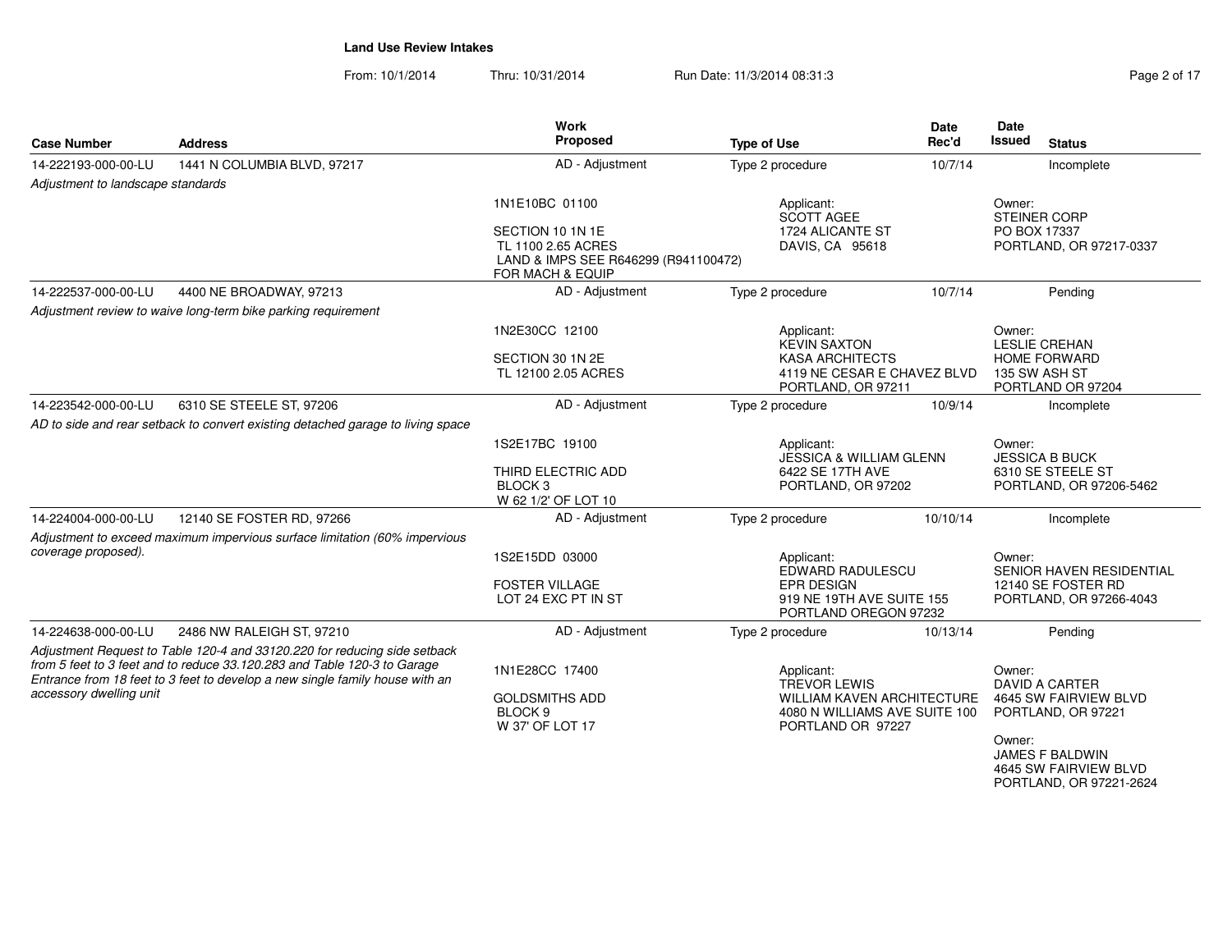**Land Use Review Intakes**

From: 10/1/2014 Thru: 10/31/2014 Run Date: 11/3/2014 08:31:3

| Case Number | Address | Work Proposed | Type of Use | Date Rec'd | Date Issued | Status |
|---|---|---|---|---|---|---|
| 14-222193-000-00-LU | 1441 N COLUMBIA BLVD, 97217 | AD - Adjustment | Type 2 procedure | 10/7/14 | | Incomplete |
| *Adjustment to landscape standards* | | 1N1E10BC 01100<br>SECTION 10 1N 1E<br>TL 1100 2.65 ACRES<br>LAND & IMPS SEE R646299 (R941100472) FOR MACH & EQUIP | Applicant:<br>SCOTT AGEE<br>1724 ALICANTE ST<br>DAVIS, CA 95618 | | Owner:<br>STEINER CORP<br>PO BOX 17337<br>PORTLAND, OR 97217-0337 | |
| 14-222537-000-00-LU | 4400 NE BROADWAY, 97213 | AD - Adjustment | Type 2 procedure | 10/7/14 | | Pending |
| *Adjustment review to waive long-term bike parking requirement* | | 1N2E30CC 12100<br>SECTION 30 1N 2E<br>TL 12100 2.05 ACRES | Applicant:<br>KEVIN SAXTON<br>KASA ARCHITECTS<br>4119 NE CESAR E CHAVEZ BLVD<br>PORTLAND, OR 97211 | | Owner:<br>LESLIE CREHAN<br>HOME FORWARD<br>135 SW ASH ST<br>PORTLAND OR 97204 | |
| 14-223542-000-00-LU | 6310 SE STEELE ST, 97206 | AD - Adjustment | Type 2 procedure | 10/9/14 | | Incomplete |
| *AD to side and rear setback to convert existing detached garage to living space* | | 1S2E17BC 19100<br>THIRD ELECTRIC ADD<br>BLOCK 3<br>W 62 1/2' OF LOT 10 | Applicant:<br>JESSICA & WILLIAM GLENN<br>6422 SE 17TH AVE<br>PORTLAND, OR 97202 | | Owner:<br>JESSICA B BUCK<br>6310 SE STEELE ST<br>PORTLAND, OR 97206-5462 | |
| 14-224004-000-00-LU | 12140 SE FOSTER RD, 97266 | AD - Adjustment | Type 2 procedure | 10/10/14 | | Incomplete |
| *Adjustment to exceed maximum impervious surface limitation (60% impervious coverage proposed).* | | 1S2E15DD 03000<br>FOSTER VILLAGE<br>LOT 24 EXC PT IN ST | Applicant:<br>EDWARD RADULESCU<br>EPR DESIGN<br>919 NE 19TH AVE SUITE 155<br>PORTLAND OREGON 97232 | | Owner:<br>SENIOR HAVEN RESIDENTIAL<br>12140 SE FOSTER RD<br>PORTLAND, OR 97266-4043 | |
| 14-224638-000-00-LU | 2486 NW RALEIGH ST, 97210 | AD - Adjustment | Type 2 procedure | 10/13/14 | | Pending |
| *Adjustment Request to Table 120-4 and 33120.220 for reducing side setback from 5 feet to 3 feet and to reduce 33.120.283 and Table 120-3 to Garage Entrance from 18 feet to 3 feet to develop a new single family house with an accessory dwelling unit* | | 1N1E28CC 17400<br>GOLDSMITHS ADD<br>BLOCK 9<br>W 37' OF LOT 17 | Applicant:<br>TREVOR LEWIS<br>WILLIAM KAVEN ARCHITECTURE<br>4080 N WILLIAMS AVE SUITE 100<br>PORTLAND OR 97227 | | Owner:<br>DAVID A CARTER<br>4645 SW FAIRVIEW BLVD<br>PORTLAND, OR 97221<br>Owner:<br>JAMES F BALDWIN<br>4645 SW FAIRVIEW BLVD<br>PORTLAND, OR 97221-2624 | |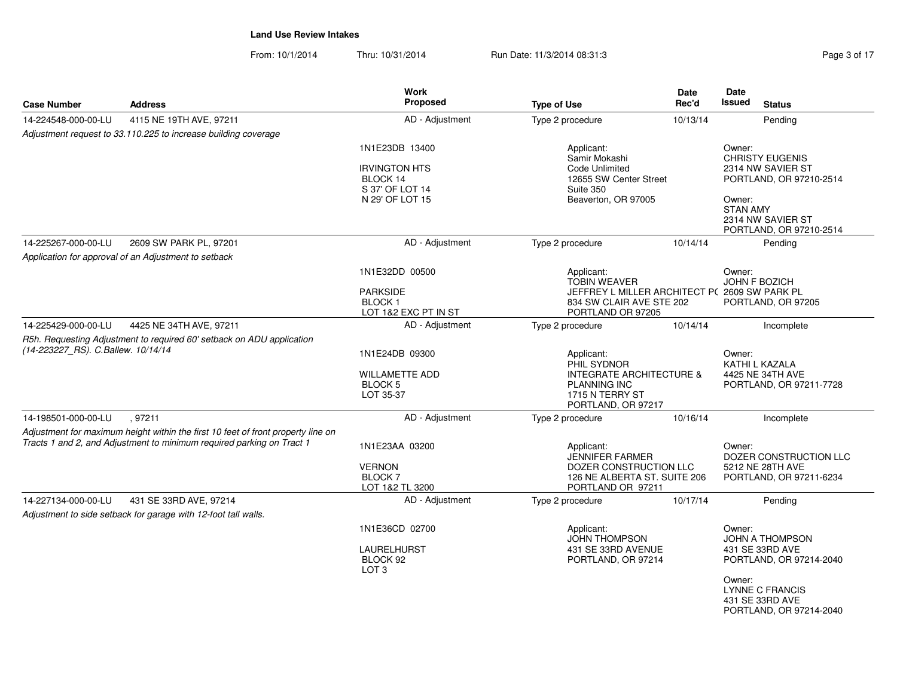**Land Use Review Intakes**

From: 10/1/2014 Thru: 10/31/2014 Run Date: 11/3/2014 08:31:3

| Case Number | Address | Work Proposed | Type of Use | Date Rec'd | Date Issued | Status |
|---|---|---|---|---|---|---|
| 14-224548-000-00-LU | 4115 NE 19TH AVE, 97211 | AD - Adjustment | Type 2 procedure | 10/13/14 | | Pending |
| *Adjustment request to 33.110.225 to increase building coverage* | | 1N1E23DB 13400<br><br>IRVINGTON HTS<br>BLOCK 14<br>S 37' OF LOT 14<br>N 29' OF LOT 15 | Applicant:<br>Samir Mokashi<br>Code Unlimited<br>12655 SW Center Street<br>Suite 350<br>Beaverton, OR 97005 | | Owner:<br>CHRISTY EUGENIS<br>2314 NW SAVIER ST<br>PORTLAND, OR 97210-2514<br><br>Owner:<br>STAN AMY<br>2314 NW SAVIER ST<br>PORTLAND, OR 97210-2514 | |
| 14-225267-000-00-LU | 2609 SW PARK PL, 97201 | AD - Adjustment | Type 2 procedure | 10/14/14 | | Pending |
| *Application for approval of an Adjustment to setback* | | 1N1E32DD 00500<br><br>PARKSIDE<br>BLOCK 1<br>LOT 1&2 EXC PT IN ST | Applicant:<br>TOBIN WEAVER<br>JEFFREY L MILLER ARCHITECT PC<br>834 SW CLAIR AVE STE 202<br>PORTLAND OR 97205 | | Owner:<br>JOHN F BOZICH<br>2609 SW PARK PL<br>PORTLAND, OR 97205 | |
| 14-225429-000-00-LU | 4425 NE 34TH AVE, 97211 | AD - Adjustment | Type 2 procedure | 10/14/14 | | Incomplete |
| *R5h. Requesting Adjustment to required 60' setback on ADU application (14-223227_RS). C.Ballew. 10/14/14* | | 1N1E24DB 09300<br><br>WILLAMETTE ADD<br>BLOCK 5<br>LOT 35-37 | Applicant:<br>PHIL SYDNOR<br>INTEGRATE ARCHITECTURE & PLANNING INC<br>1715 N TERRY ST<br>PORTLAND, OR 97217 | | Owner:<br>KATHI L KAZALA<br>4425 NE 34TH AVE<br>PORTLAND, OR 97211-7728 | |
| 14-198501-000-00-LU | , 97211 | AD - Adjustment | Type 2 procedure | 10/16/14 | | Incomplete |
| *Adjustment for maximum height within the first 10 feet of front property line on Tracts 1 and 2, and Adjustment to minimum required parking on Tract 1* | | 1N1E23AA 03200<br><br>VERNON<br>BLOCK 7<br>LOT 1&2 TL 3200 | Applicant:<br>JENNIFER FARMER<br>DOZER CONSTRUCTION LLC<br>126 NE ALBERTA ST. SUITE 206<br>PORTLAND OR 97211 | | Owner:<br>DOZER CONSTRUCTION LLC<br>5212 NE 28TH AVE<br>PORTLAND, OR 97211-6234 | |
| 14-227134-000-00-LU | 431 SE 33RD AVE, 97214 | AD - Adjustment | Type 2 procedure | 10/17/14 | | Pending |
| *Adjustment to side setback for garage with 12-foot tall walls.* | | 1N1E36CD 02700<br><br>LAURELHURST<br>BLOCK 92<br>LOT 3 | Applicant:<br>JOHN THOMPSON<br>431 SE 33RD AVENUE<br>PORTLAND, OR 97214 | | Owner:<br>JOHN A THOMPSON<br>431 SE 33RD AVE<br>PORTLAND, OR 97214-2040<br><br>Owner:<br>LYNNE C FRANCIS<br>431 SE 33RD AVE<br>PORTLAND, OR 97214-2040 | |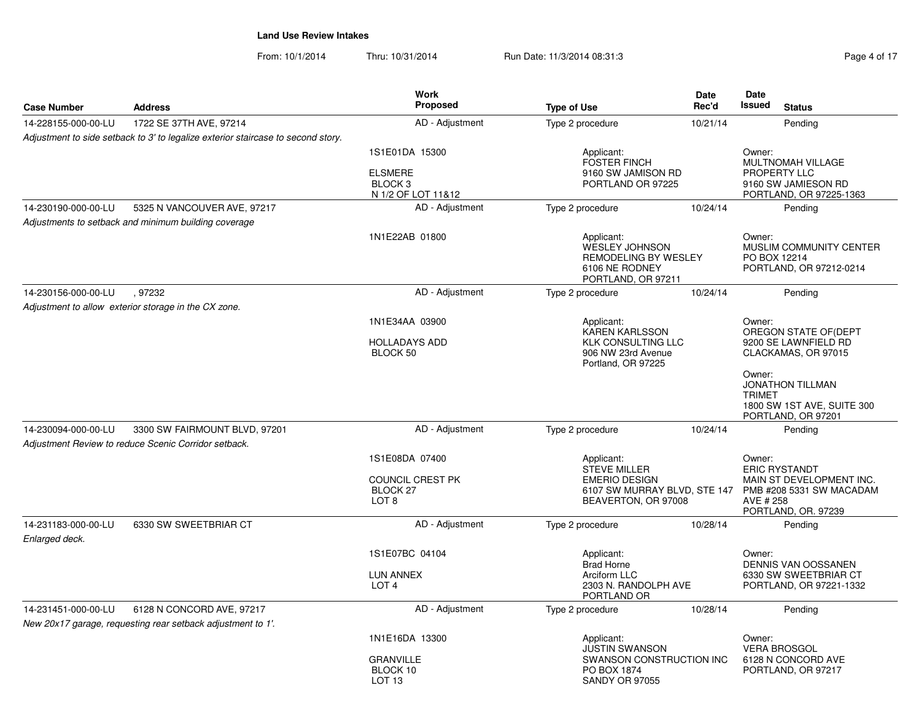**Land Use Review Intakes**

From: 10/1/2014 Thru: 10/31/2014 Run Date: 11/3/2014 08:31:3

| Case Number | Address | Work Proposed | Type of Use | Date Rec'd | Date Issued | Status |
|---|---|---|---|---|---|---|
| 14-228155-000-00-LU | 1722 SE 37TH AVE, 97214 | AD - Adjustment | Type 2 procedure | 10/21/14 | | Pending |
| *Adjustment to side setback to 3' to legalize exterior staircase to second story.* | | | | | | |
| | | 1S1E01DA 15300<br>ELSMERE<br>BLOCK 3<br>N 1/2 OF LOT 11&12 | Applicant:<br>FOSTER FINCH<br>9160 SW JAMISON RD<br>PORTLAND OR 97225 | | Owner:<br>MULTNOMAH VILLAGE PROPERTY LLC<br>9160 SW JAMIESON RD<br>PORTLAND, OR 97225-1363 | |
| 14-230190-000-00-LU | 5325 N VANCOUVER AVE, 97217 | AD - Adjustment | Type 2 procedure | 10/24/14 | | Pending |
| *Adjustments to setback and minimum building coverage* | | | | | | |
| | | 1N1E22AB 01800 | Applicant:<br>WESLEY JOHNSON<br>REMODELING BY WESLEY<br>6106 NE RODNEY<br>PORTLAND, OR 97211 | | Owner:<br>MUSLIM COMMUNITY CENTER<br>PO BOX 12214<br>PORTLAND, OR 97212-0214 | |
| 14-230156-000-00-LU | , 97232 | AD - Adjustment | Type 2 procedure | 10/24/14 | | Pending |
| *Adjustment to allow exterior storage in the CX zone.* | | | | | | |
| | | 1N1E34AA 03900<br>HOLLADAYS ADD<br>BLOCK 50 | Applicant:<br>KAREN KARLSSON<br>KLK CONSULTING LLC<br>906 NW 23rd Avenue<br>Portland, OR 97225 | | Owner:<br>OREGON STATE OF(DEPT<br>9200 SE LAWNFIELD RD<br>CLACKAMAS, OR 97015<br><br>Owner:<br>JONATHON TILLMAN<br>TRIMET<br>1800 SW 1ST AVE, SUITE 300<br>PORTLAND, OR 97201 | |
| 14-230094-000-00-LU | 3300 SW FAIRMOUNT BLVD, 97201 | AD - Adjustment | Type 2 procedure | 10/24/14 | | Pending |
| *Adjustment Review to reduce Scenic Corridor setback.* | | | | | | |
| | | 1S1E08DA 07400<br>COUNCIL CREST PK<br>BLOCK 27<br>LOT 8 | Applicant:<br>STEVE MILLER<br>EMERIO DESIGN<br>6107 SW MURRAY BLVD, STE 147<br>BEAVERTON, OR 97008 | | Owner:<br>ERIC RYSTANDT<br>MAIN ST DEVELOPMENT INC.<br>PMB #208 5331 SW MACADAM AVE # 258<br>PORTLAND, OR. 97239 | |
| 14-231183-000-00-LU | 6330 SW SWEETBRIAR CT | AD - Adjustment | Type 2 procedure | 10/28/14 | | Pending |
| *Enlarged deck.* | | | | | | |
| | | 1S1E07BC 04104<br>LUN ANNEX<br>LOT 4 | Applicant:<br>Brad Horne<br>Arciform LLC<br>2303 N. RANDOLPH AVE<br>PORTLAND OR | | Owner:<br>DENNIS VAN OOSSANEN<br>6330 SW SWEETBRIAR CT<br>PORTLAND, OR 97221-1332 | |
| 14-231451-000-00-LU | 6128 N CONCORD AVE, 97217 | AD - Adjustment | Type 2 procedure | 10/28/14 | | Pending |
| *New 20x17 garage, requesting rear setback adjustment to 1'.* | | | | | | |
| | | 1N1E16DA 13300<br>GRANVILLE<br>BLOCK 10<br>LOT 13 | Applicant:<br>JUSTIN SWANSON<br>SWANSON CONSTRUCTION INC<br>PO BOX 1874<br>SANDY OR 97055 | | Owner:<br>VERA BROSGOL<br>6128 N CONCORD AVE<br>PORTLAND, OR 97217 | |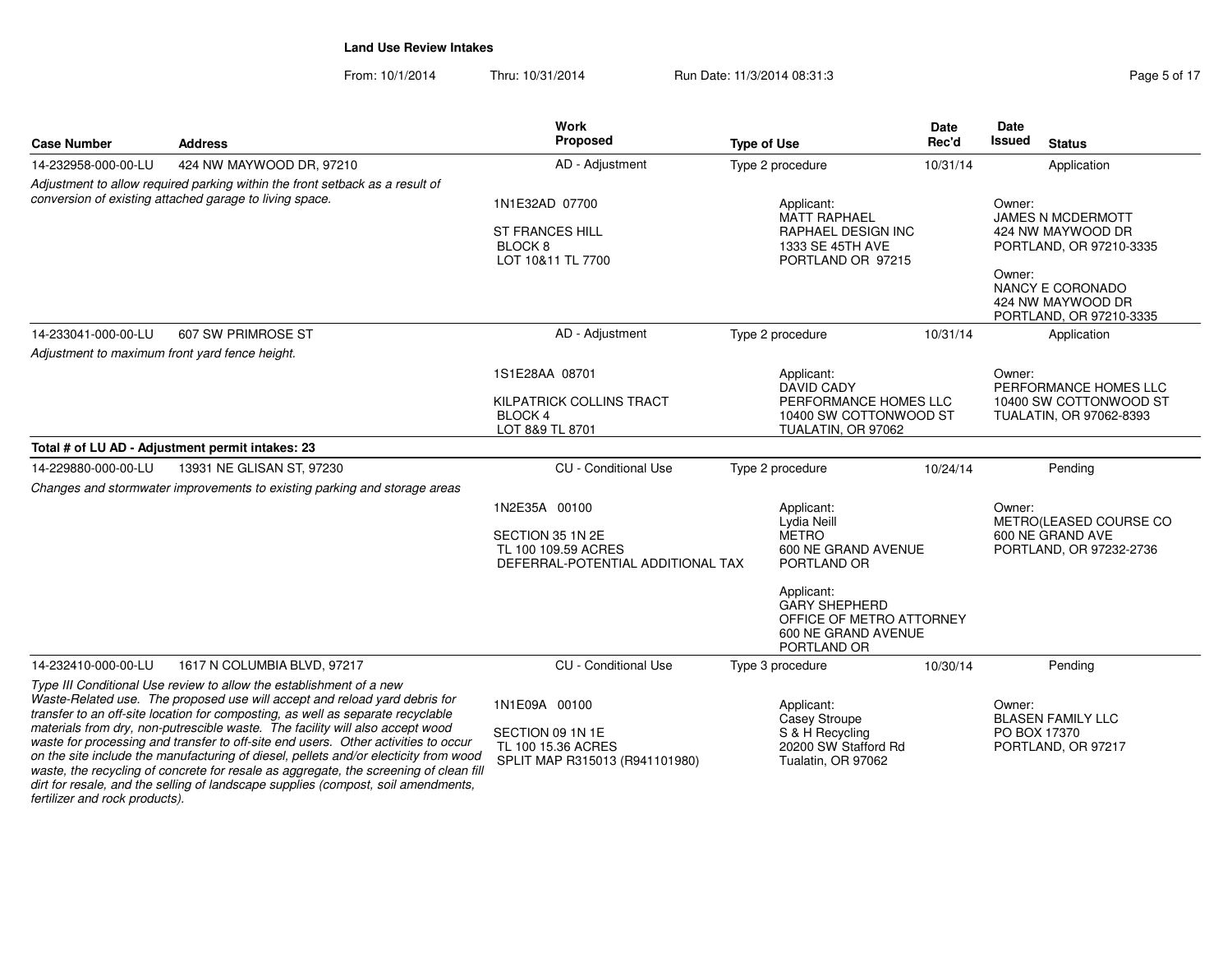**Land Use Review Intakes**

From: 10/1/2014 Thru: 10/31/2014 Run Date: 11/3/2014 08:31:3

| Case Number | Address | Work Proposed | Type of Use | Date Rec'd | Date Issued | Status |
|---|---|---|---|---|---|---|
| 14-232958-000-00-LU | 424 NW MAYWOOD DR, 97210 | AD - Adjustment | Type 2 procedure | 10/31/14 | | Application |
| *Adjustment to allow required parking within the front setback as a result of conversion of existing attached garage to living space.* | | 1N1E32AD 07700<br><br>ST FRANCES HILL<br>BLOCK 8<br>LOT 10&11 TL 7700 | Applicant:<br>MATT RAPHAEL<br>RAPHAEL DESIGN INC<br>1333 SE 45TH AVE<br>PORTLAND OR 97215 | | Owner:<br>JAMES N MCDERMOTT<br>424 NW MAYWOOD DR<br>PORTLAND, OR 97210-3335<br><br>Owner:<br>NANCY E CORONADO<br>424 NW MAYWOOD DR<br>PORTLAND, OR 97210-3335 | |
| 14-233041-000-00-LU | 607 SW PRIMROSE ST | AD - Adjustment | Type 2 procedure | 10/31/14 | | Application |
| *Adjustment to maximum front yard fence height.* | | 1S1E28AA 08701<br><br>KILPATRICK COLLINS TRACT<br>BLOCK 4<br>LOT 8&9 TL 8701 | Applicant:<br>DAVID CADY<br>PERFORMANCE HOMES LLC<br>10400 SW COTTONWOOD ST<br>TUALATIN, OR 97062 | | Owner:<br>PERFORMANCE HOMES LLC<br>10400 SW COTTONWOOD ST<br>TUALATIN, OR 97062-8393 | |
| **Total # of LU AD - Adjustment permit intakes: 23** | | | | | | |
| 14-229880-000-00-LU | 13931 NE GLISAN ST, 97230 | CU - Conditional Use | Type 2 procedure | 10/24/14 | | Pending |
| *Changes and stormwater improvements to existing parking and storage areas* | | 1N2E35A 00100<br><br>SECTION 35 1N 2E<br>TL 100 109.59 ACRES<br>DEFERRAL-POTENTIAL ADDITIONAL TAX | Applicant:<br>Lydia Neill<br>METRO<br>600 NE GRAND AVENUE<br>PORTLAND OR<br><br>Applicant:<br>GARY SHEPHERD<br>OFFICE OF METRO ATTORNEY<br>600 NE GRAND AVENUE<br>PORTLAND OR | | Owner:<br>METRO(LEASED COURSE CO<br>600 NE GRAND AVE<br>PORTLAND, OR 97232-2736 | |
| 14-232410-000-00-LU | 1617 N COLUMBIA BLVD, 97217 | CU - Conditional Use | Type 3 procedure | 10/30/14 | | Pending |
| *Type III Conditional Use review to allow the establishment of a new Waste-Related use. The proposed use will accept and reload yard debris for transfer to an off-site location for composting, as well as separate recyclable materials from dry, non-putrescible waste. The facility will also accept wood waste for processing and transfer to off-site end users. Other activities to occur on the site include the manufacturing of diesel, pellets and/or electicity from wood waste, the recycling of concrete for resale as aggregate, the screening of clean fill dirt for resale, and the selling of landscape supplies (compost, soil amendments, fertilizer and rock products).* | | 1N1E09A 00100<br><br>SECTION 09 1N 1E<br>TL 100 15.36 ACRES<br>SPLIT MAP R315013 (R941101980) | Applicant:<br>Casey Stroupe<br>S & H Recycling<br>20200 SW Stafford Rd<br>Tualatin, OR 97062 | | Owner:<br>BLASEN FAMILY LLC<br>PO BOX 17370<br>PORTLAND, OR 97217 | |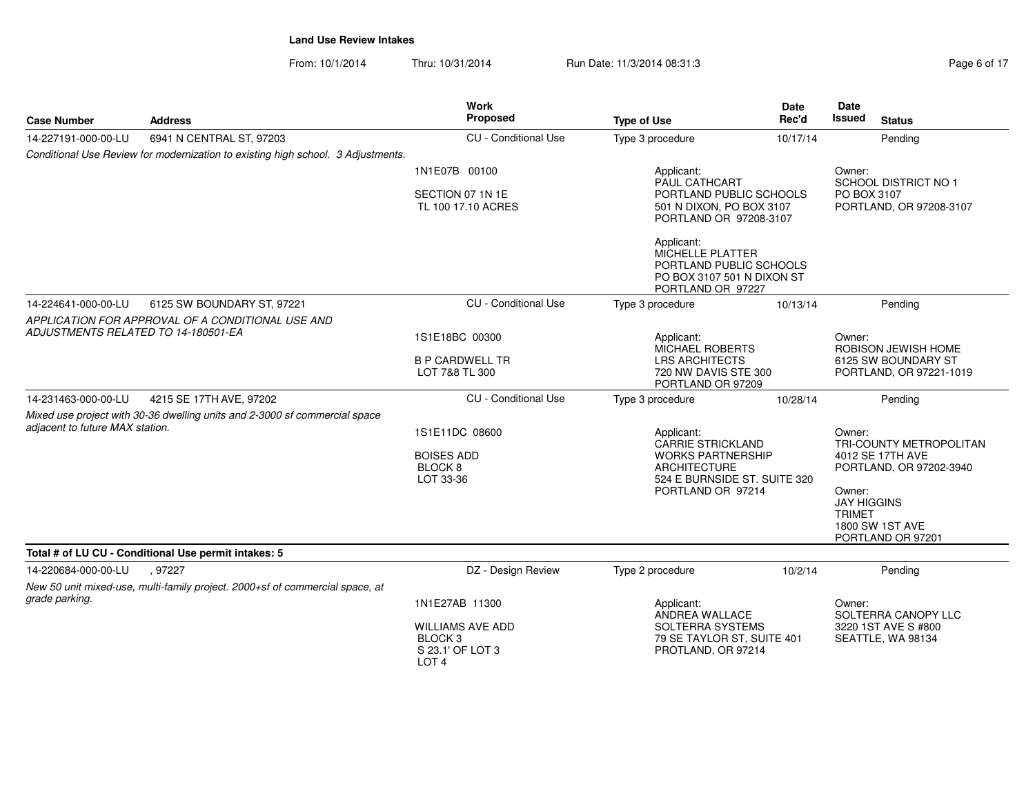**Land Use Review Intakes**

From: 10/1/2014 Thru: 10/31/2014 Run Date: 11/3/2014 08:31:3

| Case Number | Address | Work Proposed | Type of Use | Date Rec'd | Date Issued | Status |
|---|---|---|---|---|---|---|
| 14-227191-000-00-LU | 6941 N CENTRAL ST, 97203 | CU - Conditional Use | Type 3 procedure | 10/17/14 | | Pending |
| *Conditional Use Review for modernization to existing high school. 3 Adjustments.* | | 1N1E07B 00100<br><br>SECTION 07 1N 1E<br>TL 100 17.10 ACRES | Applicant:<br>PAUL CATHCART<br>PORTLAND PUBLIC SCHOOLS<br>501 N DIXON, PO BOX 3107<br>PORTLAND OR 97208-3107<br><br>Applicant:<br>MICHELLE PLATTER<br>PORTLAND PUBLIC SCHOOLS<br>PO BOX 3107 501 N DIXON ST<br>PORTLAND OR 97227 | | Owner:<br>SCHOOL DISTRICT NO 1<br>PO BOX 3107<br>PORTLAND, OR 97208-3107 | |
| 14-224641-000-00-LU | 6125 SW BOUNDARY ST, 97221 | CU - Conditional Use | Type 3 procedure | 10/13/14 | | Pending |
| *APPLICATION FOR APPROVAL OF A CONDITIONAL USE AND ADJUSTMENTS RELATED TO 14-180501-EA* | | 1S1E18BC 00300<br><br>B P CARDWELL TR<br>LOT 7&8 TL 300 | Applicant:<br>MICHAEL ROBERTS<br>LRS ARCHITECTS<br>720 NW DAVIS STE 300<br>PORTLAND OR 97209 | | Owner:<br>ROBISON JEWISH HOME<br>6125 SW BOUNDARY ST<br>PORTLAND, OR 97221-1019 | |
| 14-231463-000-00-LU | 4215 SE 17TH AVE, 97202 | CU - Conditional Use | Type 3 procedure | 10/28/14 | | Pending |
| *Mixed use project with 30-36 dwelling units and 2-3000 sf commercial space adjacent to future MAX station.* | | 1S1E11DC 08600<br><br>BOISES ADD<br>BLOCK 8<br>LOT 33-36 | Applicant:<br>CARRIE STRICKLAND<br>WORKS PARTNERSHIP ARCHITECTURE<br>524 E BURNSIDE ST. SUITE 320<br>PORTLAND OR 97214 | | Owner:<br>TRI-COUNTY METROPOLITAN<br>4012 SE 17TH AVE<br>PORTLAND, OR 97202-3940<br><br>Owner:<br>JAY HIGGINS<br>TRIMET<br>1800 SW 1ST AVE<br>PORTLAND OR 97201 | |
| **Total # of LU CU - Conditional Use permit intakes: 5** | | | | | | |
| 14-220684-000-00-LU | , 97227 | DZ - Design Review | Type 2 procedure | 10/2/14 | | Pending |
| *New 50 unit mixed-use, multi-family project. 2000+sf of commercial space, at grade parking.* | | 1N1E27AB 11300<br><br>WILLIAMS AVE ADD<br>BLOCK 3<br>S 23.1' OF LOT 3<br>LOT 4 | Applicant:<br>ANDREA WALLACE<br>SOLTERRA SYSTEMS<br>79 SE TAYLOR ST, SUITE 401<br>PROTLAND, OR 97214 | | Owner:<br>SOLTERRA CANOPY LLC<br>3220 1ST AVE S #800<br>SEATTLE, WA 98134 | |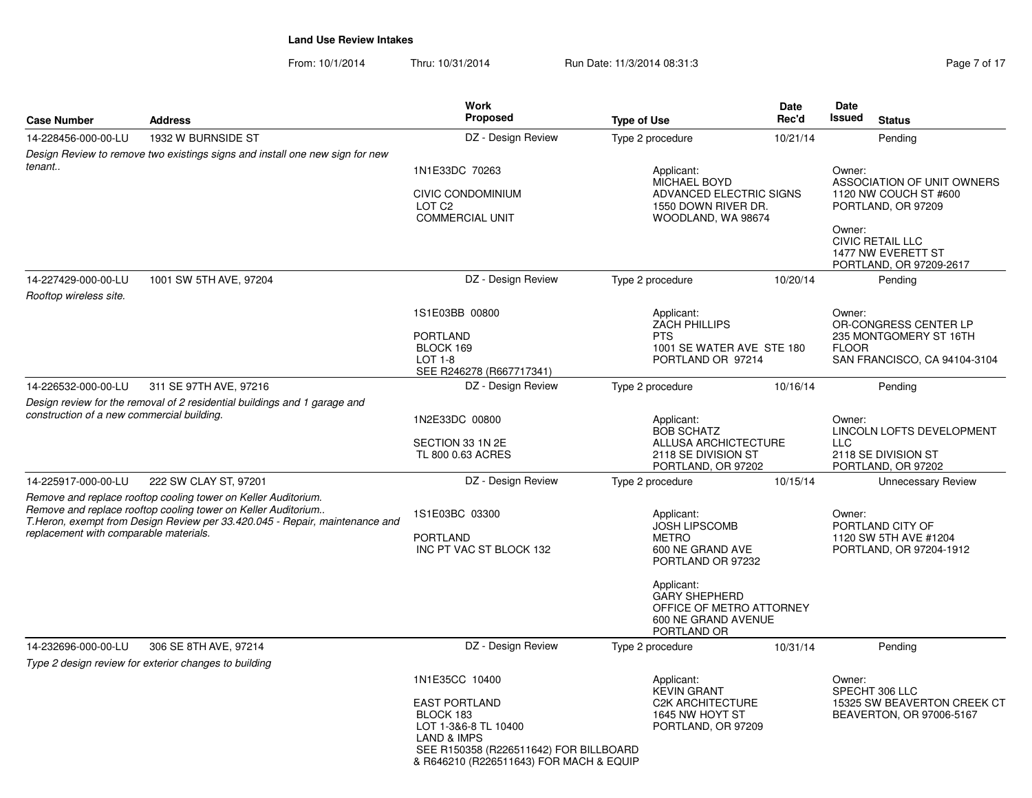**Land Use Review Intakes**

From: 10/1/2014 Thru: 10/31/2014 Run Date: 11/3/2014 08:31:3

| Case Number | Address | Work Proposed | Type of Use | Date Rec'd | Date Issued | Status |
|---|---|---|---|---|---|---|
| 14-228456-000-00-LU | 1932 W BURNSIDE ST | DZ - Design Review | Type 2 procedure | 10/21/14 | | Pending |
| *Design Review to remove two existings signs and install one new sign for new tenant..* | | 1N1E33DC 70263<br><br>CIVIC CONDOMINIUM<br>LOT C2<br>COMMERCIAL UNIT | Applicant:<br>MICHAEL BOYD<br>ADVANCED ELECTRIC SIGNS<br>1550 DOWN RIVER DR.<br>WOODLAND, WA 98674 | | Owner:<br>ASSOCIATION OF UNIT OWNERS<br>1120 NW COUCH ST #600<br>PORTLAND, OR 97209<br><br>Owner:<br>CIVIC RETAIL LLC<br>1477 NW EVERETT ST<br>PORTLAND, OR 97209-2617 | |
| 14-227429-000-00-LU | 1001 SW 5TH AVE, 97204 | DZ - Design Review | Type 2 procedure | 10/20/14 | | Pending |
| *Rooftop wireless site.* | | 1S1E03BB 00800<br><br>PORTLAND<br>BLOCK 169<br>LOT 1-8<br>SEE R246278 (R667717341) | Applicant:<br>ZACH PHILLIPS<br>PTS<br>1001 SE WATER AVE STE 180<br>PORTLAND OR 97214 | | Owner:<br>OR-CONGRESS CENTER LP<br>235 MONTGOMERY ST 16TH FLOOR<br>SAN FRANCISCO, CA 94104-3104 | |
| 14-226532-000-00-LU | 311 SE 97TH AVE, 97216 | DZ - Design Review | Type 2 procedure | 10/16/14 | | Pending |
| *Design review for the removal of 2 residential buildings and 1 garage and construction of a new commercial building.* | | 1N2E33DC 00800<br><br>SECTION 33 1N 2E<br>TL 800 0.63 ACRES | Applicant:<br>BOB SCHATZ<br>ALLUSA ARCHICTECTURE<br>2118 SE DIVISION ST<br>PORTLAND, OR 97202 | | Owner:<br>LINCOLN LOFTS DEVELOPMENT LLC<br>2118 SE DIVISION ST<br>PORTLAND, OR 97202 | |
| 14-225917-000-00-LU | 222 SW CLAY ST, 97201 | DZ - Design Review | Type 2 procedure | 10/15/14 | | Unnecessary Review |
| *Remove and replace rooftop cooling tower on Keller Auditorium. Remove and replace rooftop cooling tower on Keller Auditorium.. T.Heron, exempt from Design Review per 33.420.045 - Repair, maintenance and replacement with comparable materials.* | | 1S1E03BC 03300<br><br>PORTLAND<br>INC PT VAC ST BLOCK 132 | Applicant:<br>JOSH LIPSCOMB<br>METRO<br>600 NE GRAND AVE<br>PORTLAND OR 97232<br><br>Applicant:<br>GARY SHEPHERD<br>OFFICE OF METRO ATTORNEY<br>600 NE GRAND AVENUE<br>PORTLAND OR | | Owner:<br>PORTLAND CITY OF<br>1120 SW 5TH AVE #1204<br>PORTLAND, OR 97204-1912 | |
| 14-232696-000-00-LU | 306 SE 8TH AVE, 97214 | DZ - Design Review | Type 2 procedure | 10/31/14 | | Pending |
| *Type 2 design review for exterior changes to building* | | 1N1E35CC 10400<br><br>EAST PORTLAND<br>BLOCK 183<br>LOT 1-3&6-8 TL 10400<br>LAND & IMPS<br>SEE R150358 (R226511642) FOR BILLBOARD & R646210 (R226511643) FOR MACH & EQUIP | Applicant:<br>KEVIN GRANT<br>C2K ARCHITECTURE<br>1645 NW HOYT ST<br>PORTLAND, OR 97209 | | Owner:<br>SPECHT 306 LLC<br>15325 SW BEAVERTON CREEK CT<br>BEAVERTON, OR 97006-5167 | |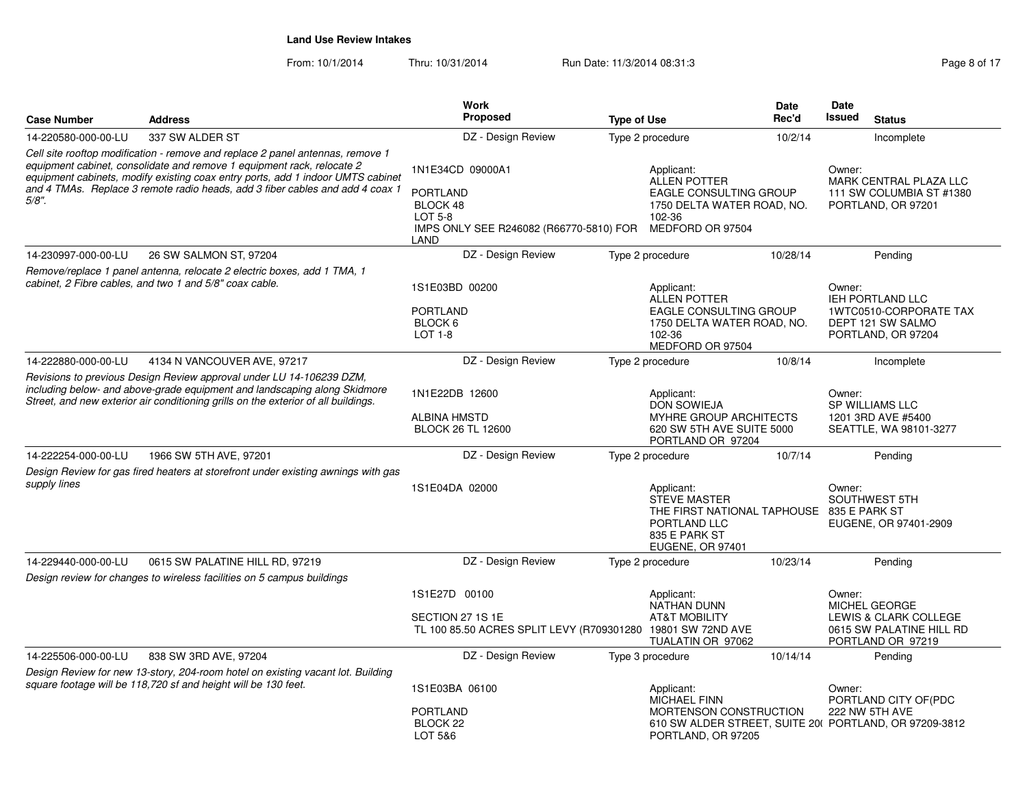**Land Use Review Intakes**

From: 10/1/2014 Thru: 10/31/2014 Run Date: 11/3/2014 08:31:3

| Case Number | Address | Work Proposed | Type of Use | Date Rec'd | Date Issued | Status |
|---|---|---|---|---|---|---|
| 14-220580-000-00-LU | 337 SW ALDER ST | DZ - Design Review | Type 2 procedure | 10/2/14 | | Incomplete |
| *Cell site rooftop modification - remove and replace 2 panel antennas, remove 1 equipment cabinet, consolidate and remove 1 equipment rack, relocate 2 equipment cabinets, modify existing coax entry ports, add 1 indoor UMTS cabinet and 4 TMAs. Replace 3 remote radio heads, add 3 fiber cables and add 4 coax 1 5/8".* | | 1N1E34CD 09000A1<br>PORTLAND<br>BLOCK 48<br>LOT 5-8<br>IMPS ONLY SEE R246082 (R66770-5810) FOR LAND | Applicant:<br>ALLEN POTTER<br>EAGLE CONSULTING GROUP<br>1750 DELTA WATER ROAD, NO. 102-36<br>MEDFORD OR 97504 | | Owner:<br>MARK CENTRAL PLAZA LLC<br>111 SW COLUMBIA ST #1380<br>PORTLAND, OR 97201 | |
| 14-230997-000-00-LU | 26 SW SALMON ST, 97204 | DZ - Design Review | Type 2 procedure | 10/28/14 | | Pending |
| *Remove/replace 1 panel antenna, relocate 2 electric boxes, add 1 TMA, 1 cabinet, 2 Fibre cables, and two 1 and 5/8" coax cable.* | | 1S1E03BD 00200<br>PORTLAND<br>BLOCK 6<br>LOT 1-8 | Applicant:<br>ALLEN POTTER<br>EAGLE CONSULTING GROUP<br>1750 DELTA WATER ROAD, NO. 102-36<br>MEDFORD OR 97504 | | Owner:<br>IEH PORTLAND LLC<br>1WTC0510-CORPORATE TAX DEPT 121 SW SALMO<br>PORTLAND, OR 97204 | |
| 14-222880-000-00-LU | 4134 N VANCOUVER AVE, 97217 | DZ - Design Review | Type 2 procedure | 10/8/14 | | Incomplete |
| *Revisions to previous Design Review approval under LU 14-106239 DZM, including below- and above-grade equipment and landscaping along Skidmore Street, and new exterior air conditioning grills on the exterior of all buildings.* | | 1N1E22DB 12600<br>ALBINA HMSTD<br>BLOCK 26 TL 12600 | Applicant:<br>DON SOWIEJA<br>MYHRE GROUP ARCHITECTS<br>620 SW 5TH AVE SUITE 5000<br>PORTLAND OR 97204 | | Owner:<br>SP WILLIAMS LLC<br>1201 3RD AVE #5400<br>SEATTLE, WA 98101-3277 | |
| 14-222254-000-00-LU | 1966 SW 5TH AVE, 97201 | DZ - Design Review | Type 2 procedure | 10/7/14 | | Pending |
| *Design Review for gas fired heaters at storefront under existing awnings with gas supply lines* | | 1S1E04DA 02000 | Applicant:<br>STEVE MASTER<br>THE FIRST NATIONAL TAPHOUSE PORTLAND LLC<br>835 E PARK ST<br>EUGENE, OR 97401 | | Owner:<br>SOUTHWEST 5TH<br>835 E PARK ST<br>EUGENE, OR 97401-2909 | |
| 14-229440-000-00-LU | 0615 SW PALATINE HILL RD, 97219 | DZ - Design Review | Type 2 procedure | 10/23/14 | | Pending |
| *Design review for changes to wireless facilities on 5 campus buildings* | | 1S1E27D 00100<br>SECTION 27 1S 1E<br>TL 100 85.50 ACRES SPLIT LEVY (R709301280 | Applicant:<br>NATHAN DUNN<br>AT&T MOBILITY<br>19801 SW 72ND AVE<br>TUALATIN OR 97062 | | Owner:<br>MICHEL GEORGE<br>LEWIS & CLARK COLLEGE<br>0615 SW PALATINE HILL RD<br>PORTLAND OR 97219 | |
| 14-225506-000-00-LU | 838 SW 3RD AVE, 97204 | DZ - Design Review | Type 3 procedure | 10/14/14 | | Pending |
| *Design Review for new 13-story, 204-room hotel on existing vacant lot. Building square footage will be 118,720 sf and height will be 130 feet.* | | 1S1E03BA 06100<br>PORTLAND<br>BLOCK 22<br>LOT 5&6 | Applicant:<br>MICHAEL FINN<br>MORTENSON CONSTRUCTION<br>610 SW ALDER STREET, SUITE 20(<br>PORTLAND, OR 97205 | | Owner:<br>PORTLAND CITY OF(PDC<br>222 NW 5TH AVE<br>PORTLAND, OR 97209-3812 | |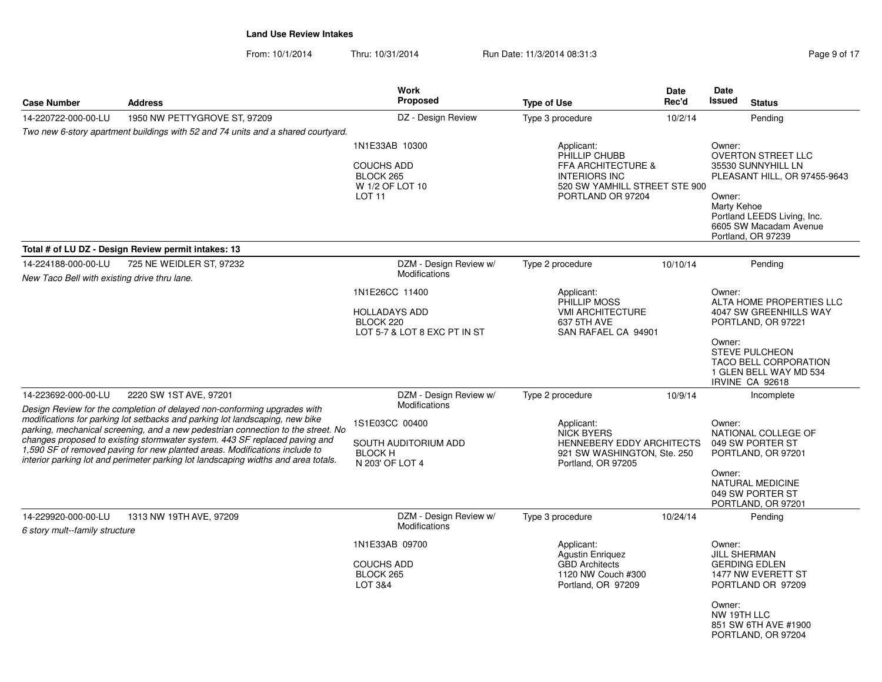## Land Use Review Intakes

From: 10/1/2014 Thru: 10/31/2014 Run Date: 11/3/2014 08:31:3

| Case Number | Address | Work Proposed | Type of Use | Date Rec'd | Date Issued | Status |
|---|---|---|---|---|---|---|
| 14-220722-000-00-LU | 1950 NW PETTYGROVE ST, 97209 | DZ - Design Review | Type 3 procedure | 10/2/14 | | Pending |
| *Two new 6-story apartment buildings with 52 and 74 units and a shared courtyard.* | | 1N1E33AB 10300<br><br>COUCHS ADD<br>BLOCK 265<br>W 1/2 OF LOT 10<br>LOT 11 | Applicant:<br>PHILLIP CHUBB<br>FFA ARCHITECTURE & INTERIORS INC<br>520 SW YAMHILL STREET STE 900<br>PORTLAND OR 97204 | | Owner:<br>OVERTON STREET LLC<br>35530 SUNNYHILL LN<br>PLEASANT HILL, OR 97455-9643<br><br>Owner:<br>Marty Kehoe<br>Portland LEEDS Living, Inc.<br>6605 SW Macadam Avenue<br>Portland, OR 97239 | |

**Total # of LU DZ - Design Review permit intakes: 13**

| Case Number | Address | Work Proposed | Type of Use | Date Rec'd | Date Issued | Status |
|---|---|---|---|---|---|---|
| 14-224188-000-00-LU | 725 NE WEIDLER ST, 97232 | DZM - Design Review w/ Modifications | Type 2 procedure | 10/10/14 | | Pending |
| *New Taco Bell with existing drive thru lane.* | | 1N1E26CC 11400<br><br>HOLLADAYS ADD<br>BLOCK 220<br>LOT 5-7 & LOT 8 EXC PT IN ST | Applicant:<br>PHILLIP MOSS<br>VMI ARCHITECTURE<br>637 5TH AVE<br>SAN RAFAEL CA 94901 | | Owner:<br>ALTA HOME PROPERTIES LLC<br>4047 SW GREENHILLS WAY<br>PORTLAND, OR 97221<br><br>Owner:<br>STEVE PULCHEON<br>TACO BELL CORPORATION<br>1 GLEN BELL WAY MD 534<br>IRVINE CA 92618 | |
| 14-223692-000-00-LU | 2220 SW 1ST AVE, 97201 | DZM - Design Review w/ Modifications | Type 2 procedure | 10/9/14 | | Incomplete |
| *Design Review for the completion of delayed non-conforming upgrades with modifications for parking lot setbacks and parking lot landscaping, new bike parking, mechanical screening, and a new pedestrian connection to the street. No changes proposed to existing stormwater system. 443 SF replaced paving and 1,590 SF of removed paving for new planted areas. Modifications include to interior parking lot and perimeter parking lot landscaping widths and area totals.* | | 1S1E03CC 00400<br><br>SOUTH AUDITORIUM ADD<br>BLOCK H<br>N 203' OF LOT 4 | Applicant:<br>NICK BYERS<br>HENNEBERY EDDY ARCHITECTS<br>921 SW WASHINGTON, Ste. 250<br>Portland, OR 97205 | | Owner:<br>NATIONAL COLLEGE OF<br>049 SW PORTER ST<br>PORTLAND, OR 97201<br><br>Owner:<br>NATURAL MEDICINE<br>049 SW PORTER ST<br>PORTLAND, OR 97201 | |
| 14-229920-000-00-LU | 1313 NW 19TH AVE, 97209 | DZM - Design Review w/ Modifications | Type 3 procedure | 10/24/14 | | Pending |
| *6 story mult--family structure* | | 1N1E33AB 09700<br><br>COUCHS ADD<br>BLOCK 265<br>LOT 3&4 | Applicant:<br>Agustin Enriquez<br>GBD Architects<br>1120 NW Couch #300<br>Portland, OR 97209 | | Owner:<br>JILL SHERMAN<br>GERDING EDLEN<br>1477 NW EVERETT ST<br>PORTLAND OR 97209<br><br>Owner:<br>NW 19TH LLC<br>851 SW 6TH AVE #1900<br>PORTLAND, OR 97204 | |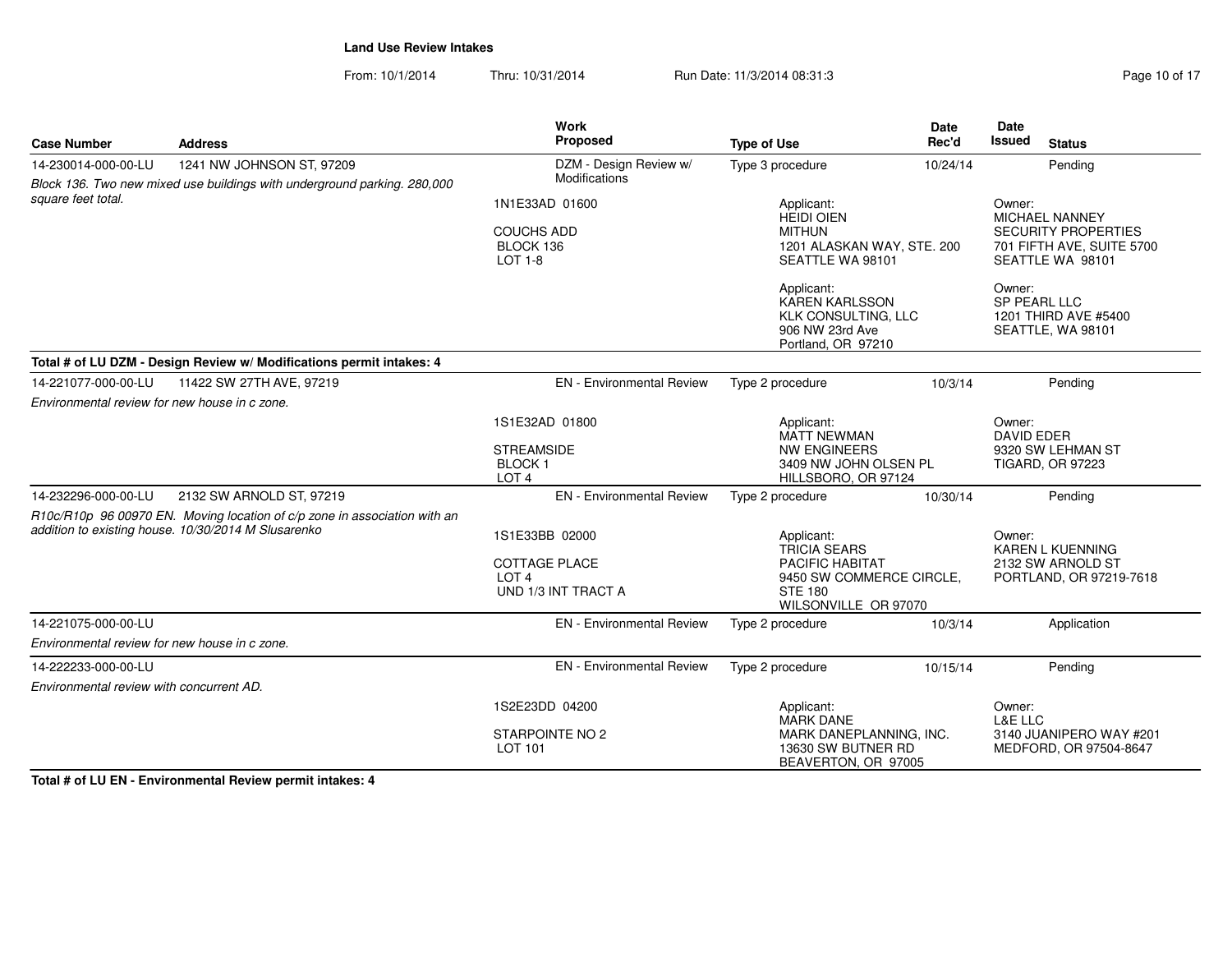**Land Use Review Intakes**

From: 10/1/2014 Thru: 10/31/2014 Run Date: 11/3/2014 08:31:3

| Case Number | Address | Work Proposed | Type of Use | Date Rec'd | Date Issued | Status |
|---|---|---|---|---|---|---|
| 14-230014-000-00-LU | 1241 NW JOHNSON ST, 97209 | DZM - Design Review w/ Modifications | Type 3 procedure | 10/24/14 | | Pending |

*Block 136. Two new mixed use buildings with underground parking. 280,000 square feet total.*

1N1E33AD 01600
COUCHS ADD
BLOCK 136
LOT 1-8

Applicant:
HEIDI OIEN
MITHUN
1201 ALASKAN WAY, STE. 200
SEATTLE WA 98101

Owner:
MICHAEL NANNEY
SECURITY PROPERTIES
701 FIFTH AVE, SUITE 5700
SEATTLE WA 98101

Applicant:
KAREN KARLSSON
KLK CONSULTING, LLC
906 NW 23rd Ave
Portland, OR 97210

Owner:
SP PEARL LLC
1201 THIRD AVE #5400
SEATTLE, WA 98101

**Total # of LU DZM - Design Review w/ Modifications permit intakes: 4**

| Case Number | Address | Work Proposed | Type of Use | Date Rec'd | Date Issued | Status |
|---|---|---|---|---|---|---|
| 14-221077-000-00-LU | 11422 SW 27TH AVE, 97219 | EN - Environmental Review | Type 2 procedure | 10/3/14 | | Pending |

*Environmental review for new house in c zone.*

1S1E32AD 01800
STREAMSIDE
BLOCK 1
LOT 4

Applicant:
MATT NEWMAN
NW ENGINEERS
3409 NW JOHN OLSEN PL
HILLSBORO, OR 97124

Owner:
DAVID EDER
9320 SW LEHMAN ST
TIGARD, OR 97223

| Case Number | Address | Work Proposed | Type of Use | Date Rec'd | Date Issued | Status |
|---|---|---|---|---|---|---|
| 14-232296-000-00-LU | 2132 SW ARNOLD ST, 97219 | EN - Environmental Review | Type 2 procedure | 10/30/14 | | Pending |

*R10c/R10p 96 00970 EN. Moving location of c/p zone in association with an addition to existing house. 10/30/2014 M Slusarenko*

1S1E33BB 02000
COTTAGE PLACE
LOT 4
UND 1/3 INT TRACT A

Applicant:
TRICIA SEARS
PACIFIC HABITAT
9450 SW COMMERCE CIRCLE, STE 180
WILSONVILLE OR 97070

Owner:
KAREN L KUENNING
2132 SW ARNOLD ST
PORTLAND, OR 97219-7618

| Case Number | Address | Work Proposed | Type of Use | Date Rec'd | Date Issued | Status |
|---|---|---|---|---|---|---|
| 14-221075-000-00-LU | | EN - Environmental Review | Type 2 procedure | 10/3/14 | | Application |

*Environmental review for new house in c zone.*

| Case Number | Address | Work Proposed | Type of Use | Date Rec'd | Date Issued | Status |
|---|---|---|---|---|---|---|
| 14-222233-000-00-LU | | EN - Environmental Review | Type 2 procedure | 10/15/14 | | Pending |

*Environmental review with concurrent AD.*

1S2E23DD 04200
STARPOINTE NO 2
LOT 101

Applicant:
MARK DANE
MARK DANEPLANNING, INC.
13630 SW BUTNER RD
BEAVERTON, OR 97005

Owner:
L&E LLC
3140 JUANIPERO WAY #201
MEDFORD, OR 97504-8647

**Total # of LU EN - Environmental Review permit intakes: 4**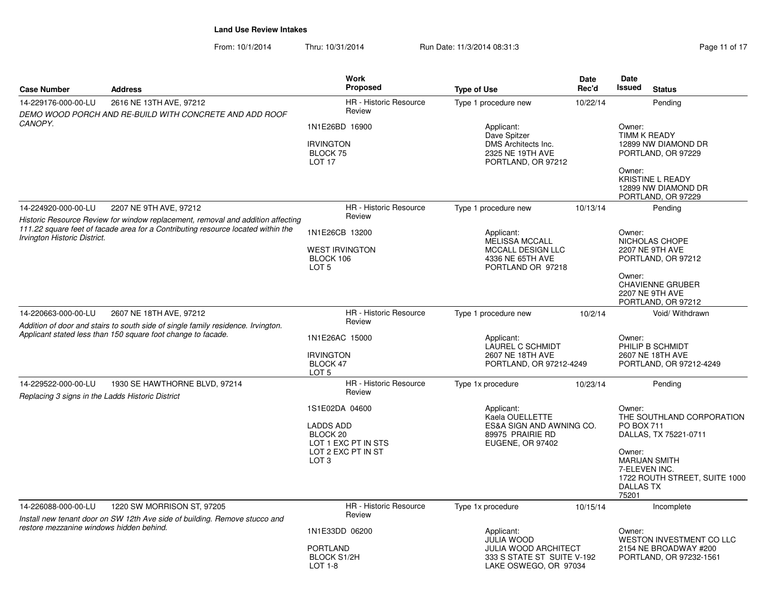**Land Use Review Intakes**

From: 10/1/2014 Thru: 10/31/2014 Run Date: 11/3/2014 08:31:3

| Case Number | Address | Work Proposed | Type of Use | Date Rec'd | Date Issued | Status |
|---|---|---|---|---|---|---|
| 14-229176-000-00-LU | 2616 NE 13TH AVE, 97212 | HR - Historic Resource Review | Type 1 procedure new | 10/22/14 | | Pending |
| *DEMO WOOD PORCH AND RE-BUILD WITH CONCRETE AND ADD ROOF CANOPY.* | | 1N1E26BD 16900<br><br>IRVINGTON<br>BLOCK 75<br>LOT 17 | Applicant:<br>Dave Spitzer<br>DMS Architects Inc.<br>2325 NE 19TH AVE<br>PORTLAND, OR 97212 | | Owner:<br>TIMM K READY<br>12899 NW DIAMOND DR<br>PORTLAND, OR 97229<br><br>Owner:<br>KRISTINE L READY<br>12899 NW DIAMOND DR<br>PORTLAND, OR 97229 | |
| 14-224920-000-00-LU | 2207 NE 9TH AVE, 97212 | HR - Historic Resource Review | Type 1 procedure new | 10/13/14 | | Pending |
| *Historic Resource Review for window replacement, removal and addition affecting 111.22 square feet of facade area for a Contributing resource located within the Irvington Historic District.* | | 1N1E26CB 13200<br><br>WEST IRVINGTON<br>BLOCK 106<br>LOT 5 | Applicant:<br>MELISSA MCCALL<br>MCCALL DESIGN LLC<br>4336 NE 65TH AVE<br>PORTLAND OR 97218 | | Owner:<br>NICHOLAS CHOPE<br>2207 NE 9TH AVE<br>PORTLAND, OR 97212<br><br>Owner:<br>CHAVIENNE GRUBER<br>2207 NE 9TH AVE<br>PORTLAND, OR 97212 | |
| 14-220663-000-00-LU | 2607 NE 18TH AVE, 97212 | HR - Historic Resource Review | Type 1 procedure new | 10/2/14 | | Void/ Withdrawn |
| *Addition of door and stairs to south side of single family residence. Irvington. Applicant stated less than 150 square foot change to facade.* | | 1N1E26AC 15000<br><br>IRVINGTON<br>BLOCK 47<br>LOT 5 | Applicant:<br>LAUREL C SCHMIDT<br>2607 NE 18TH AVE<br>PORTLAND, OR 97212-4249 | | Owner:<br>PHILIP B SCHMIDT<br>2607 NE 18TH AVE<br>PORTLAND, OR 97212-4249 | |
| 14-229522-000-00-LU | 1930 SE HAWTHORNE BLVD, 97214 | HR - Historic Resource Review | Type 1x procedure | 10/23/14 | | Pending |
| *Replacing 3 signs in the Ladds Historic District* | | 1S1E02DA 04600<br><br>LADDS ADD<br>BLOCK 20<br>LOT 1 EXC PT IN STS<br>LOT 2 EXC PT IN ST<br>LOT 3 | Applicant:<br>Kaela OUELLETTE<br>ES&A SIGN AND AWNING CO.<br>89975 PRAIRIE RD<br>EUGENE, OR 97402 | | Owner:<br>THE SOUTHLAND CORPORATION<br>PO BOX 711<br>DALLAS, TX 75221-0711<br><br>Owner:<br>MARIJAN SMITH<br>7-ELEVEN INC.<br>1722 ROUTH STREET, SUITE 1000<br>DALLAS TX<br>75201 | |
| 14-226088-000-00-LU | 1220 SW MORRISON ST, 97205 | HR - Historic Resource Review | Type 1x procedure | 10/15/14 | | Incomplete |
| *Install new tenant door on SW 12th Ave side of building. Remove stucco and restore mezzanine windows hidden behind.* | | 1N1E33DD 06200<br><br>PORTLAND<br>BLOCK S1/2H<br>LOT 1-8 | Applicant:<br>JULIA WOOD<br>JULIA WOOD ARCHITECT<br>333 S STATE ST SUITE V-192<br>LAKE OSWEGO, OR 97034 | | Owner:<br>WESTON INVESTMENT CO LLC<br>2154 NE BROADWAY #200<br>PORTLAND, OR 97232-1561 | |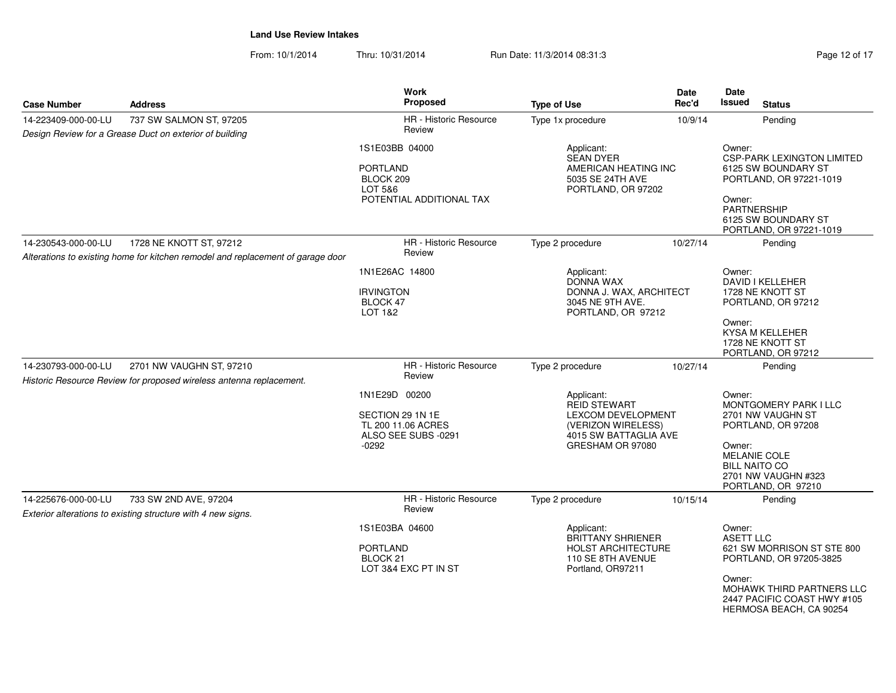**Land Use Review Intakes**

From: 10/1/2014 Thru: 10/31/2014 Run Date: 11/3/2014 08:31:3

| Case Number | Address | Work Proposed | Type of Use | Date Rec'd | Date Issued | Status |
|---|---|---|---|---|---|---|
| 14-223409-000-00-LU | 737 SW SALMON ST, 97205 | HR - Historic Resource Review | Type 1x procedure | 10/9/14 | | Pending |
| *Design Review for a Grease Duct on exterior of building* | | 1S1E03BB 04000<br><br>PORTLAND<br>BLOCK 209<br>LOT 5&6<br>POTENTIAL ADDITIONAL TAX | Applicant:<br>SEAN DYER<br>AMERICAN HEATING INC<br>5035 SE 24TH AVE<br>PORTLAND, OR 97202 | | Owner:<br>CSP-PARK LEXINGTON LIMITED<br>6125 SW BOUNDARY ST<br>PORTLAND, OR 97221-1019<br><br>Owner:<br>PARTNERSHIP<br>6125 SW BOUNDARY ST<br>PORTLAND, OR 97221-1019 | |
| 14-230543-000-00-LU | 1728 NE KNOTT ST, 97212 | HR - Historic Resource Review | Type 2 procedure | 10/27/14 | | Pending |
| *Alterations to existing home for kitchen remodel and replacement of garage door* | | 1N1E26AC 14800<br><br>IRVINGTON<br>BLOCK 47<br>LOT 1&2 | Applicant:<br>DONNA WAX<br>DONNA J. WAX, ARCHITECT<br>3045 NE 9TH AVE.<br>PORTLAND, OR 97212 | | Owner:<br>DAVID I KELLEHER<br>1728 NE KNOTT ST<br>PORTLAND, OR 97212<br><br>Owner:<br>KYSA M KELLEHER<br>1728 NE KNOTT ST<br>PORTLAND, OR 97212 | |
| 14-230793-000-00-LU | 2701 NW VAUGHN ST, 97210 | HR - Historic Resource Review | Type 2 procedure | 10/27/14 | | Pending |
| *Historic Resource Review for proposed wireless antenna replacement.* | | 1N1E29D 00200<br><br>SECTION 29 1N 1E<br>TL 200 11.06 ACRES<br>ALSO SEE SUBS -0291<br>-0292 | Applicant:<br>REID STEWART<br>LEXCOM DEVELOPMENT<br>(VERIZON WIRELESS)<br>4015 SW BATTAGLIA AVE<br>GRESHAM OR 97080 | | Owner:<br>MONTGOMERY PARK I LLC<br>2701 NW VAUGHN ST<br>PORTLAND, OR 97208<br><br>Owner:<br>MELANIE COLE<br>BILL NAITO CO<br>2701 NW VAUGHN #323<br>PORTLAND, OR 97210 | |
| 14-225676-000-00-LU | 733 SW 2ND AVE, 97204 | HR - Historic Resource Review | Type 2 procedure | 10/15/14 | | Pending |
| *Exterior alterations to existing structure with 4 new signs.* | | 1S1E03BA 04600<br><br>PORTLAND<br>BLOCK 21<br>LOT 3&4 EXC PT IN ST | Applicant:<br>BRITTANY SHRIENER<br>HOLST ARCHITECTURE<br>110 SE 8TH AVENUE<br>Portland, OR97211 | | Owner:<br>ASETT LLC<br>621 SW MORRISON ST STE 800<br>PORTLAND, OR 97205-3825<br><br>Owner:<br>MOHAWK THIRD PARTNERS LLC<br>2447 PACIFIC COAST HWY #105<br>HERMOSA BEACH, CA 90254 | |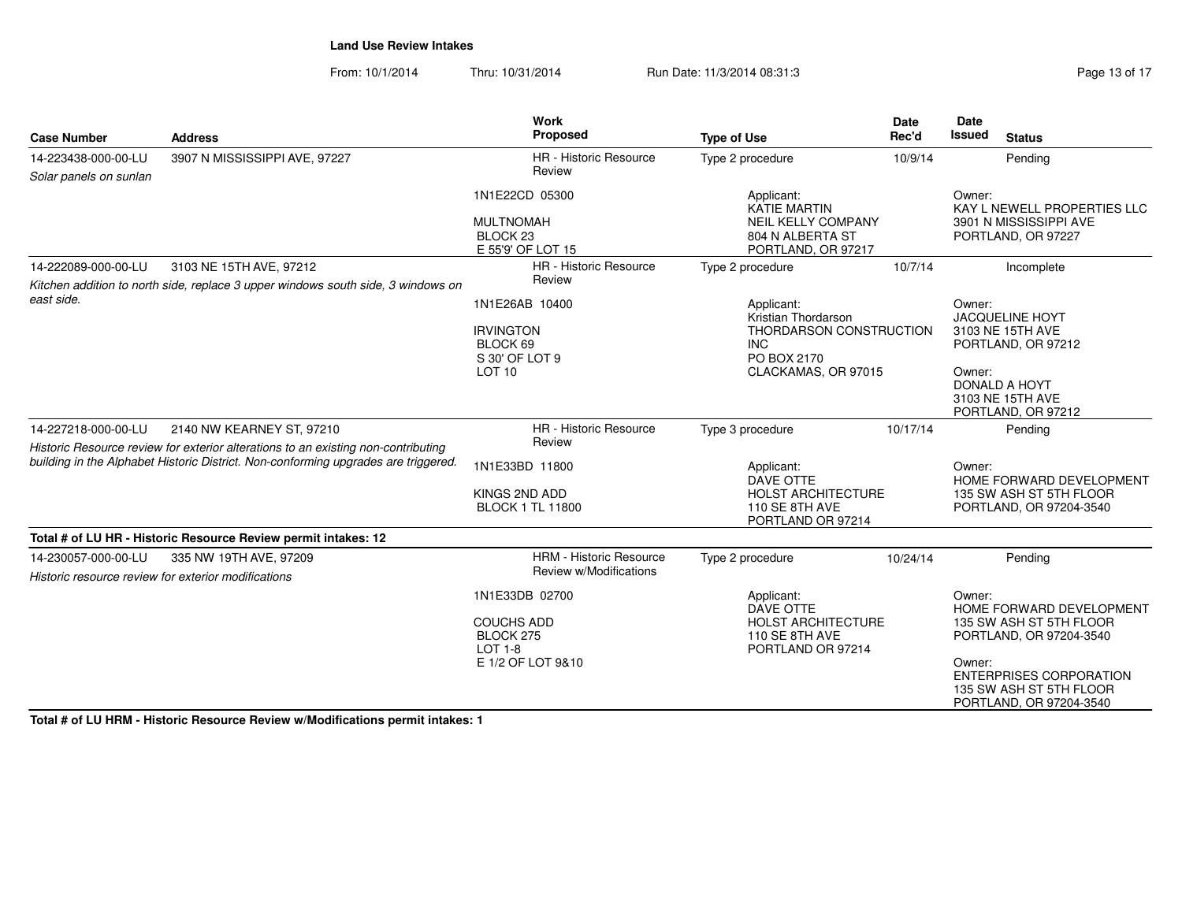**Land Use Review Intakes**

From: 10/1/2014 Thru: 10/31/2014 Run Date: 11/3/2014 08:31:3

| Case Number | Address | Work Proposed | Type of Use | Date Rec'd | Date Issued | Status |
|---|---|---|---|---|---|---|
| 14-223438-000-00-LU | 3907 N MISSISSIPPI AVE, 97227 | HR - Historic Resource Review | Type 2 procedure | 10/9/14 | | Pending |
| *Solar panels on sunlan* | | 1N1E22CD 05300<br><br>MULTNOMAH<br>BLOCK 23<br>E 55'9' OF LOT 15 | Applicant:<br>KATIE MARTIN<br>NEIL KELLY COMPANY<br>804 N ALBERTA ST<br>PORTLAND, OR 97217 | | Owner:<br>KAY L NEWELL PROPERTIES LLC<br>3901 N MISSISSIPPI AVE<br>PORTLAND, OR 97227 | |
| 14-222089-000-00-LU | 3103 NE 15TH AVE, 97212 | HR - Historic Resource Review | Type 2 procedure | 10/7/14 | | Incomplete |
| *Kitchen addition to north side, replace 3 upper windows south side, 3 windows on east side.* | | 1N1E26AB 10400<br><br>IRVINGTON<br>BLOCK 69<br>S 30' OF LOT 9<br>LOT 10 | Applicant:<br>Kristian Thordarson<br>THORDARSON CONSTRUCTION INC<br>PO BOX 2170<br>CLACKAMAS, OR 97015 | | Owner:<br>JACQUELINE HOYT<br>3103 NE 15TH AVE<br>PORTLAND, OR 97212<br><br>Owner:<br>DONALD A HOYT<br>3103 NE 15TH AVE<br>PORTLAND, OR 97212 | |
| 14-227218-000-00-LU | 2140 NW KEARNEY ST, 97210 | HR - Historic Resource Review | Type 3 procedure | 10/17/14 | | Pending |
| *Historic Resource review for exterior alterations to an existing non-contributing building in the Alphabet Historic District. Non-conforming upgrades are triggered.* | | 1N1E33BD 11800<br><br>KINGS 2ND ADD<br>BLOCK 1 TL 11800 | Applicant:<br>DAVE OTTE<br>HOLST ARCHITECTURE<br>110 SE 8TH AVE<br>PORTLAND OR 97214 | | Owner:<br>HOME FORWARD DEVELOPMENT<br>135 SW ASH ST 5TH FLOOR<br>PORTLAND, OR 97204-3540 | |

**Total # of LU HR - Historic Resource Review permit intakes: 12**

| Case Number | Address | Work Proposed | Type of Use | Date Rec'd | Date Issued | Status |
|---|---|---|---|---|---|---|
| 14-230057-000-00-LU | 335 NW 19TH AVE, 97209 | HRM - Historic Resource Review w/Modifications | Type 2 procedure | 10/24/14 | | Pending |
| *Historic resource review for exterior modifications* | | 1N1E33DB 02700<br><br>COUCHS ADD<br>BLOCK 275<br>LOT 1-8<br>E 1/2 OF LOT 9&10 | Applicant:<br>DAVE OTTE<br>HOLST ARCHITECTURE<br>110 SE 8TH AVE<br>PORTLAND OR 97214 | | Owner:<br>HOME FORWARD DEVELOPMENT<br>135 SW ASH ST 5TH FLOOR<br>PORTLAND, OR 97204-3540<br><br>Owner:<br>ENTERPRISES CORPORATION<br>135 SW ASH ST 5TH FLOOR<br>PORTLAND, OR 97204-3540 | |

**Total # of LU HRM - Historic Resource Review w/Modifications permit intakes: 1**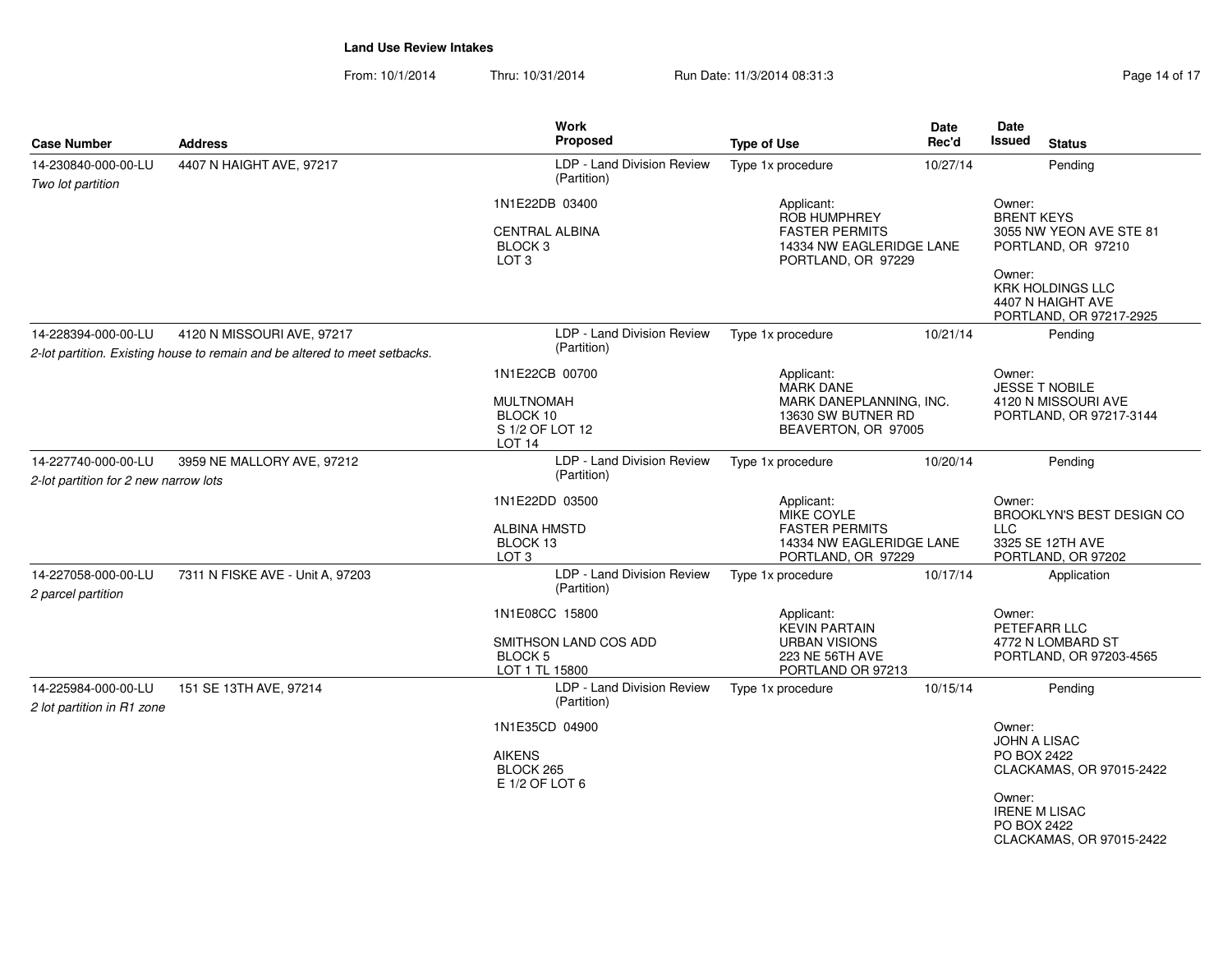**Land Use Review Intakes**

From: 10/1/2014 Thru: 10/31/2014 Run Date: 11/3/2014 08:31:3

| Case Number | Address | Work Proposed | Type of Use | Date Rec'd | Date Issued | Status |
|---|---|---|---|---|---|---|
| 14-230840-000-00-LU<br>*Two lot partition* | 4407 N HAIGHT AVE, 97217 | LDP - Land Division Review (Partition)<br><br>1N1E22DB 03400<br><br>CENTRAL ALBINA<br>BLOCK 3<br>LOT 3 | Type 1x procedure<br><br>Applicant:<br>ROB HUMPHREY<br>FASTER PERMITS<br>14334 NW EAGLERIDGE LANE<br>PORTLAND, OR 97229 | 10/27/14 | Owner:<br>BRENT KEYS<br>3055 NW YEON AVE STE 81<br>PORTLAND, OR 97210<br><br>Owner:<br>KRK HOLDINGS LLC<br>4407 N HAIGHT AVE<br>PORTLAND, OR 97217-2925 | Pending |
| 14-228394-000-00-LU<br>*2-lot partition. Existing house to remain and be altered to meet setbacks.* | 4120 N MISSOURI AVE, 97217 | LDP - Land Division Review (Partition)<br><br>1N1E22CB 00700<br><br>MULTNOMAH<br>BLOCK 10<br>S 1/2 OF LOT 12<br>LOT 14 | Type 1x procedure<br><br>Applicant:<br>MARK DANE<br>MARK DANEPLANNING, INC.<br>13630 SW BUTNER RD<br>BEAVERTON, OR 97005 | 10/21/14 | Owner:<br>JESSE T NOBILE<br>4120 N MISSOURI AVE<br>PORTLAND, OR 97217-3144 | Pending |
| 14-227740-000-00-LU<br>*2-lot partition for 2 new narrow lots* | 3959 NE MALLORY AVE, 97212 | LDP - Land Division Review (Partition)<br><br>1N1E22DD 03500<br><br>ALBINA HMSTD<br>BLOCK 13<br>LOT 3 | Type 1x procedure<br><br>Applicant:<br>MIKE COYLE<br>FASTER PERMITS<br>14334 NW EAGLERIDGE LANE<br>PORTLAND, OR 97229 | 10/20/14 | Owner:<br>BROOKLYN'S BEST DESIGN CO LLC<br>3325 SE 12TH AVE<br>PORTLAND, OR 97202 | Pending |
| 14-227058-000-00-LU<br>*2 parcel partition* | 7311 N FISKE AVE - Unit A, 97203 | LDP - Land Division Review (Partition)<br><br>1N1E08CC 15800<br><br>SMITHSON LAND COS ADD<br>BLOCK 5<br>LOT 1 TL 15800 | Type 1x procedure<br><br>Applicant:<br>KEVIN PARTAIN<br>URBAN VISIONS<br>223 NE 56TH AVE<br>PORTLAND OR 97213 | 10/17/14 | Owner:<br>PETEFARR LLC<br>4772 N LOMBARD ST<br>PORTLAND, OR 97203-4565 | Application |
| 14-225984-000-00-LU<br>*2 lot partition in R1 zone* | 151 SE 13TH AVE, 97214 | LDP - Land Division Review (Partition)<br><br>1N1E35CD 04900<br><br>AIKENS<br>BLOCK 265<br>E 1/2 OF LOT 6 | Type 1x procedure | 10/15/14 | Owner:<br>JOHN A LISAC<br>PO BOX 2422<br>CLACKAMAS, OR 97015-2422<br><br>Owner:<br>IRENE M LISAC<br>PO BOX 2422<br>CLACKAMAS, OR 97015-2422 | Pending |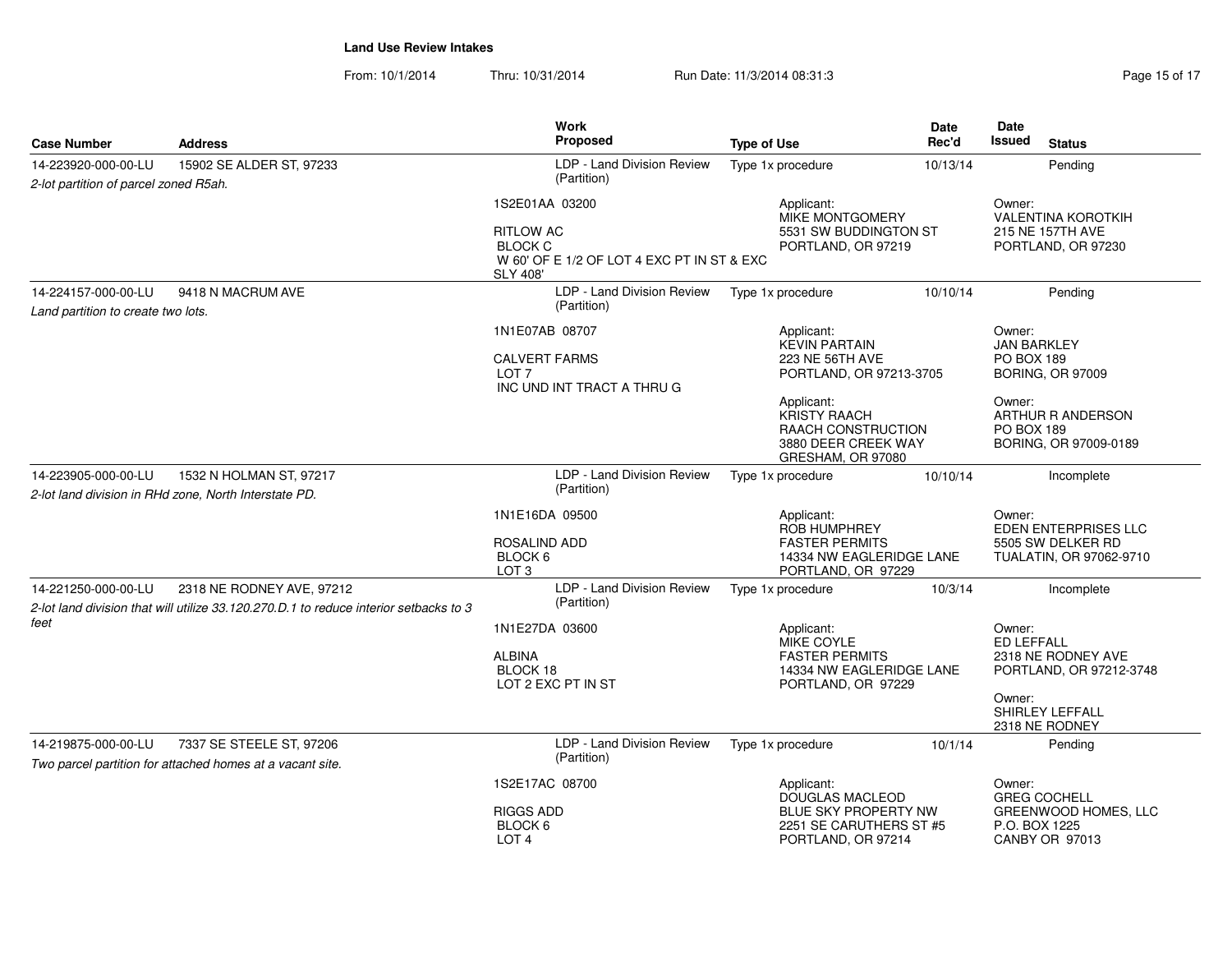**Land Use Review Intakes**

From: 10/1/2014 Thru: 10/31/2014 Run Date: 11/3/2014 08:31:3

| Case Number | Address | Work Proposed | Type of Use | Date Rec'd | Date Issued | Status |
|---|---|---|---|---|---|---|
| 14-223920-000-00-LU | 15902 SE ALDER ST, 97233 | LDP - Land Division Review (Partition) | Type 1x procedure | 10/13/14 | | Pending |
| *2-lot partition of parcel zoned R5ah.* | | 1S2E01AA 03200<br><br>RITLOW AC<br>BLOCK C<br>W 60' OF E 1/2 OF LOT 4 EXC PT IN ST & EXC SLY 408' | Applicant:<br>MIKE MONTGOMERY<br>5531 SW BUDDINGTON ST<br>PORTLAND, OR 97219 | | Owner:<br>VALENTINA KOROTKIH<br>215 NE 157TH AVE<br>PORTLAND, OR 97230 | |
| 14-224157-000-00-LU | 9418 N MACRUM AVE | LDP - Land Division Review (Partition) | Type 1x procedure | 10/10/14 | | Pending |
| *Land partition to create two lots.* | | 1N1E07AB 08707<br><br>CALVERT FARMS<br>LOT 7<br>INC UND INT TRACT A THRU G | Applicant:<br>KEVIN PARTAIN<br>223 NE 56TH AVE<br>PORTLAND, OR 97213-3705<br><br>Applicant:<br>KRISTY RAACH<br>RAACH CONSTRUCTION<br>3880 DEER CREEK WAY<br>GRESHAM, OR 97080 | | Owner:<br>JAN BARKLEY<br>PO BOX 189<br>BORING, OR 97009<br><br>Owner:<br>ARTHUR R ANDERSON<br>PO BOX 189<br>BORING, OR 97009-0189 | |
| 14-223905-000-00-LU | 1532 N HOLMAN ST, 97217 | LDP - Land Division Review (Partition) | Type 1x procedure | 10/10/14 | | Incomplete |
| *2-lot land division in RHd zone, North Interstate PD.* | | 1N1E16DA 09500<br><br>ROSALIND ADD<br>BLOCK 6<br>LOT 3 | Applicant:<br>ROB HUMPHREY<br>FASTER PERMITS<br>14334 NW EAGLERIDGE LANE<br>PORTLAND, OR 97229 | | Owner:<br>EDEN ENTERPRISES LLC<br>5505 SW DELKER RD<br>TUALATIN, OR 97062-9710 | |
| 14-221250-000-00-LU | 2318 NE RODNEY AVE, 97212 | LDP - Land Division Review (Partition) | Type 1x procedure | 10/3/14 | | Incomplete |
| *2-lot land division that will utilize 33.120.270.D.1 to reduce interior setbacks to 3 feet* | | 1N1E27DA 03600<br><br>ALBINA<br>BLOCK 18<br>LOT 2 EXC PT IN ST | Applicant:<br>MIKE COYLE<br>FASTER PERMITS<br>14334 NW EAGLERIDGE LANE<br>PORTLAND, OR 97229 | | Owner:<br>ED LEFFALL<br>2318 NE RODNEY AVE<br>PORTLAND, OR 97212-3748<br><br>Owner:<br>SHIRLEY LEFFALL<br>2318 NE RODNEY | |
| 14-219875-000-00-LU | 7337 SE STEELE ST, 97206 | LDP - Land Division Review (Partition) | Type 1x procedure | 10/1/14 | | Pending |
| *Two parcel partition for attached homes at a vacant site.* | | 1S2E17AC 08700<br><br>RIGGS ADD<br>BLOCK 6<br>LOT 4 | Applicant:<br>DOUGLAS MACLEOD<br>BLUE SKY PROPERTY NW<br>2251 SE CARUTHERS ST #5<br>PORTLAND, OR 97214 | | Owner:<br>GREG COCHELL<br>GREENWOOD HOMES, LLC<br>P.O. BOX 1225<br>CANBY OR 97013 | |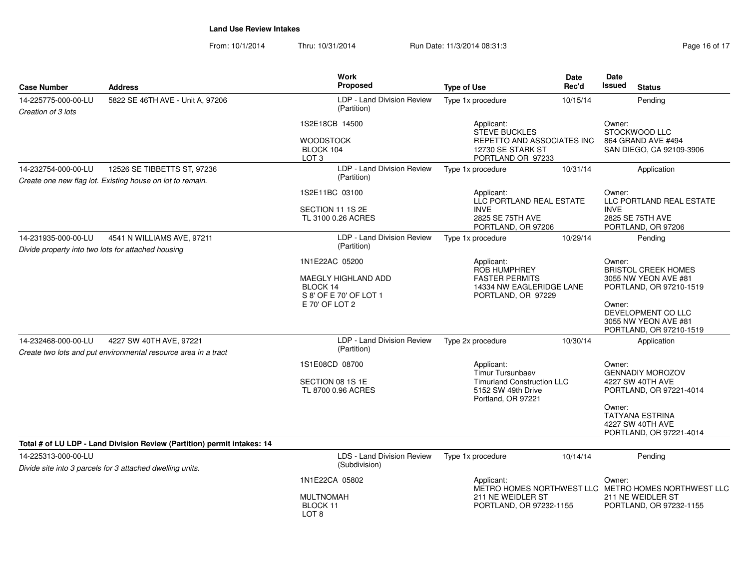**Land Use Review Intakes**

From: 10/1/2014 Thru: 10/31/2014 Run Date: 11/3/2014 08:31:3

| Case Number | Address | Work Proposed | Type of Use | Date Rec'd | Date Issued | Status |
|---|---|---|---|---|---|---|
| 14-225775-000-00-LU | 5822 SE 46TH AVE - Unit A, 97206 | LDP - Land Division Review (Partition) | Type 1x procedure | 10/15/14 | | Pending |
| *Creation of 3 lots* | | 1S2E18CB 14500<br>WOODSTOCK<br>BLOCK 104<br>LOT 3 | Applicant:<br>STEVE BUCKLES<br>REPETTO AND ASSOCIATES INC<br>12730 SE STARK ST<br>PORTLAND OR 97233 | | Owner:<br>STOCKWOOD LLC<br>864 GRAND AVE #494<br>SAN DIEGO, CA 92109-3906 | |
| 14-232754-000-00-LU | 12526 SE TIBBETTS ST, 97236 | LDP - Land Division Review (Partition) | Type 1x procedure | 10/31/14 | | Application |
| *Create one new flag lot. Existing house on lot to remain.* | | 1S2E11BC 03100<br>SECTION 11 1S 2E<br>TL 3100 0.26 ACRES | Applicant:<br>LLC PORTLAND REAL ESTATE INVE<br>2825 SE 75TH AVE<br>PORTLAND, OR 97206 | | Owner:<br>LLC PORTLAND REAL ESTATE INVE<br>2825 SE 75TH AVE<br>PORTLAND, OR 97206 | |
| 14-231935-000-00-LU | 4541 N WILLIAMS AVE, 97211 | LDP - Land Division Review (Partition) | Type 1x procedure | 10/29/14 | | Pending |
| *Divide property into two lots for attached housing* | | 1N1E22AC 05200<br>MAEGLY HIGHLAND ADD<br>BLOCK 14<br>S 8' OF E 70' OF LOT 1<br>E 70' OF LOT 2 | Applicant:<br>ROB HUMPHREY<br>FASTER PERMITS<br>14334 NW EAGLERIDGE LANE<br>PORTLAND, OR 97229 | | Owner:<br>BRISTOL CREEK HOMES<br>3055 NW YEON AVE #81<br>PORTLAND, OR 97210-1519<br>Owner:<br>DEVELOPMENT CO LLC<br>3055 NW YEON AVE #81<br>PORTLAND, OR 97210-1519 | |
| 14-232468-000-00-LU | 4227 SW 40TH AVE, 97221 | LDP - Land Division Review (Partition) | Type 2x procedure | 10/30/14 | | Application |
| *Create two lots and put environmental resource area in a tract* | | 1S1E08CD 08700<br>SECTION 08 1S 1E<br>TL 8700 0.96 ACRES | Applicant:<br>Timur Tursunbaev<br>Timurland Construction LLC<br>5152 SW 49th Drive<br>Portland, OR 97221 | | Owner:<br>GENNADIY MOROZOV<br>4227 SW 40TH AVE<br>PORTLAND, OR 97221-4014<br>Owner:<br>TATYANA ESTRINA<br>4227 SW 40TH AVE<br>PORTLAND, OR 97221-4014 | |

**Total # of LU LDP - Land Division Review (Partition) permit intakes: 14**

| Case Number | Address | Work Proposed | Type of Use | Date Rec'd | Date Issued | Status |
|---|---|---|---|---|---|---|
| 14-225313-000-00-LU | | LDS - Land Division Review (Subdivision) | Type 1x procedure | 10/14/14 | | Pending |
| *Divide site into 3 parcels for 3 attached dwelling units.* | | 1N1E22CA 05802<br>MULTNOMAH<br>BLOCK 11<br>LOT 8 | Applicant:<br>METRO HOMES NORTHWEST LLC<br>211 NE WEIDLER ST<br>PORTLAND, OR 97232-1155 | | Owner:<br>METRO HOMES NORTHWEST LLC<br>211 NE WEIDLER ST<br>PORTLAND, OR 97232-1155 | |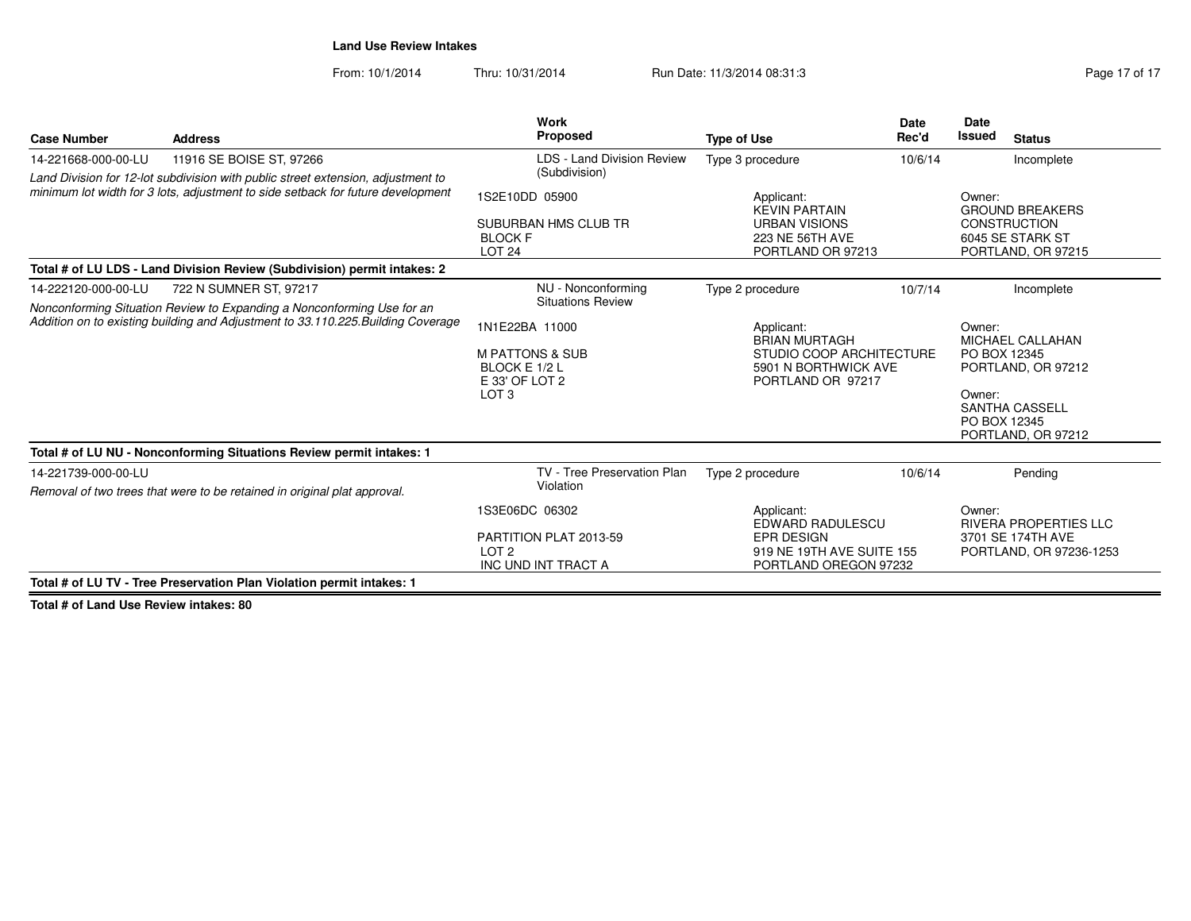**Land Use Review Intakes**

From: 10/1/2014 Thru: 10/31/2014 Run Date: 11/3/2014 08:31:3

| Case Number | Address | Work Proposed | Type of Use | Date Rec'd | Date Issued | Status |
|---|---|---|---|---|---|---|
| 14-221668-000-00-LU | 11916 SE BOISE ST, 97266 | LDS - Land Division Review (Subdivision) | Type 3 procedure | 10/6/14 | | Incomplete |
| *Land Division for 12-lot subdivision with public street extension, adjustment to minimum lot width for 3 lots, adjustment to side setback for future development* | | 1S2E10DD 05900<br>SUBURBAN HMS CLUB TR<br>BLOCK F<br>LOT 24 | Applicant:<br>KEVIN PARTAIN<br>URBAN VISIONS<br>223 NE 56TH AVE<br>PORTLAND OR 97213 | | Owner:<br>GROUND BREAKERS CONSTRUCTION<br>6045 SE STARK ST<br>PORTLAND, OR 97215 | |
| **Total # of LU LDS - Land Division Review (Subdivision) permit intakes: 2** | | | | | | |
| 14-222120-000-00-LU | 722 N SUMNER ST, 97217 | NU - Nonconforming Situations Review | Type 2 procedure | 10/7/14 | | Incomplete |
| *Nonconforming Situation Review to Expanding a Nonconforming Use for an Addition on to existing building and Adjustment to 33.110.225.Building Coverage* | | 1N1E22BA 11000<br>M PATTONS & SUB<br>BLOCK E 1/2 L<br>E 33' OF LOT 2<br>LOT 3 | Applicant:<br>BRIAN MURTAGH<br>STUDIO COOP ARCHITECTURE<br>5901 N BORTHWICK AVE<br>PORTLAND OR 97217 | | Owner:<br>MICHAEL CALLAHAN<br>PO BOX 12345<br>PORTLAND, OR 97212<br>Owner:<br>SANTHA CASSELL<br>PO BOX 12345<br>PORTLAND, OR 97212 | |
| **Total # of LU NU - Nonconforming Situations Review permit intakes: 1** | | | | | | |
| 14-221739-000-00-LU | | TV - Tree Preservation Plan Violation | Type 2 procedure | 10/6/14 | | Pending |
| *Removal of two trees that were to be retained in original plat approval.* | | 1S3E06DC 06302<br>PARTITION PLAT 2013-59<br>LOT 2<br>INC UND INT TRACT A | Applicant:<br>EDWARD RADULESCU<br>EPR DESIGN<br>919 NE 19TH AVE SUITE 155<br>PORTLAND OREGON 97232 | | Owner:<br>RIVERA PROPERTIES LLC<br>3701 SE 174TH AVE<br>PORTLAND, OR 97236-1253 | |
| **Total # of LU TV - Tree Preservation Plan Violation permit intakes: 1** | | | | | | |

**Total # of Land Use Review intakes: 80**